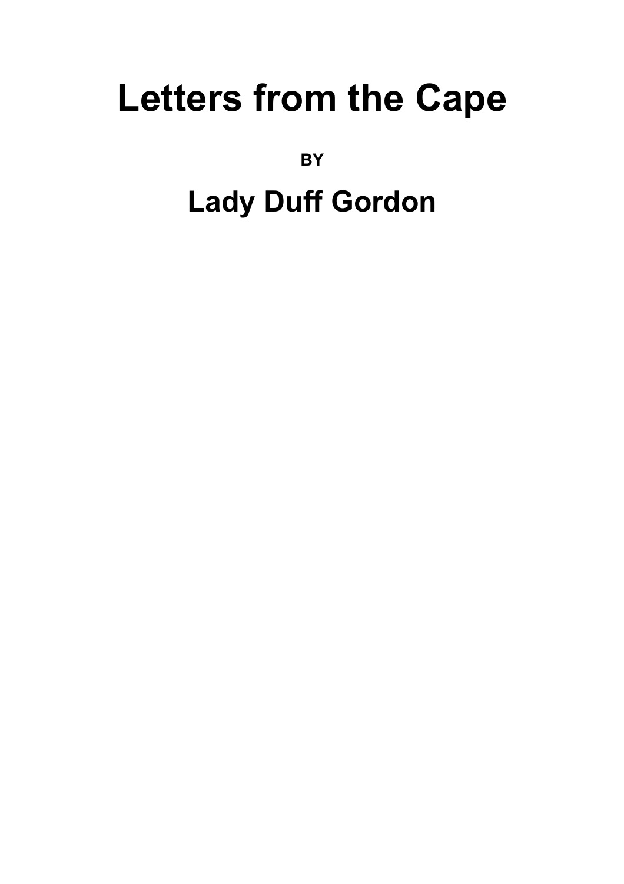# Letters from the Cape

BY

## Lady Duff Gordon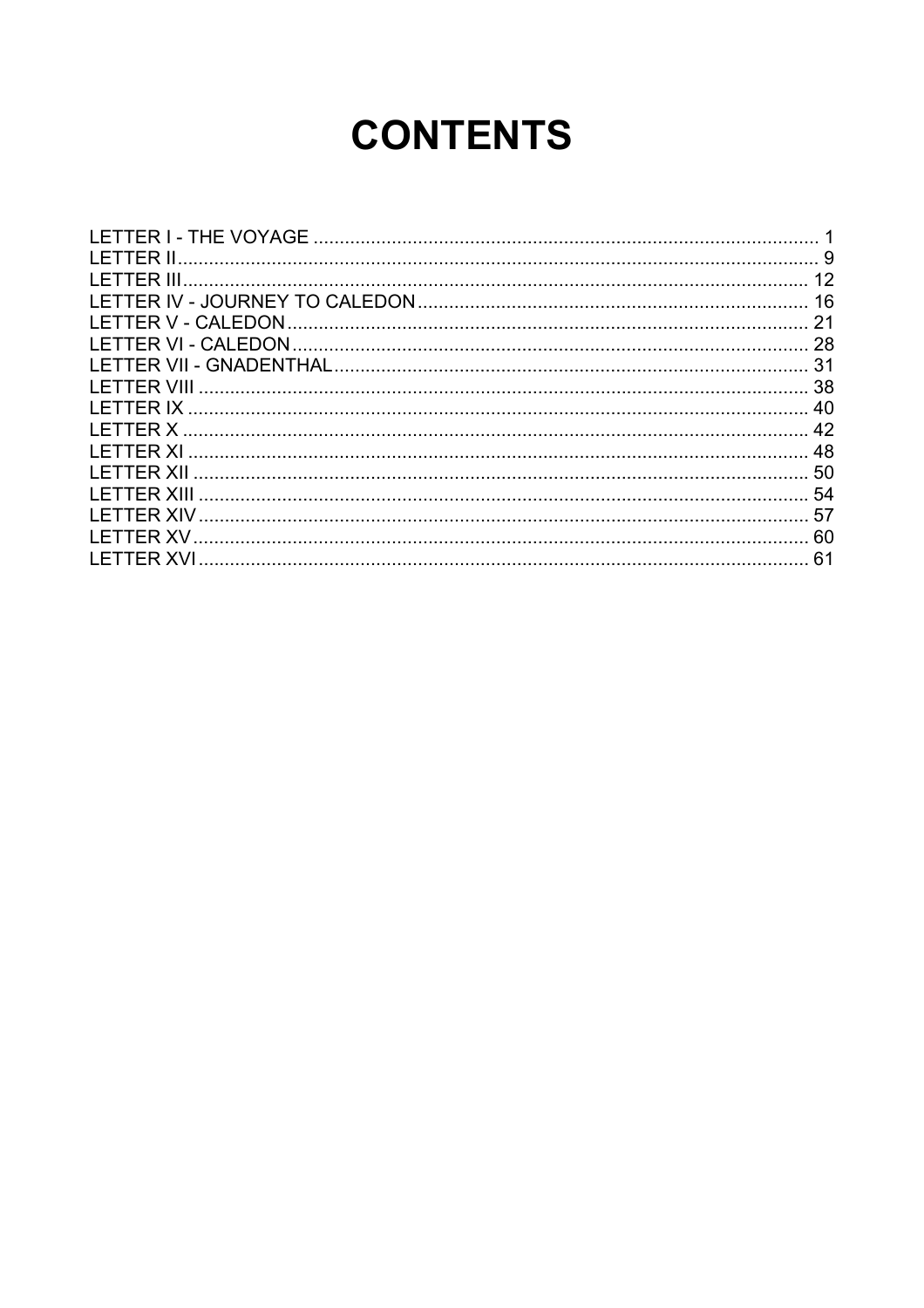# CONTENTS

LETTER I - THE VOYAGE ........................................................................................ 1
LETTER II........................................................................................................................ 9
LETTER III...................................................................................................................... 12
LETTER IV - JOURNEY TO CALEDON.......................................................................... 16
LETTER V - CALEDON.................................................................................................. 21
LETTER VI - CALEDON................................................................................................. 28
LETTER VII - GNADENTHAL......................................................................................... 31
LETTER VIII ................................................................................................................... 38
LETTER IX ..................................................................................................................... 40
LETTER X ...................................................................................................................... 42
LETTER XI ..................................................................................................................... 48
LETTER XII .................................................................................................................... 50
LETTER XIII ................................................................................................................... 54
LETTER XIV................................................................................................................... 57
LETTER XV.................................................................................................................... 60
LETTER XVI................................................................................................................... 61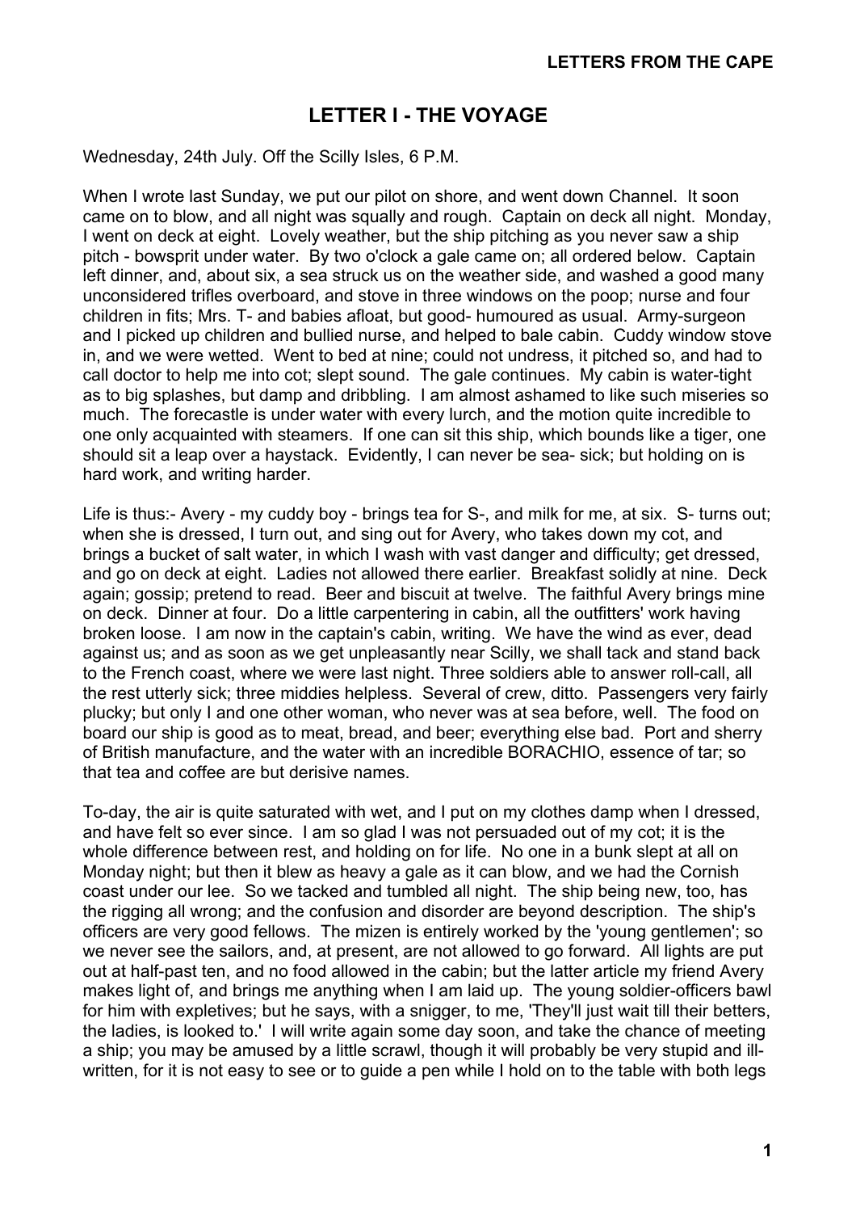# LETTER I - THE VOYAGE

Wednesday, 24th July. Off the Scilly Isles, 6 P.M.

When I wrote last Sunday, we put our pilot on shore, and went down Channel. It soon came on to blow, and all night was squally and rough. Captain on deck all night. Monday, I went on deck at eight. Lovely weather, but the ship pitching as you never saw a ship pitch - bowsprit under water. By two o'clock a gale came on; all ordered below. Captain left dinner, and, about six, a sea struck us on the weather side, and washed a good many unconsidered trifles overboard, and stove in three windows on the poop; nurse and four children in fits; Mrs. T- and babies afloat, but good- humoured as usual. Army-surgeon and I picked up children and bullied nurse, and helped to bale cabin. Cuddy window stove in, and we were wetted. Went to bed at nine; could not undress, it pitched so, and had to call doctor to help me into cot; slept sound. The gale continues. My cabin is water-tight as to big splashes, but damp and dribbling. I am almost ashamed to like such miseries so much. The forecastle is under water with every lurch, and the motion quite incredible to one only acquainted with steamers. If one can sit this ship, which bounds like a tiger, one should sit a leap over a haystack. Evidently, I can never be sea- sick; but holding on is hard work, and writing harder.

Life is thus:- Avery - my cuddy boy - brings tea for S-, and milk for me, at six. S- turns out; when she is dressed, I turn out, and sing out for Avery, who takes down my cot, and brings a bucket of salt water, in which I wash with vast danger and difficulty; get dressed, and go on deck at eight. Ladies not allowed there earlier. Breakfast solidly at nine. Deck again; gossip; pretend to read. Beer and biscuit at twelve. The faithful Avery brings mine on deck. Dinner at four. Do a little carpentering in cabin, all the outfitters' work having broken loose. I am now in the captain's cabin, writing. We have the wind as ever, dead against us; and as soon as we get unpleasantly near Scilly, we shall tack and stand back to the French coast, where we were last night. Three soldiers able to answer roll-call, all the rest utterly sick; three middies helpless. Several of crew, ditto. Passengers very fairly plucky; but only I and one other woman, who never was at sea before, well. The food on board our ship is good as to meat, bread, and beer; everything else bad. Port and sherry of British manufacture, and the water with an incredible BORACHIO, essence of tar; so that tea and coffee are but derisive names.

To-day, the air is quite saturated with wet, and I put on my clothes damp when I dressed, and have felt so ever since. I am so glad I was not persuaded out of my cot; it is the whole difference between rest, and holding on for life. No one in a bunk slept at all on Monday night; but then it blew as heavy a gale as it can blow, and we had the Cornish coast under our lee. So we tacked and tumbled all night. The ship being new, too, has the rigging all wrong; and the confusion and disorder are beyond description. The ship's officers are very good fellows. The mizen is entirely worked by the 'young gentlemen'; so we never see the sailors, and, at present, are not allowed to go forward. All lights are put out at half-past ten, and no food allowed in the cabin; but the latter article my friend Avery makes light of, and brings me anything when I am laid up. The young soldier-officers bawl for him with expletives; but he says, with a snigger, to me, 'They'll just wait till their betters, the ladies, is looked to.' I will write again some day soon, and take the chance of meeting a ship; you may be amused by a little scrawl, though it will probably be very stupid and ill-written, for it is not easy to see or to guide a pen while I hold on to the table with both legs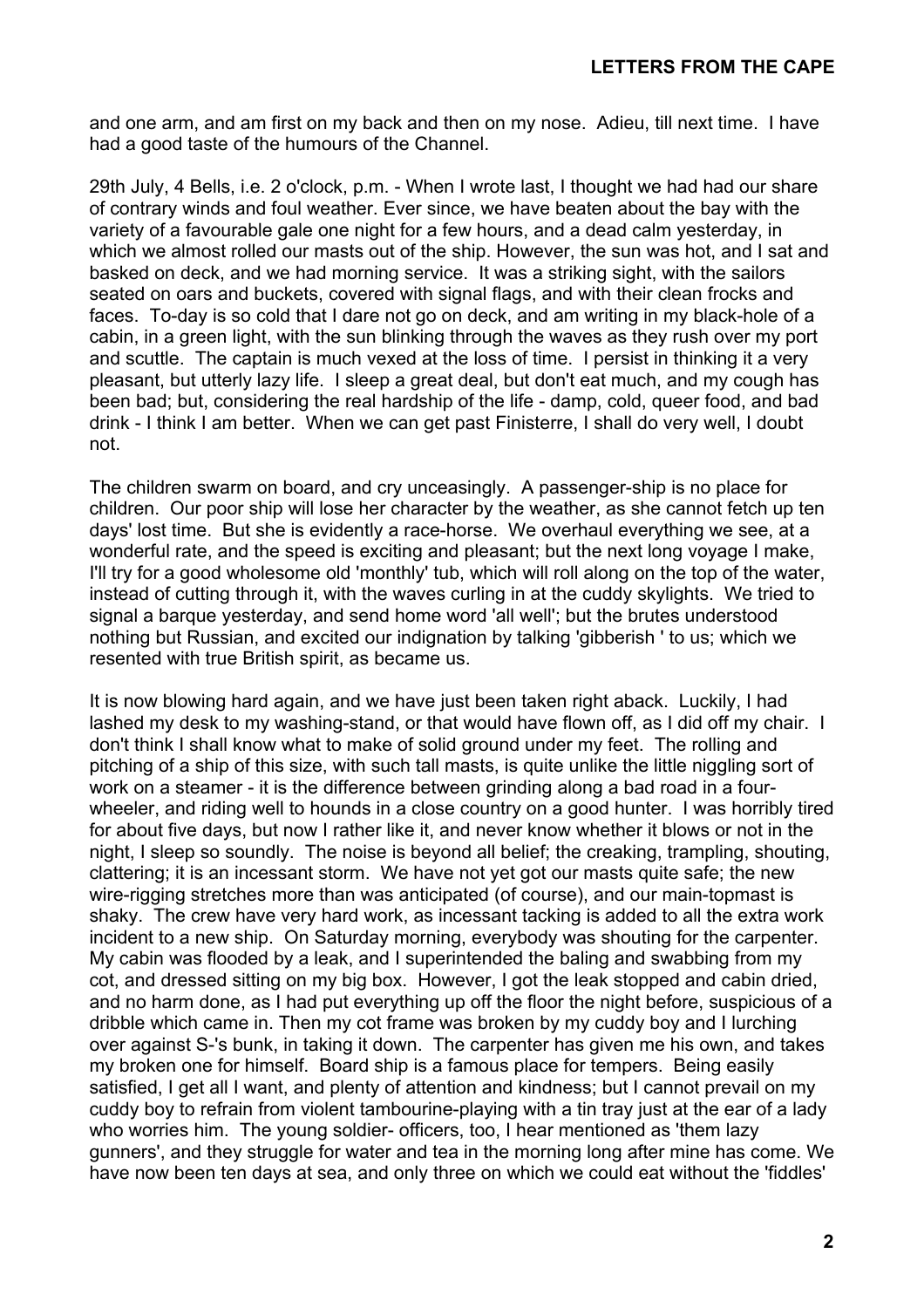and one arm, and am first on my back and then on my nose. Adieu, till next time. I have had a good taste of the humours of the Channel.

29th July, 4 Bells, i.e. 2 o'clock, p.m. - When I wrote last, I thought we had had our share of contrary winds and foul weather. Ever since, we have beaten about the bay with the variety of a favourable gale one night for a few hours, and a dead calm yesterday, in which we almost rolled our masts out of the ship. However, the sun was hot, and I sat and basked on deck, and we had morning service. It was a striking sight, with the sailors seated on oars and buckets, covered with signal flags, and with their clean frocks and faces. To-day is so cold that I dare not go on deck, and am writing in my black-hole of a cabin, in a green light, with the sun blinking through the waves as they rush over my port and scuttle. The captain is much vexed at the loss of time. I persist in thinking it a very pleasant, but utterly lazy life. I sleep a great deal, but don't eat much, and my cough has been bad; but, considering the real hardship of the life - damp, cold, queer food, and bad drink - I think I am better. When we can get past Finisterre, I shall do very well, I doubt not.

The children swarm on board, and cry unceasingly. A passenger-ship is no place for children. Our poor ship will lose her character by the weather, as she cannot fetch up ten days' lost time. But she is evidently a race-horse. We overhaul everything we see, at a wonderful rate, and the speed is exciting and pleasant; but the next long voyage I make, I'll try for a good wholesome old 'monthly' tub, which will roll along on the top of the water, instead of cutting through it, with the waves curling in at the cuddy skylights. We tried to signal a barque yesterday, and send home word 'all well'; but the brutes understood nothing but Russian, and excited our indignation by talking 'gibberish ' to us; which we resented with true British spirit, as became us.

It is now blowing hard again, and we have just been taken right aback. Luckily, I had lashed my desk to my washing-stand, or that would have flown off, as I did off my chair. I don't think I shall know what to make of solid ground under my feet. The rolling and pitching of a ship of this size, with such tall masts, is quite unlike the little niggling sort of work on a steamer - it is the difference between grinding along a bad road in a four-wheeler, and riding well to hounds in a close country on a good hunter. I was horribly tired for about five days, but now I rather like it, and never know whether it blows or not in the night, I sleep so soundly. The noise is beyond all belief; the creaking, trampling, shouting, clattering; it is an incessant storm. We have not yet got our masts quite safe; the new wire-rigging stretches more than was anticipated (of course), and our main-topmast is shaky. The crew have very hard work, as incessant tacking is added to all the extra work incident to a new ship. On Saturday morning, everybody was shouting for the carpenter. My cabin was flooded by a leak, and I superintended the baling and swabbing from my cot, and dressed sitting on my big box. However, I got the leak stopped and cabin dried, and no harm done, as I had put everything up off the floor the night before, suspicious of a dribble which came in. Then my cot frame was broken by my cuddy boy and I lurching over against S-'s bunk, in taking it down. The carpenter has given me his own, and takes my broken one for himself. Board ship is a famous place for tempers. Being easily satisfied, I get all I want, and plenty of attention and kindness; but I cannot prevail on my cuddy boy to refrain from violent tambourine-playing with a tin tray just at the ear of a lady who worries him. The young soldier- officers, too, I hear mentioned as 'them lazy gunners', and they struggle for water and tea in the morning long after mine has come. We have now been ten days at sea, and only three on which we could eat without the 'fiddles'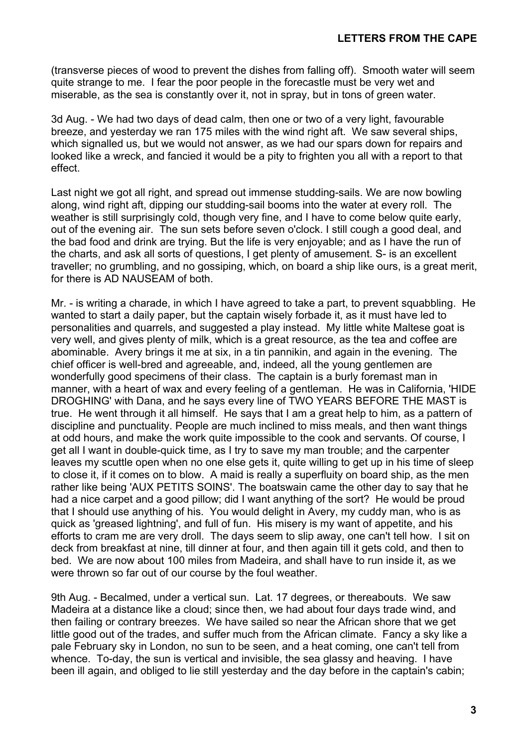(transverse pieces of wood to prevent the dishes from falling off). Smooth water will seem quite strange to me. I fear the poor people in the forecastle must be very wet and miserable, as the sea is constantly over it, not in spray, but in tons of green water.

3d Aug. - We had two days of dead calm, then one or two of a very light, favourable breeze, and yesterday we ran 175 miles with the wind right aft. We saw several ships, which signalled us, but we would not answer, as we had our spars down for repairs and looked like a wreck, and fancied it would be a pity to frighten you all with a report to that effect.

Last night we got all right, and spread out immense studding-sails. We are now bowling along, wind right aft, dipping our studding-sail booms into the water at every roll. The weather is still surprisingly cold, though very fine, and I have to come below quite early, out of the evening air. The sun sets before seven o'clock. I still cough a good deal, and the bad food and drink are trying. But the life is very enjoyable; and as I have the run of the charts, and ask all sorts of questions, I get plenty of amusement. S- is an excellent traveller; no grumbling, and no gossiping, which, on board a ship like ours, is a great merit, for there is AD NAUSEAM of both.

Mr. - is writing a charade, in which I have agreed to take a part, to prevent squabbling. He wanted to start a daily paper, but the captain wisely forbade it, as it must have led to personalities and quarrels, and suggested a play instead. My little white Maltese goat is very well, and gives plenty of milk, which is a great resource, as the tea and coffee are abominable. Avery brings it me at six, in a tin pannikin, and again in the evening. The chief officer is well-bred and agreeable, and, indeed, all the young gentlemen are wonderfully good specimens of their class. The captain is a burly foremast man in manner, with a heart of wax and every feeling of a gentleman. He was in California, 'HIDE DROGHING' with Dana, and he says every line of TWO YEARS BEFORE THE MAST is true. He went through it all himself. He says that I am a great help to him, as a pattern of discipline and punctuality. People are much inclined to miss meals, and then want things at odd hours, and make the work quite impossible to the cook and servants. Of course, I get all I want in double-quick time, as I try to save my man trouble; and the carpenter leaves my scuttle open when no one else gets it, quite willing to get up in his time of sleep to close it, if it comes on to blow. A maid is really a superfluity on board ship, as the men rather like being 'AUX PETITS SOINS'. The boatswain came the other day to say that he had a nice carpet and a good pillow; did I want anything of the sort? He would be proud that I should use anything of his. You would delight in Avery, my cuddy man, who is as quick as 'greased lightning', and full of fun. His misery is my want of appetite, and his efforts to cram me are very droll. The days seem to slip away, one can't tell how. I sit on deck from breakfast at nine, till dinner at four, and then again till it gets cold, and then to bed. We are now about 100 miles from Madeira, and shall have to run inside it, as we were thrown so far out of our course by the foul weather.

9th Aug. - Becalmed, under a vertical sun. Lat. 17 degrees, or thereabouts. We saw Madeira at a distance like a cloud; since then, we had about four days trade wind, and then failing or contrary breezes. We have sailed so near the African shore that we get little good out of the trades, and suffer much from the African climate. Fancy a sky like a pale February sky in London, no sun to be seen, and a heat coming, one can't tell from whence. To-day, the sun is vertical and invisible, the sea glassy and heaving. I have been ill again, and obliged to lie still yesterday and the day before in the captain's cabin;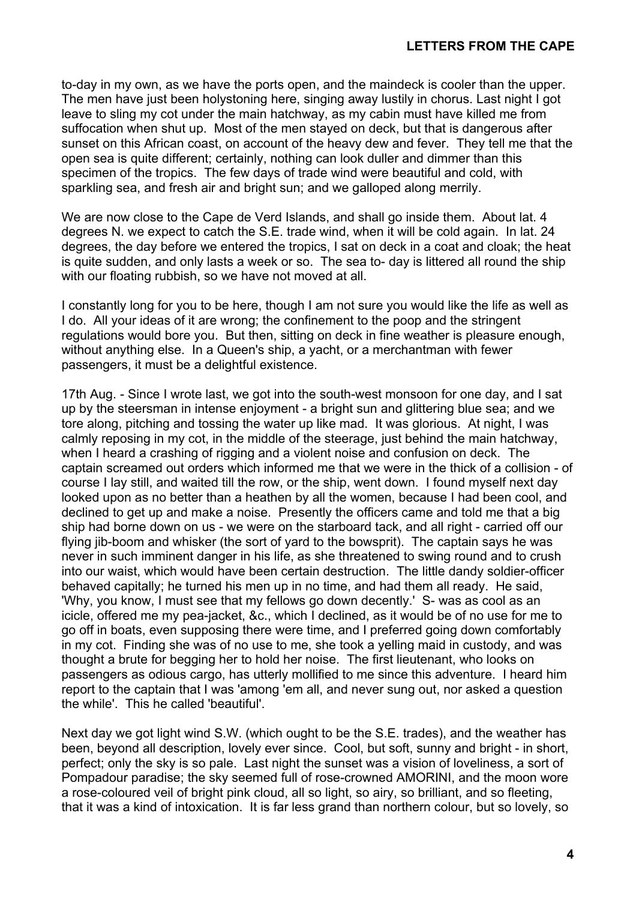to-day in my own, as we have the ports open, and the maindeck is cooler than the upper. The men have just been holystoning here, singing away lustily in chorus. Last night I got leave to sling my cot under the main hatchway, as my cabin must have killed me from suffocation when shut up. Most of the men stayed on deck, but that is dangerous after sunset on this African coast, on account of the heavy dew and fever. They tell me that the open sea is quite different; certainly, nothing can look duller and dimmer than this specimen of the tropics. The few days of trade wind were beautiful and cold, with sparkling sea, and fresh air and bright sun; and we galloped along merrily.

We are now close to the Cape de Verd Islands, and shall go inside them. About lat. 4 degrees N. we expect to catch the S.E. trade wind, when it will be cold again. In lat. 24 degrees, the day before we entered the tropics, I sat on deck in a coat and cloak; the heat is quite sudden, and only lasts a week or so. The sea to- day is littered all round the ship with our floating rubbish, so we have not moved at all.

I constantly long for you to be here, though I am not sure you would like the life as well as I do. All your ideas of it are wrong; the confinement to the poop and the stringent regulations would bore you. But then, sitting on deck in fine weather is pleasure enough, without anything else. In a Queen's ship, a yacht, or a merchantman with fewer passengers, it must be a delightful existence.

17th Aug. - Since I wrote last, we got into the south-west monsoon for one day, and I sat up by the steersman in intense enjoyment - a bright sun and glittering blue sea; and we tore along, pitching and tossing the water up like mad. It was glorious. At night, I was calmly reposing in my cot, in the middle of the steerage, just behind the main hatchway, when I heard a crashing of rigging and a violent noise and confusion on deck. The captain screamed out orders which informed me that we were in the thick of a collision - of course I lay still, and waited till the row, or the ship, went down. I found myself next day looked upon as no better than a heathen by all the women, because I had been cool, and declined to get up and make a noise. Presently the officers came and told me that a big ship had borne down on us - we were on the starboard tack, and all right - carried off our flying jib-boom and whisker (the sort of yard to the bowsprit). The captain says he was never in such imminent danger in his life, as she threatened to swing round and to crush into our waist, which would have been certain destruction. The little dandy soldier-officer behaved capitally; he turned his men up in no time, and had them all ready. He said, 'Why, you know, I must see that my fellows go down decently.' S- was as cool as an icicle, offered me my pea-jacket, &c., which I declined, as it would be of no use for me to go off in boats, even supposing there were time, and I preferred going down comfortably in my cot. Finding she was of no use to me, she took a yelling maid in custody, and was thought a brute for begging her to hold her noise. The first lieutenant, who looks on passengers as odious cargo, has utterly mollified to me since this adventure. I heard him report to the captain that I was 'among 'em all, and never sung out, nor asked a question the while'. This he called 'beautiful'.

Next day we got light wind S.W. (which ought to be the S.E. trades), and the weather has been, beyond all description, lovely ever since. Cool, but soft, sunny and bright - in short, perfect; only the sky is so pale. Last night the sunset was a vision of loveliness, a sort of Pompadour paradise; the sky seemed full of rose-crowned AMORINI, and the moon wore a rose-coloured veil of bright pink cloud, all so light, so airy, so brilliant, and so fleeting, that it was a kind of intoxication. It is far less grand than northern colour, but so lovely, so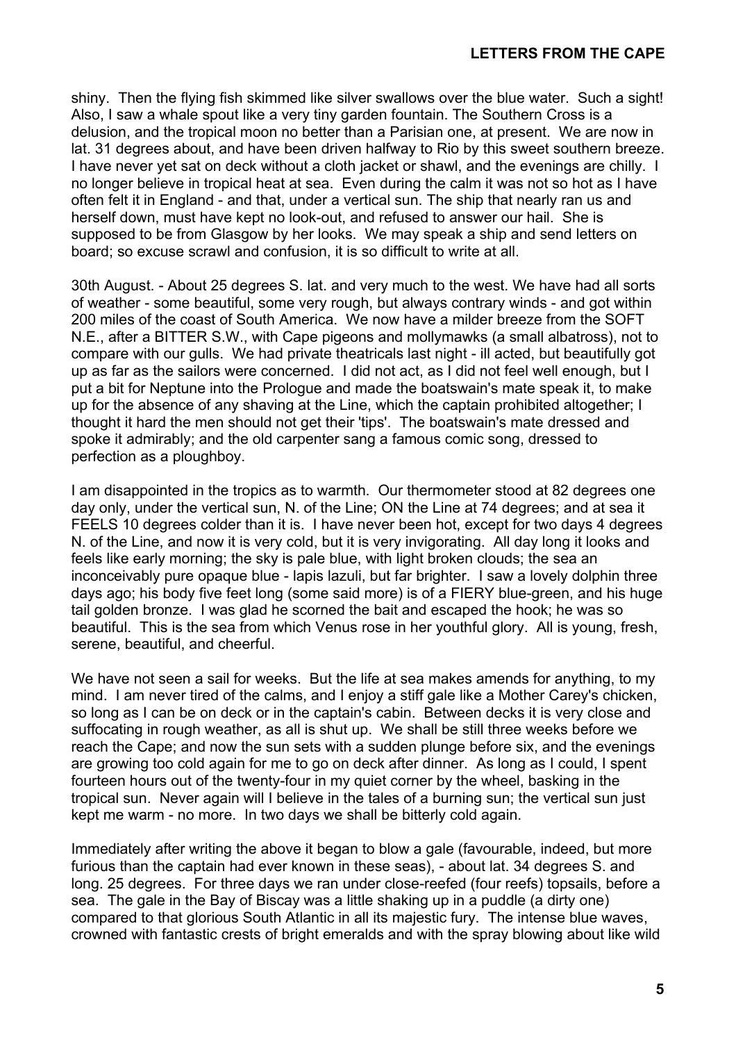shiny. Then the flying fish skimmed like silver swallows over the blue water. Such a sight! Also, I saw a whale spout like a very tiny garden fountain. The Southern Cross is a delusion, and the tropical moon no better than a Parisian one, at present. We are now in lat. 31 degrees about, and have been driven halfway to Rio by this sweet southern breeze. I have never yet sat on deck without a cloth jacket or shawl, and the evenings are chilly. I no longer believe in tropical heat at sea. Even during the calm it was not so hot as I have often felt it in England - and that, under a vertical sun. The ship that nearly ran us and herself down, must have kept no look-out, and refused to answer our hail. She is supposed to be from Glasgow by her looks. We may speak a ship and send letters on board; so excuse scrawl and confusion, it is so difficult to write at all.

30th August. - About 25 degrees S. lat. and very much to the west. We have had all sorts of weather - some beautiful, some very rough, but always contrary winds - and got within 200 miles of the coast of South America. We now have a milder breeze from the SOFT N.E., after a BITTER S.W., with Cape pigeons and mollymawks (a small albatross), not to compare with our gulls. We had private theatricals last night - ill acted, but beautifully got up as far as the sailors were concerned. I did not act, as I did not feel well enough, but I put a bit for Neptune into the Prologue and made the boatswain's mate speak it, to make up for the absence of any shaving at the Line, which the captain prohibited altogether; I thought it hard the men should not get their 'tips'. The boatswain's mate dressed and spoke it admirably; and the old carpenter sang a famous comic song, dressed to perfection as a ploughboy.

I am disappointed in the tropics as to warmth. Our thermometer stood at 82 degrees one day only, under the vertical sun, N. of the Line; ON the Line at 74 degrees; and at sea it FEELS 10 degrees colder than it is. I have never been hot, except for two days 4 degrees N. of the Line, and now it is very cold, but it is very invigorating. All day long it looks and feels like early morning; the sky is pale blue, with light broken clouds; the sea an inconceivably pure opaque blue - lapis lazuli, but far brighter. I saw a lovely dolphin three days ago; his body five feet long (some said more) is of a FIERY blue-green, and his huge tail golden bronze. I was glad he scorned the bait and escaped the hook; he was so beautiful. This is the sea from which Venus rose in her youthful glory. All is young, fresh, serene, beautiful, and cheerful.

We have not seen a sail for weeks. But the life at sea makes amends for anything, to my mind. I am never tired of the calms, and I enjoy a stiff gale like a Mother Carey's chicken, so long as I can be on deck or in the captain's cabin. Between decks it is very close and suffocating in rough weather, as all is shut up. We shall be still three weeks before we reach the Cape; and now the sun sets with a sudden plunge before six, and the evenings are growing too cold again for me to go on deck after dinner. As long as I could, I spent fourteen hours out of the twenty-four in my quiet corner by the wheel, basking in the tropical sun. Never again will I believe in the tales of a burning sun; the vertical sun just kept me warm - no more. In two days we shall be bitterly cold again.

Immediately after writing the above it began to blow a gale (favourable, indeed, but more furious than the captain had ever known in these seas), - about lat. 34 degrees S. and long. 25 degrees. For three days we ran under close-reefed (four reefs) topsails, before a sea. The gale in the Bay of Biscay was a little shaking up in a puddle (a dirty one) compared to that glorious South Atlantic in all its majestic fury. The intense blue waves, crowned with fantastic crests of bright emeralds and with the spray blowing about like wild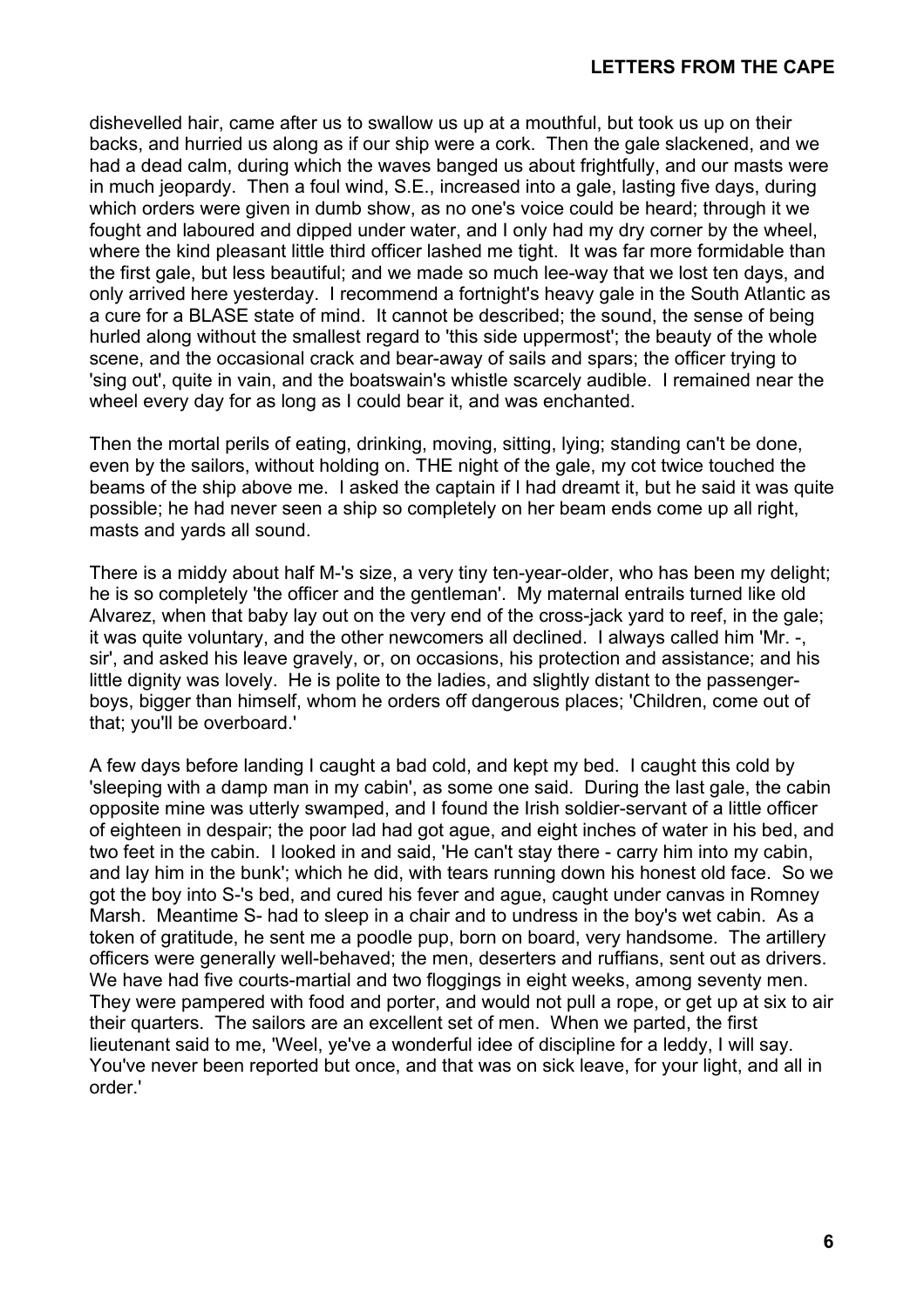dishevelled hair, came after us to swallow us up at a mouthful, but took us up on their backs, and hurried us along as if our ship were a cork. Then the gale slackened, and we had a dead calm, during which the waves banged us about frightfully, and our masts were in much jeopardy. Then a foul wind, S.E., increased into a gale, lasting five days, during which orders were given in dumb show, as no one's voice could be heard; through it we fought and laboured and dipped under water, and I only had my dry corner by the wheel, where the kind pleasant little third officer lashed me tight. It was far more formidable than the first gale, but less beautiful; and we made so much lee-way that we lost ten days, and only arrived here yesterday. I recommend a fortnight's heavy gale in the South Atlantic as a cure for a BLASE state of mind. It cannot be described; the sound, the sense of being hurled along without the smallest regard to 'this side uppermost'; the beauty of the whole scene, and the occasional crack and bear-away of sails and spars; the officer trying to 'sing out', quite in vain, and the boatswain's whistle scarcely audible. I remained near the wheel every day for as long as I could bear it, and was enchanted.

Then the mortal perils of eating, drinking, moving, sitting, lying; standing can't be done, even by the sailors, without holding on. THE night of the gale, my cot twice touched the beams of the ship above me. I asked the captain if I had dreamt it, but he said it was quite possible; he had never seen a ship so completely on her beam ends come up all right, masts and yards all sound.

There is a middy about half M-'s size, a very tiny ten-year-older, who has been my delight; he is so completely 'the officer and the gentleman'. My maternal entrails turned like old Alvarez, when that baby lay out on the very end of the cross-jack yard to reef, in the gale; it was quite voluntary, and the other newcomers all declined. I always called him 'Mr. -, sir', and asked his leave gravely, or, on occasions, his protection and assistance; and his little dignity was lovely. He is polite to the ladies, and slightly distant to the passenger-boys, bigger than himself, whom he orders off dangerous places; 'Children, come out of that; you'll be overboard.'

A few days before landing I caught a bad cold, and kept my bed. I caught this cold by 'sleeping with a damp man in my cabin', as some one said. During the last gale, the cabin opposite mine was utterly swamped, and I found the Irish soldier-servant of a little officer of eighteen in despair; the poor lad had got ague, and eight inches of water in his bed, and two feet in the cabin. I looked in and said, 'He can't stay there - carry him into my cabin, and lay him in the bunk'; which he did, with tears running down his honest old face. So we got the boy into S-'s bed, and cured his fever and ague, caught under canvas in Romney Marsh. Meantime S- had to sleep in a chair and to undress in the boy's wet cabin. As a token of gratitude, he sent me a poodle pup, born on board, very handsome. The artillery officers were generally well-behaved; the men, deserters and ruffians, sent out as drivers. We have had five courts-martial and two floggings in eight weeks, among seventy men. They were pampered with food and porter, and would not pull a rope, or get up at six to air their quarters. The sailors are an excellent set of men. When we parted, the first lieutenant said to me, 'Weel, ye've a wonderful idee of discipline for a leddy, I will say. You've never been reported but once, and that was on sick leave, for your light, and all in order.'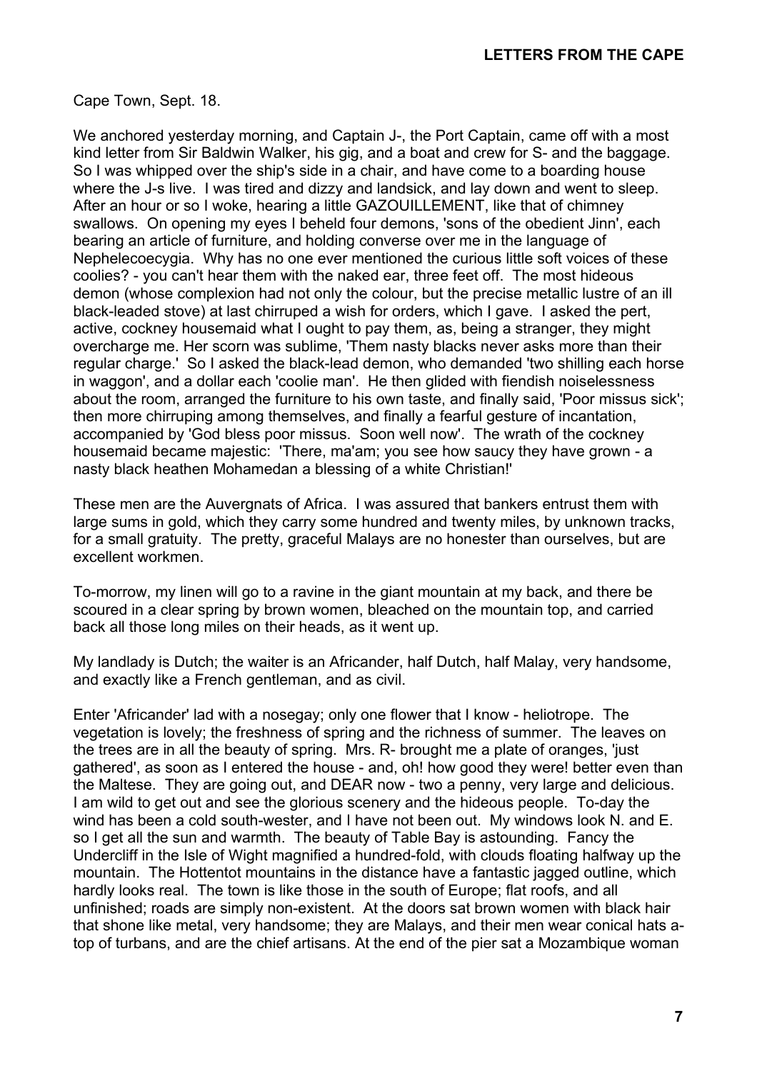Cape Town, Sept. 18.

We anchored yesterday morning, and Captain J-, the Port Captain, came off with a most kind letter from Sir Baldwin Walker, his gig, and a boat and crew for S- and the baggage. So I was whipped over the ship's side in a chair, and have come to a boarding house where the J-s live. I was tired and dizzy and landsick, and lay down and went to sleep. After an hour or so I woke, hearing a little GAZOUILLEMENT, like that of chimney swallows. On opening my eyes I beheld four demons, 'sons of the obedient Jinn', each bearing an article of furniture, and holding converse over me in the language of Nephelecoecygia. Why has no one ever mentioned the curious little soft voices of these coolies? - you can't hear them with the naked ear, three feet off. The most hideous demon (whose complexion had not only the colour, but the precise metallic lustre of an ill black-leaded stove) at last chirruped a wish for orders, which I gave. I asked the pert, active, cockney housemaid what I ought to pay them, as, being a stranger, they might overcharge me. Her scorn was sublime, 'Them nasty blacks never asks more than their regular charge.' So I asked the black-lead demon, who demanded 'two shilling each horse in waggon', and a dollar each 'coolie man'. He then glided with fiendish noiselessness about the room, arranged the furniture to his own taste, and finally said, 'Poor missus sick'; then more chirruping among themselves, and finally a fearful gesture of incantation, accompanied by 'God bless poor missus. Soon well now'. The wrath of the cockney housemaid became majestic: 'There, ma'am; you see how saucy they have grown - a nasty black heathen Mohamedan a blessing of a white Christian!'

These men are the Auvergnats of Africa. I was assured that bankers entrust them with large sums in gold, which they carry some hundred and twenty miles, by unknown tracks, for a small gratuity. The pretty, graceful Malays are no honester than ourselves, but are excellent workmen.

To-morrow, my linen will go to a ravine in the giant mountain at my back, and there be scoured in a clear spring by brown women, bleached on the mountain top, and carried back all those long miles on their heads, as it went up.

My landlady is Dutch; the waiter is an Africander, half Dutch, half Malay, very handsome, and exactly like a French gentleman, and as civil.

Enter 'Africander' lad with a nosegay; only one flower that I know - heliotrope. The vegetation is lovely; the freshness of spring and the richness of summer. The leaves on the trees are in all the beauty of spring. Mrs. R- brought me a plate of oranges, 'just gathered', as soon as I entered the house - and, oh! how good they were! better even than the Maltese. They are going out, and DEAR now - two a penny, very large and delicious. I am wild to get out and see the glorious scenery and the hideous people. To-day the wind has been a cold south-wester, and I have not been out. My windows look N. and E. so I get all the sun and warmth. The beauty of Table Bay is astounding. Fancy the Undercliff in the Isle of Wight magnified a hundred-fold, with clouds floating halfway up the mountain. The Hottentot mountains in the distance have a fantastic jagged outline, which hardly looks real. The town is like those in the south of Europe; flat roofs, and all unfinished; roads are simply non-existent. At the doors sat brown women with black hair that shone like metal, very handsome; they are Malays, and their men wear conical hats a-top of turbans, and are the chief artisans. At the end of the pier sat a Mozambique woman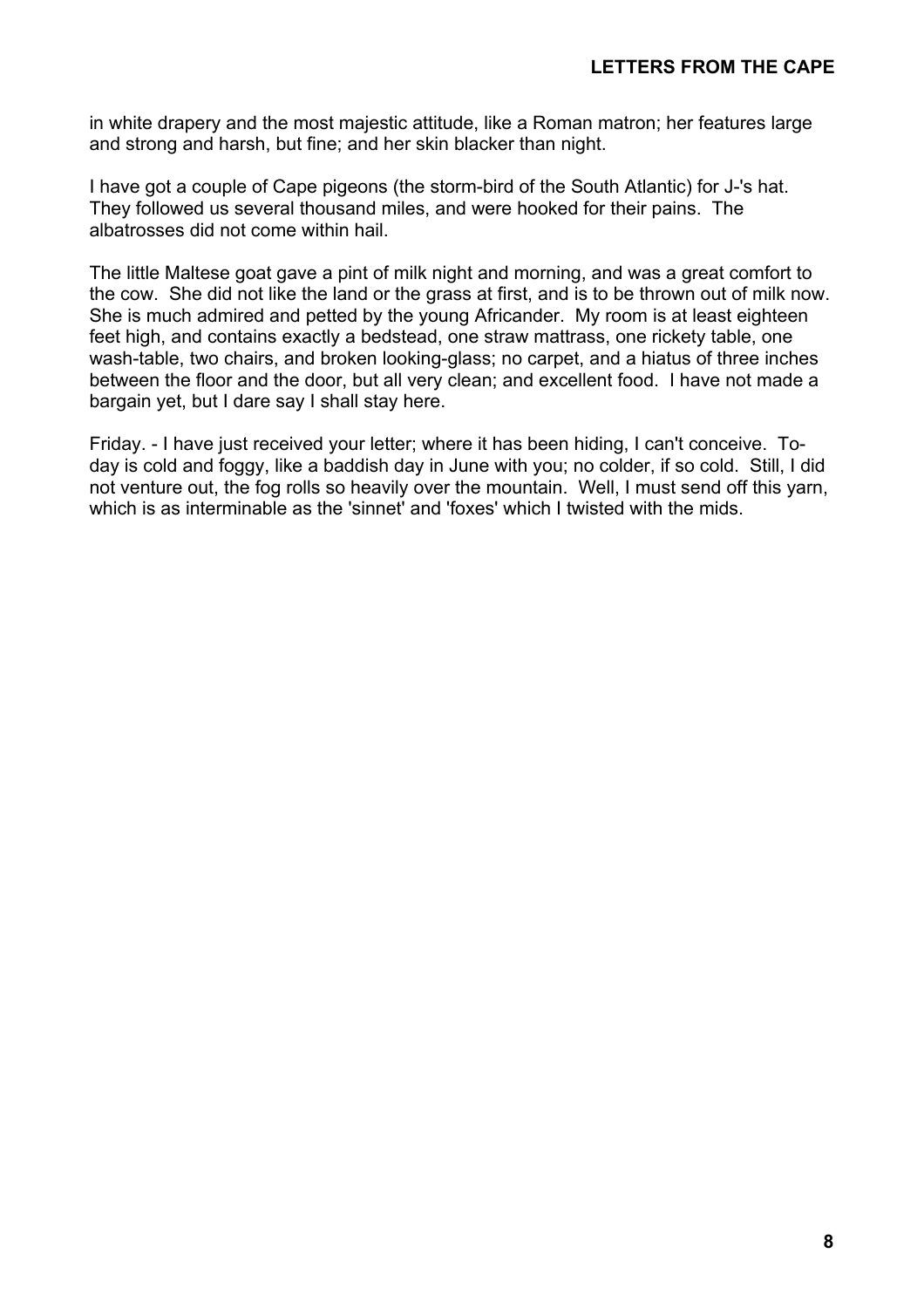in white drapery and the most majestic attitude, like a Roman matron; her features large and strong and harsh, but fine; and her skin blacker than night.

I have got a couple of Cape pigeons (the storm-bird of the South Atlantic) for J-'s hat. They followed us several thousand miles, and were hooked for their pains. The albatrosses did not come within hail.

The little Maltese goat gave a pint of milk night and morning, and was a great comfort to the cow. She did not like the land or the grass at first, and is to be thrown out of milk now. She is much admired and petted by the young Africander. My room is at least eighteen feet high, and contains exactly a bedstead, one straw mattrass, one rickety table, one wash-table, two chairs, and broken looking-glass; no carpet, and a hiatus of three inches between the floor and the door, but all very clean; and excellent food. I have not made a bargain yet, but I dare say I shall stay here.

Friday. - I have just received your letter; where it has been hiding, I can't conceive. To-day is cold and foggy, like a baddish day in June with you; no colder, if so cold. Still, I did not venture out, the fog rolls so heavily over the mountain. Well, I must send off this yarn, which is as interminable as the 'sinnet' and 'foxes' which I twisted with the mids.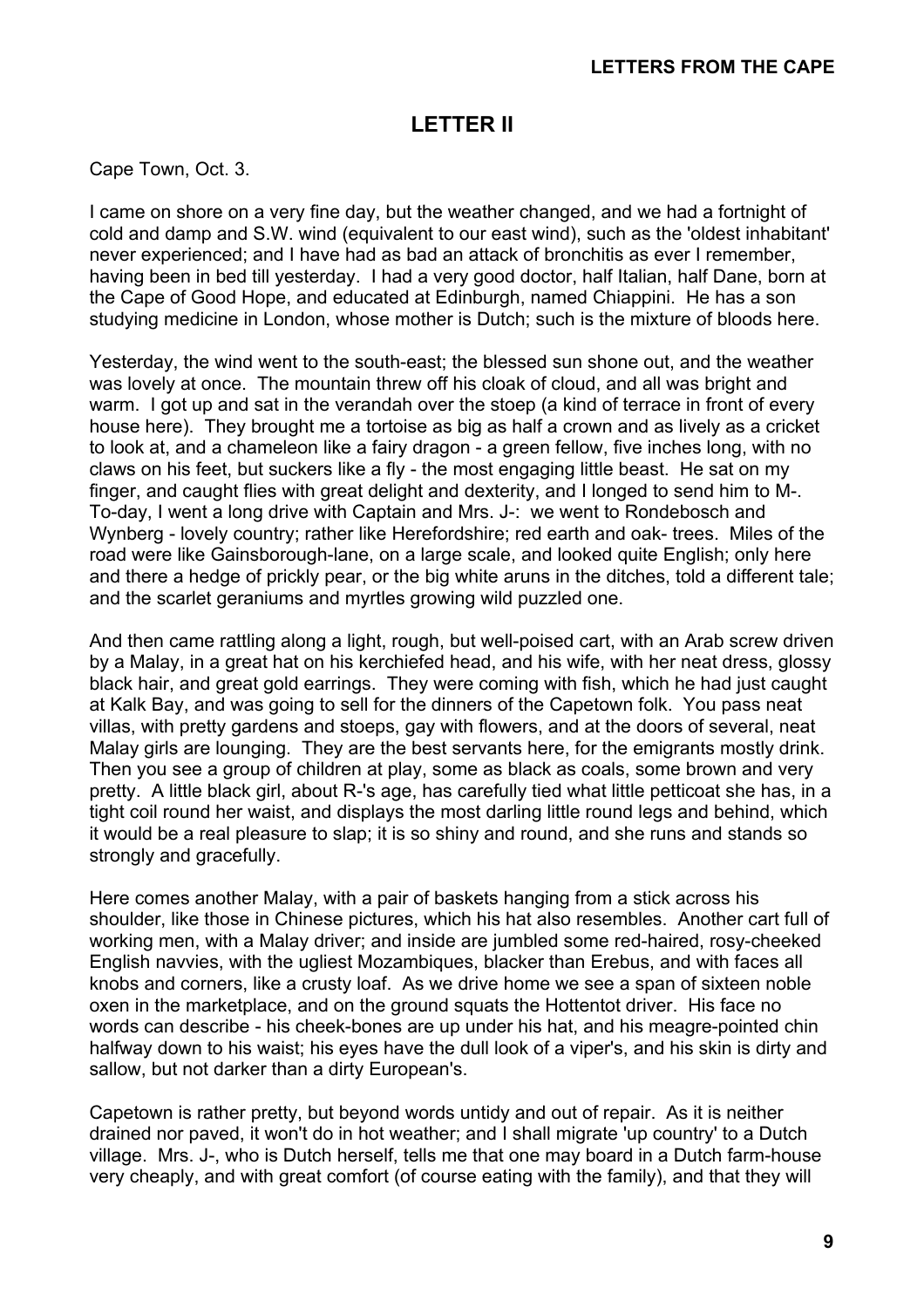## LETTER II

Cape Town, Oct. 3.

I came on shore on a very fine day, but the weather changed, and we had a fortnight of cold and damp and S.W. wind (equivalent to our east wind), such as the 'oldest inhabitant' never experienced; and I have had as bad an attack of bronchitis as ever I remember, having been in bed till yesterday. I had a very good doctor, half Italian, half Dane, born at the Cape of Good Hope, and educated at Edinburgh, named Chiappini. He has a son studying medicine in London, whose mother is Dutch; such is the mixture of bloods here.

Yesterday, the wind went to the south-east; the blessed sun shone out, and the weather was lovely at once. The mountain threw off his cloak of cloud, and all was bright and warm. I got up and sat in the verandah over the stoep (a kind of terrace in front of every house here). They brought me a tortoise as big as half a crown and as lively as a cricket to look at, and a chameleon like a fairy dragon - a green fellow, five inches long, with no claws on his feet, but suckers like a fly - the most engaging little beast. He sat on my finger, and caught flies with great delight and dexterity, and I longed to send him to M-. To-day, I went a long drive with Captain and Mrs. J-: we went to Rondebosch and Wynberg - lovely country; rather like Herefordshire; red earth and oak- trees. Miles of the road were like Gainsborough-lane, on a large scale, and looked quite English; only here and there a hedge of prickly pear, or the big white aruns in the ditches, told a different tale; and the scarlet geraniums and myrtles growing wild puzzled one.

And then came rattling along a light, rough, but well-poised cart, with an Arab screw driven by a Malay, in a great hat on his kerchiefed head, and his wife, with her neat dress, glossy black hair, and great gold earrings. They were coming with fish, which he had just caught at Kalk Bay, and was going to sell for the dinners of the Capetown folk. You pass neat villas, with pretty gardens and stoeps, gay with flowers, and at the doors of several, neat Malay girls are lounging. They are the best servants here, for the emigrants mostly drink. Then you see a group of children at play, some as black as coals, some brown and very pretty. A little black girl, about R-'s age, has carefully tied what little petticoat she has, in a tight coil round her waist, and displays the most darling little round legs and behind, which it would be a real pleasure to slap; it is so shiny and round, and she runs and stands so strongly and gracefully.

Here comes another Malay, with a pair of baskets hanging from a stick across his shoulder, like those in Chinese pictures, which his hat also resembles. Another cart full of working men, with a Malay driver; and inside are jumbled some red-haired, rosy-cheeked English navvies, with the ugliest Mozambiques, blacker than Erebus, and with faces all knobs and corners, like a crusty loaf. As we drive home we see a span of sixteen noble oxen in the marketplace, and on the ground squats the Hottentot driver. His face no words can describe - his cheek-bones are up under his hat, and his meagre-pointed chin halfway down to his waist; his eyes have the dull look of a viper's, and his skin is dirty and sallow, but not darker than a dirty European's.

Capetown is rather pretty, but beyond words untidy and out of repair. As it is neither drained nor paved, it won't do in hot weather; and I shall migrate 'up country' to a Dutch village. Mrs. J-, who is Dutch herself, tells me that one may board in a Dutch farm-house very cheaply, and with great comfort (of course eating with the family), and that they will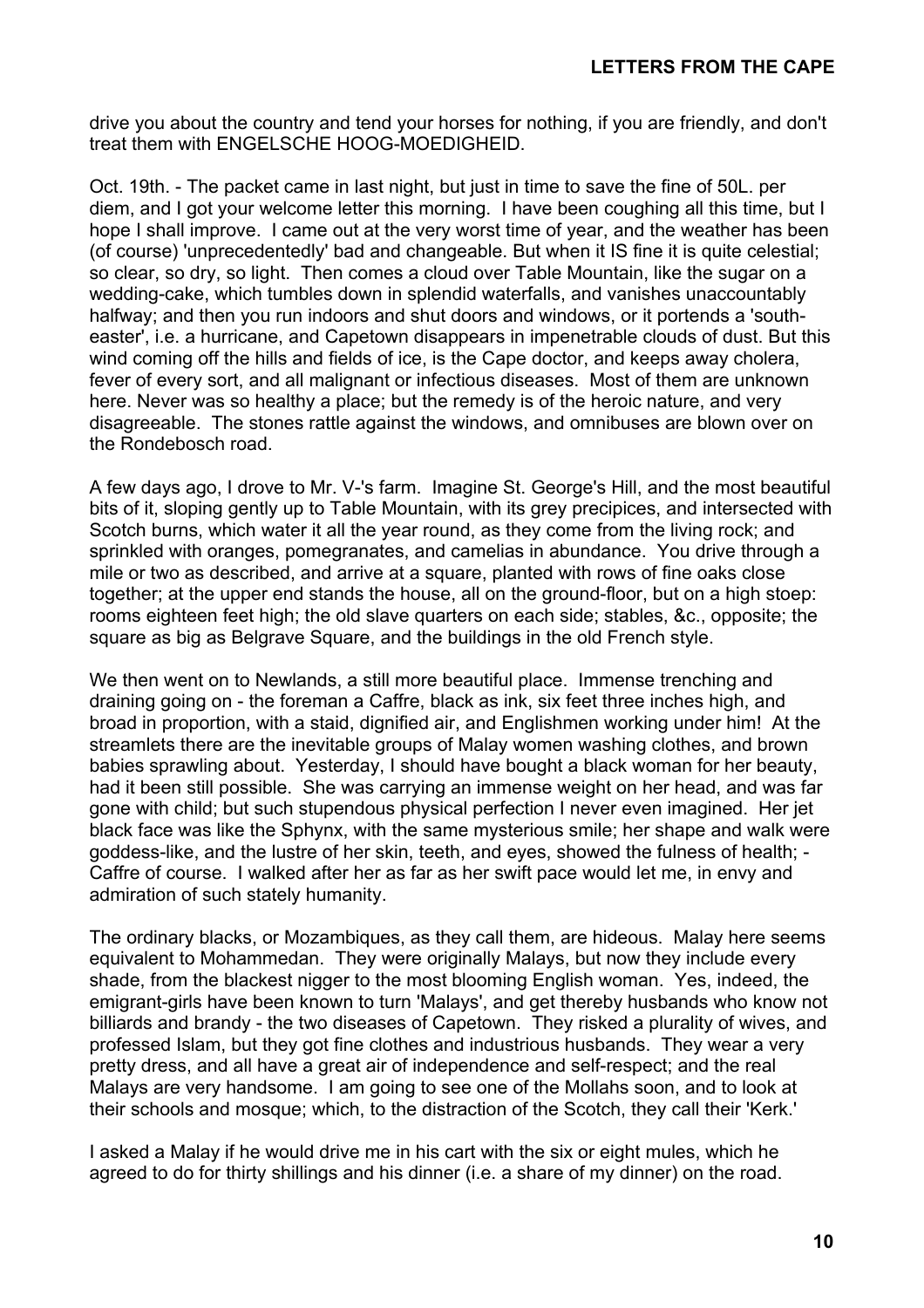drive you about the country and tend your horses for nothing, if you are friendly, and don't treat them with ENGELSCHE HOOG-MOEDIGHEID.

Oct. 19th. - The packet came in last night, but just in time to save the fine of 50L. per diem, and I got your welcome letter this morning. I have been coughing all this time, but I hope I shall improve. I came out at the very worst time of year, and the weather has been (of course) 'unprecedentedly' bad and changeable. But when it IS fine it is quite celestial; so clear, so dry, so light. Then comes a cloud over Table Mountain, like the sugar on a wedding-cake, which tumbles down in splendid waterfalls, and vanishes unaccountably halfway; and then you run indoors and shut doors and windows, or it portends a 'south-easter', i.e. a hurricane, and Capetown disappears in impenetrable clouds of dust. But this wind coming off the hills and fields of ice, is the Cape doctor, and keeps away cholera, fever of every sort, and all malignant or infectious diseases. Most of them are unknown here. Never was so healthy a place; but the remedy is of the heroic nature, and very disagreeable. The stones rattle against the windows, and omnibuses are blown over on the Rondebosch road.

A few days ago, I drove to Mr. V-'s farm. Imagine St. George's Hill, and the most beautiful bits of it, sloping gently up to Table Mountain, with its grey precipices, and intersected with Scotch burns, which water it all the year round, as they come from the living rock; and sprinkled with oranges, pomegranates, and camelias in abundance. You drive through a mile or two as described, and arrive at a square, planted with rows of fine oaks close together; at the upper end stands the house, all on the ground-floor, but on a high stoep: rooms eighteen feet high; the old slave quarters on each side; stables, &c., opposite; the square as big as Belgrave Square, and the buildings in the old French style.

We then went on to Newlands, a still more beautiful place. Immense trenching and draining going on - the foreman a Caffre, black as ink, six feet three inches high, and broad in proportion, with a staid, dignified air, and Englishmen working under him! At the streamlets there are the inevitable groups of Malay women washing clothes, and brown babies sprawling about. Yesterday, I should have bought a black woman for her beauty, had it been still possible. She was carrying an immense weight on her head, and was far gone with child; but such stupendous physical perfection I never even imagined. Her jet black face was like the Sphynx, with the same mysterious smile; her shape and walk were goddess-like, and the lustre of her skin, teeth, and eyes, showed the fulness of health; - Caffre of course. I walked after her as far as her swift pace would let me, in envy and admiration of such stately humanity.

The ordinary blacks, or Mozambiques, as they call them, are hideous. Malay here seems equivalent to Mohammedan. They were originally Malays, but now they include every shade, from the blackest nigger to the most blooming English woman. Yes, indeed, the emigrant-girls have been known to turn 'Malays', and get thereby husbands who know not billiards and brandy - the two diseases of Capetown. They risked a plurality of wives, and professed Islam, but they got fine clothes and industrious husbands. They wear a very pretty dress, and all have a great air of independence and self-respect; and the real Malays are very handsome. I am going to see one of the Mollahs soon, and to look at their schools and mosque; which, to the distraction of the Scotch, they call their 'Kerk.'

I asked a Malay if he would drive me in his cart with the six or eight mules, which he agreed to do for thirty shillings and his dinner (i.e. a share of my dinner) on the road.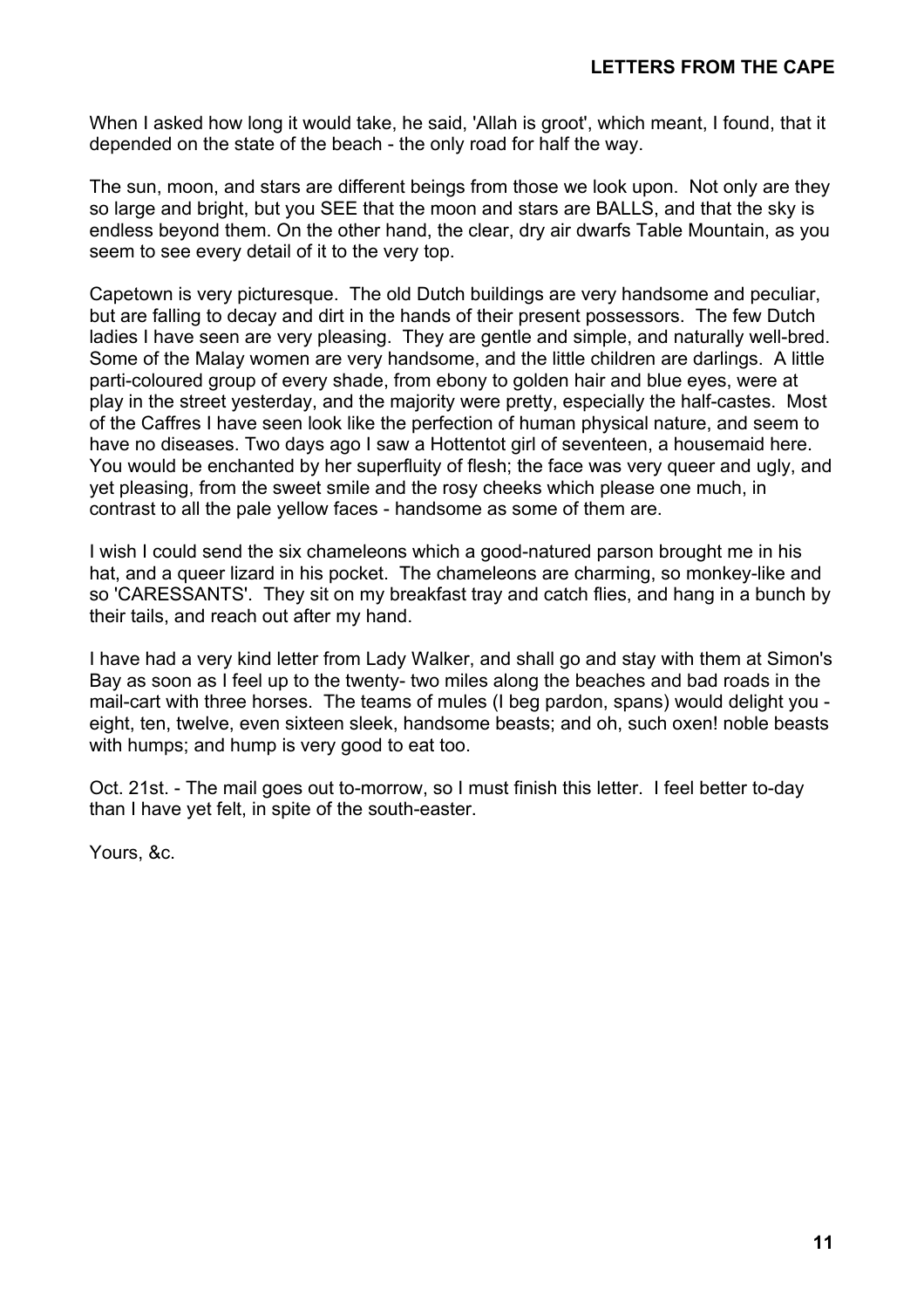When I asked how long it would take, he said, 'Allah is groot', which meant, I found, that it depended on the state of the beach - the only road for half the way.

The sun, moon, and stars are different beings from those we look upon. Not only are they so large and bright, but you SEE that the moon and stars are BALLS, and that the sky is endless beyond them. On the other hand, the clear, dry air dwarfs Table Mountain, as you seem to see every detail of it to the very top.

Capetown is very picturesque. The old Dutch buildings are very handsome and peculiar, but are falling to decay and dirt in the hands of their present possessors. The few Dutch ladies I have seen are very pleasing. They are gentle and simple, and naturally well-bred. Some of the Malay women are very handsome, and the little children are darlings. A little parti-coloured group of every shade, from ebony to golden hair and blue eyes, were at play in the street yesterday, and the majority were pretty, especially the half-castes. Most of the Caffres I have seen look like the perfection of human physical nature, and seem to have no diseases. Two days ago I saw a Hottentot girl of seventeen, a housemaid here. You would be enchanted by her superfluity of flesh; the face was very queer and ugly, and yet pleasing, from the sweet smile and the rosy cheeks which please one much, in contrast to all the pale yellow faces - handsome as some of them are.

I wish I could send the six chameleons which a good-natured parson brought me in his hat, and a queer lizard in his pocket. The chameleons are charming, so monkey-like and so 'CARESSANTS'. They sit on my breakfast tray and catch flies, and hang in a bunch by their tails, and reach out after my hand.

I have had a very kind letter from Lady Walker, and shall go and stay with them at Simon's Bay as soon as I feel up to the twenty- two miles along the beaches and bad roads in the mail-cart with three horses. The teams of mules (I beg pardon, spans) would delight you - eight, ten, twelve, even sixteen sleek, handsome beasts; and oh, such oxen! noble beasts with humps; and hump is very good to eat too.

Oct. 21st. - The mail goes out to-morrow, so I must finish this letter. I feel better to-day than I have yet felt, in spite of the south-easter.

Yours, &c.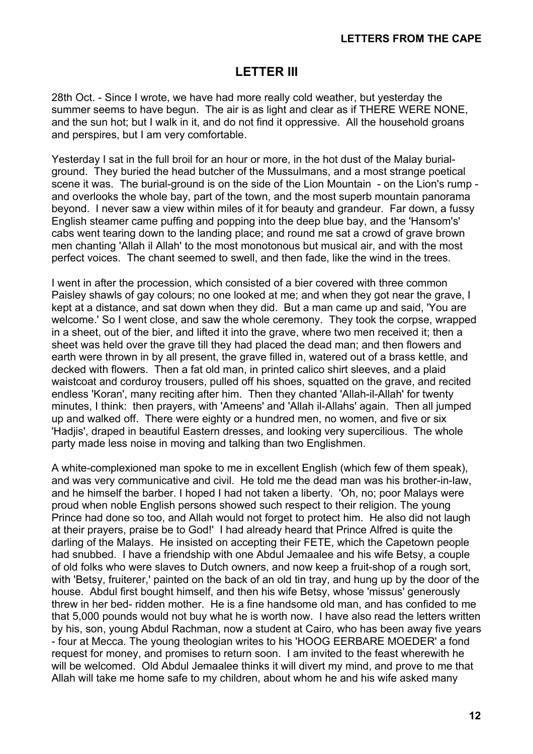## LETTER III

28th Oct. - Since I wrote, we have had more really cold weather, but yesterday the summer seems to have begun. The air is as light and clear as if THERE WERE NONE, and the sun hot; but I walk in it, and do not find it oppressive. All the household groans and perspires, but I am very comfortable.

Yesterday I sat in the full broil for an hour or more, in the hot dust of the Malay burial-ground. They buried the head butcher of the Mussulmans, and a most strange poetical scene it was. The burial-ground is on the side of the Lion Mountain - on the Lion's rump - and overlooks the whole bay, part of the town, and the most superb mountain panorama beyond. I never saw a view within miles of it for beauty and grandeur. Far down, a fussy English steamer came puffing and popping into the deep blue bay, and the 'Hansom's' cabs went tearing down to the landing place; and round me sat a crowd of grave brown men chanting 'Allah il Allah' to the most monotonous but musical air, and with the most perfect voices. The chant seemed to swell, and then fade, like the wind in the trees.

I went in after the procession, which consisted of a bier covered with three common Paisley shawls of gay colours; no one looked at me; and when they got near the grave, I kept at a distance, and sat down when they did. But a man came up and said, 'You are welcome.' So I went close, and saw the whole ceremony. They took the corpse, wrapped in a sheet, out of the bier, and lifted it into the grave, where two men received it; then a sheet was held over the grave till they had placed the dead man; and then flowers and earth were thrown in by all present, the grave filled in, watered out of a brass kettle, and decked with flowers. Then a fat old man, in printed calico shirt sleeves, and a plaid waistcoat and corduroy trousers, pulled off his shoes, squatted on the grave, and recited endless 'Koran', many reciting after him. Then they chanted 'Allah-il-Allah' for twenty minutes, I think: then prayers, with 'Ameens' and 'Allah il-Allahs' again. Then all jumped up and walked off. There were eighty or a hundred men, no women, and five or six 'Hadjis', draped in beautiful Eastern dresses, and looking very supercilious. The whole party made less noise in moving and talking than two Englishmen.

A white-complexioned man spoke to me in excellent English (which few of them speak), and was very communicative and civil. He told me the dead man was his brother-in-law, and he himself the barber. I hoped I had not taken a liberty. 'Oh, no; poor Malays were proud when noble English persons showed such respect to their religion. The young Prince had done so too, and Allah would not forget to protect him. He also did not laugh at their prayers, praise be to God!' I had already heard that Prince Alfred is quite the darling of the Malays. He insisted on accepting their FETE, which the Capetown people had snubbed. I have a friendship with one Abdul Jemaalee and his wife Betsy, a couple of old folks who were slaves to Dutch owners, and now keep a fruit-shop of a rough sort, with 'Betsy, fruiterer,' painted on the back of an old tin tray, and hung up by the door of the house. Abdul first bought himself, and then his wife Betsy, whose 'missus' generously threw in her bed- ridden mother. He is a fine handsome old man, and has confided to me that 5,000 pounds would not buy what he is worth now. I have also read the letters written by his, son, young Abdul Rachman, now a student at Cairo, who has been away five years - four at Mecca. The young theologian writes to his 'HOOG EERBARE MOEDER' a fond request for money, and promises to return soon. I am invited to the feast wherewith he will be welcomed. Old Abdul Jemaalee thinks it will divert my mind, and prove to me that Allah will take me home safe to my children, about whom he and his wife asked many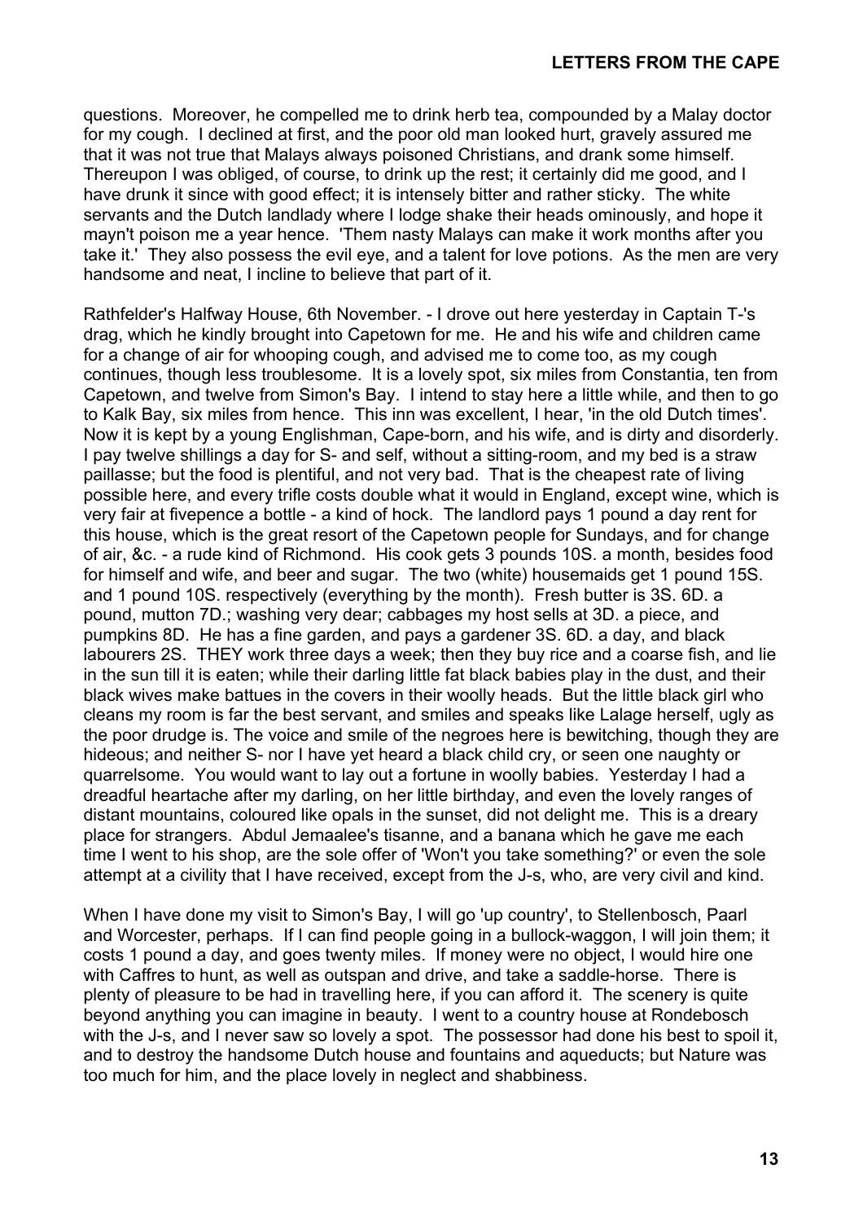questions. Moreover, he compelled me to drink herb tea, compounded by a Malay doctor for my cough. I declined at first, and the poor old man looked hurt, gravely assured me that it was not true that Malays always poisoned Christians, and drank some himself. Thereupon I was obliged, of course, to drink up the rest; it certainly did me good, and I have drunk it since with good effect; it is intensely bitter and rather sticky. The white servants and the Dutch landlady where I lodge shake their heads ominously, and hope it mayn't poison me a year hence. 'Them nasty Malays can make it work months after you take it.' They also possess the evil eye, and a talent for love potions. As the men are very handsome and neat, I incline to believe that part of it.

Rathfelder's Halfway House, 6th November. - I drove out here yesterday in Captain T-'s drag, which he kindly brought into Capetown for me. He and his wife and children came for a change of air for whooping cough, and advised me to come too, as my cough continues, though less troublesome. It is a lovely spot, six miles from Constantia, ten from Capetown, and twelve from Simon's Bay. I intend to stay here a little while, and then to go to Kalk Bay, six miles from hence. This inn was excellent, I hear, 'in the old Dutch times'. Now it is kept by a young Englishman, Cape-born, and his wife, and is dirty and disorderly. I pay twelve shillings a day for S- and self, without a sitting-room, and my bed is a straw paillasse; but the food is plentiful, and not very bad. That is the cheapest rate of living possible here, and every trifle costs double what it would in England, except wine, which is very fair at fivepence a bottle - a kind of hock. The landlord pays 1 pound a day rent for this house, which is the great resort of the Capetown people for Sundays, and for change of air, &c. - a rude kind of Richmond. His cook gets 3 pounds 10S. a month, besides food for himself and wife, and beer and sugar. The two (white) housemaids get 1 pound 15S. and 1 pound 10S. respectively (everything by the month). Fresh butter is 3S. 6D. a pound, mutton 7D.; washing very dear; cabbages my host sells at 3D. a piece, and pumpkins 8D. He has a fine garden, and pays a gardener 3S. 6D. a day, and black labourers 2S. THEY work three days a week; then they buy rice and a coarse fish, and lie in the sun till it is eaten; while their darling little fat black babies play in the dust, and their black wives make battues in the covers in their woolly heads. But the little black girl who cleans my room is far the best servant, and smiles and speaks like Lalage herself, ugly as the poor drudge is. The voice and smile of the negroes here is bewitching, though they are hideous; and neither S- nor I have yet heard a black child cry, or seen one naughty or quarrelsome. You would want to lay out a fortune in woolly babies. Yesterday I had a dreadful heartache after my darling, on her little birthday, and even the lovely ranges of distant mountains, coloured like opals in the sunset, did not delight me. This is a dreary place for strangers. Abdul Jemaalee's tisanne, and a banana which he gave me each time I went to his shop, are the sole offer of 'Won't you take something?' or even the sole attempt at a civility that I have received, except from the J-s, who, are very civil and kind.

When I have done my visit to Simon's Bay, I will go 'up country', to Stellenbosch, Paarl and Worcester, perhaps. If I can find people going in a bullock-waggon, I will join them; it costs 1 pound a day, and goes twenty miles. If money were no object, I would hire one with Caffres to hunt, as well as outspan and drive, and take a saddle-horse. There is plenty of pleasure to be had in travelling here, if you can afford it. The scenery is quite beyond anything you can imagine in beauty. I went to a country house at Rondebosch with the J-s, and I never saw so lovely a spot. The possessor had done his best to spoil it, and to destroy the handsome Dutch house and fountains and aqueducts; but Nature was too much for him, and the place lovely in neglect and shabbiness.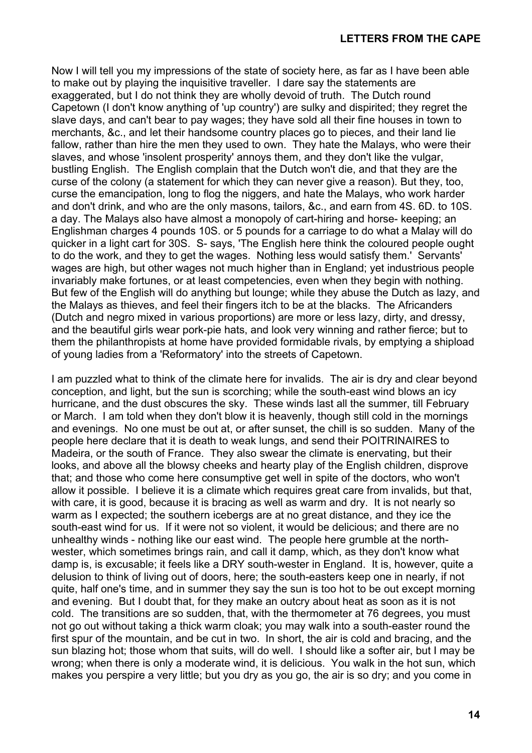Now I will tell you my impressions of the state of society here, as far as I have been able to make out by playing the inquisitive traveller. I dare say the statements are exaggerated, but I do not think they are wholly devoid of truth. The Dutch round Capetown (I don't know anything of 'up country') are sulky and dispirited; they regret the slave days, and can't bear to pay wages; they have sold all their fine houses in town to merchants, &c., and let their handsome country places go to pieces, and their land lie fallow, rather than hire the men they used to own. They hate the Malays, who were their slaves, and whose 'insolent prosperity' annoys them, and they don't like the vulgar, bustling English. The English complain that the Dutch won't die, and that they are the curse of the colony (a statement for which they can never give a reason). But they, too, curse the emancipation, long to flog the niggers, and hate the Malays, who work harder and don't drink, and who are the only masons, tailors, &c., and earn from 4S. 6D. to 10S. a day. The Malays also have almost a monopoly of cart-hiring and horse- keeping; an Englishman charges 4 pounds 10S. or 5 pounds for a carriage to do what a Malay will do quicker in a light cart for 30S. S- says, 'The English here think the coloured people ought to do the work, and they to get the wages. Nothing less would satisfy them.' Servants' wages are high, but other wages not much higher than in England; yet industrious people invariably make fortunes, or at least competencies, even when they begin with nothing. But few of the English will do anything but lounge; while they abuse the Dutch as lazy, and the Malays as thieves, and feel their fingers itch to be at the blacks. The Africanders (Dutch and negro mixed in various proportions) are more or less lazy, dirty, and dressy, and the beautiful girls wear pork-pie hats, and look very winning and rather fierce; but to them the philanthropists at home have provided formidable rivals, by emptying a shipload of young ladies from a 'Reformatory' into the streets of Capetown.

I am puzzled what to think of the climate here for invalids. The air is dry and clear beyond conception, and light, but the sun is scorching; while the south-east wind blows an icy hurricane, and the dust obscures the sky. These winds last all the summer, till February or March. I am told when they don't blow it is heavenly, though still cold in the mornings and evenings. No one must be out at, or after sunset, the chill is so sudden. Many of the people here declare that it is death to weak lungs, and send their POITRINAIRES to Madeira, or the south of France. They also swear the climate is enervating, but their looks, and above all the blowsy cheeks and hearty play of the English children, disprove that; and those who come here consumptive get well in spite of the doctors, who won't allow it possible. I believe it is a climate which requires great care from invalids, but that, with care, it is good, because it is bracing as well as warm and dry. It is not nearly so warm as I expected; the southern icebergs are at no great distance, and they ice the south-east wind for us. If it were not so violent, it would be delicious; and there are no unhealthy winds - nothing like our east wind. The people here grumble at the north-wester, which sometimes brings rain, and call it damp, which, as they don't know what damp is, is excusable; it feels like a DRY south-wester in England. It is, however, quite a delusion to think of living out of doors, here; the south-easters keep one in nearly, if not quite, half one's time, and in summer they say the sun is too hot to be out except morning and evening. But I doubt that, for they make an outcry about heat as soon as it is not cold. The transitions are so sudden, that, with the thermometer at 76 degrees, you must not go out without taking a thick warm cloak; you may walk into a south-easter round the first spur of the mountain, and be cut in two. In short, the air is cold and bracing, and the sun blazing hot; those whom that suits, will do well. I should like a softer air, but I may be wrong; when there is only a moderate wind, it is delicious. You walk in the hot sun, which makes you perspire a very little; but you dry as you go, the air is so dry; and you come in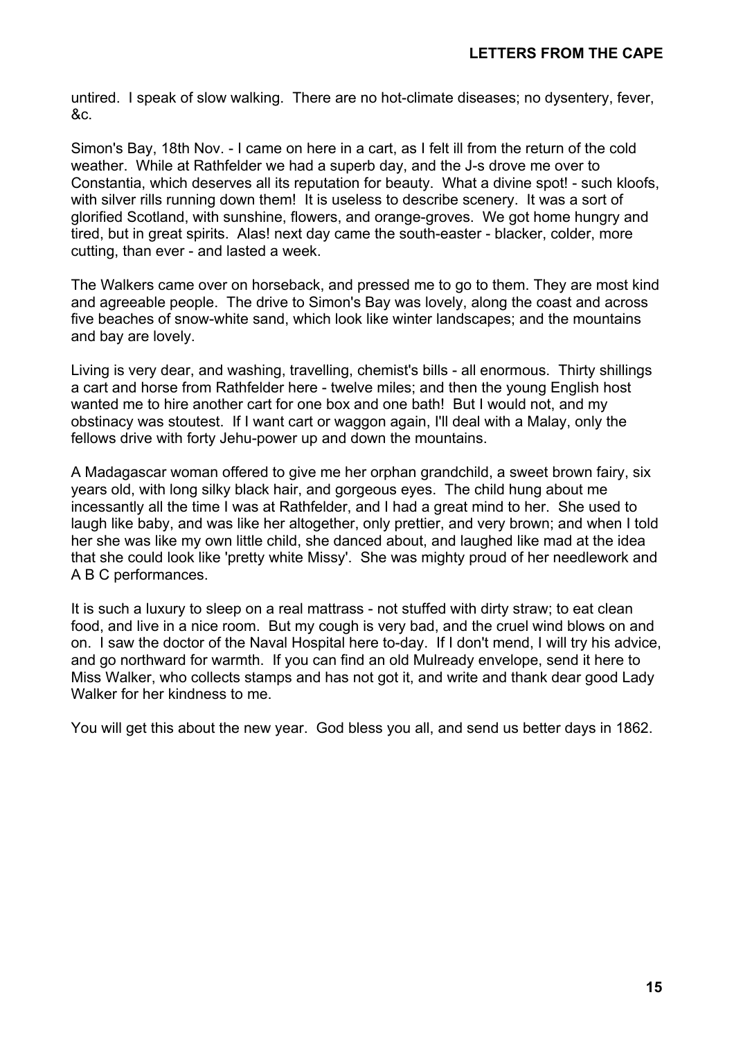untired. I speak of slow walking. There are no hot-climate diseases; no dysentery, fever, &c.

Simon's Bay, 18th Nov. - I came on here in a cart, as I felt ill from the return of the cold weather. While at Rathfelder we had a superb day, and the J-s drove me over to Constantia, which deserves all its reputation for beauty. What a divine spot! - such kloofs, with silver rills running down them! It is useless to describe scenery. It was a sort of glorified Scotland, with sunshine, flowers, and orange-groves. We got home hungry and tired, but in great spirits. Alas! next day came the south-easter - blacker, colder, more cutting, than ever - and lasted a week.

The Walkers came over on horseback, and pressed me to go to them. They are most kind and agreeable people. The drive to Simon's Bay was lovely, along the coast and across five beaches of snow-white sand, which look like winter landscapes; and the mountains and bay are lovely.

Living is very dear, and washing, travelling, chemist's bills - all enormous. Thirty shillings a cart and horse from Rathfelder here - twelve miles; and then the young English host wanted me to hire another cart for one box and one bath! But I would not, and my obstinacy was stoutest. If I want cart or waggon again, I'll deal with a Malay, only the fellows drive with forty Jehu-power up and down the mountains.

A Madagascar woman offered to give me her orphan grandchild, a sweet brown fairy, six years old, with long silky black hair, and gorgeous eyes. The child hung about me incessantly all the time I was at Rathfelder, and I had a great mind to her. She used to laugh like baby, and was like her altogether, only prettier, and very brown; and when I told her she was like my own little child, she danced about, and laughed like mad at the idea that she could look like 'pretty white Missy'. She was mighty proud of her needlework and A B C performances.

It is such a luxury to sleep on a real mattrass - not stuffed with dirty straw; to eat clean food, and live in a nice room. But my cough is very bad, and the cruel wind blows on and on. I saw the doctor of the Naval Hospital here to-day. If I don't mend, I will try his advice, and go northward for warmth. If you can find an old Mulready envelope, send it here to Miss Walker, who collects stamps and has not got it, and write and thank dear good Lady Walker for her kindness to me.

You will get this about the new year. God bless you all, and send us better days in 1862.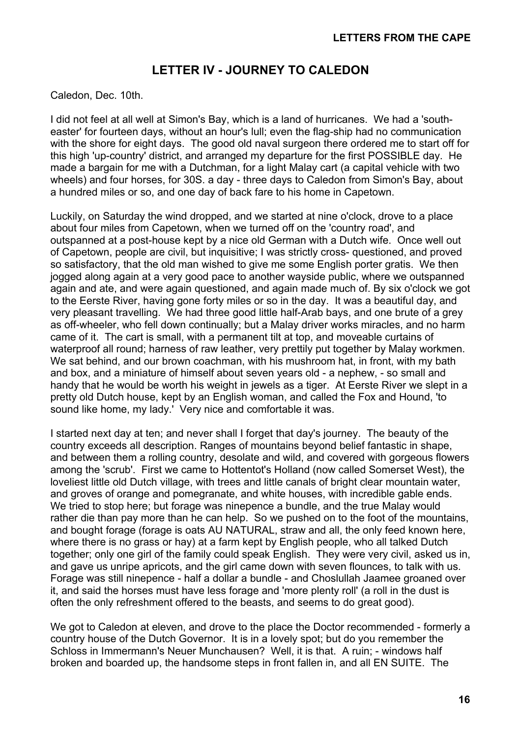## LETTER IV - JOURNEY TO CALEDON

Caledon, Dec. 10th.

I did not feel at all well at Simon's Bay, which is a land of hurricanes. We had a 'south-easter' for fourteen days, without an hour's lull; even the flag-ship had no communication with the shore for eight days. The good old naval surgeon there ordered me to start off for this high 'up-country' district, and arranged my departure for the first POSSIBLE day. He made a bargain for me with a Dutchman, for a light Malay cart (a capital vehicle with two wheels) and four horses, for 30S. a day - three days to Caledon from Simon's Bay, about a hundred miles or so, and one day of back fare to his home in Capetown.

Luckily, on Saturday the wind dropped, and we started at nine o'clock, drove to a place about four miles from Capetown, when we turned off on the 'country road', and outspanned at a post-house kept by a nice old German with a Dutch wife. Once well out of Capetown, people are civil, but inquisitive; I was strictly cross- questioned, and proved so satisfactory, that the old man wished to give me some English porter gratis. We then jogged along again at a very good pace to another wayside public, where we outspanned again and ate, and were again questioned, and again made much of. By six o'clock we got to the Eerste River, having gone forty miles or so in the day. It was a beautiful day, and very pleasant travelling. We had three good little half-Arab bays, and one brute of a grey as off-wheeler, who fell down continually; but a Malay driver works miracles, and no harm came of it. The cart is small, with a permanent tilt at top, and moveable curtains of waterproof all round; harness of raw leather, very prettily put together by Malay workmen. We sat behind, and our brown coachman, with his mushroom hat, in front, with my bath and box, and a miniature of himself about seven years old - a nephew, - so small and handy that he would be worth his weight in jewels as a tiger. At Eerste River we slept in a pretty old Dutch house, kept by an English woman, and called the Fox and Hound, 'to sound like home, my lady.' Very nice and comfortable it was.

I started next day at ten; and never shall I forget that day's journey. The beauty of the country exceeds all description. Ranges of mountains beyond belief fantastic in shape, and between them a rolling country, desolate and wild, and covered with gorgeous flowers among the 'scrub'. First we came to Hottentot's Holland (now called Somerset West), the loveliest little old Dutch village, with trees and little canals of bright clear mountain water, and groves of orange and pomegranate, and white houses, with incredible gable ends. We tried to stop here; but forage was ninepence a bundle, and the true Malay would rather die than pay more than he can help. So we pushed on to the foot of the mountains, and bought forage (forage is oats AU NATURAL, straw and all, the only feed known here, where there is no grass or hay) at a farm kept by English people, who all talked Dutch together; only one girl of the family could speak English. They were very civil, asked us in, and gave us unripe apricots, and the girl came down with seven flounces, to talk with us. Forage was still ninepence - half a dollar a bundle - and Choslullah Jaamee groaned over it, and said the horses must have less forage and 'more plenty roll' (a roll in the dust is often the only refreshment offered to the beasts, and seems to do great good).

We got to Caledon at eleven, and drove to the place the Doctor recommended - formerly a country house of the Dutch Governor. It is in a lovely spot; but do you remember the Schloss in Immermann's Neuer Munchausen? Well, it is that. A ruin; - windows half broken and boarded up, the handsome steps in front fallen in, and all EN SUITE. The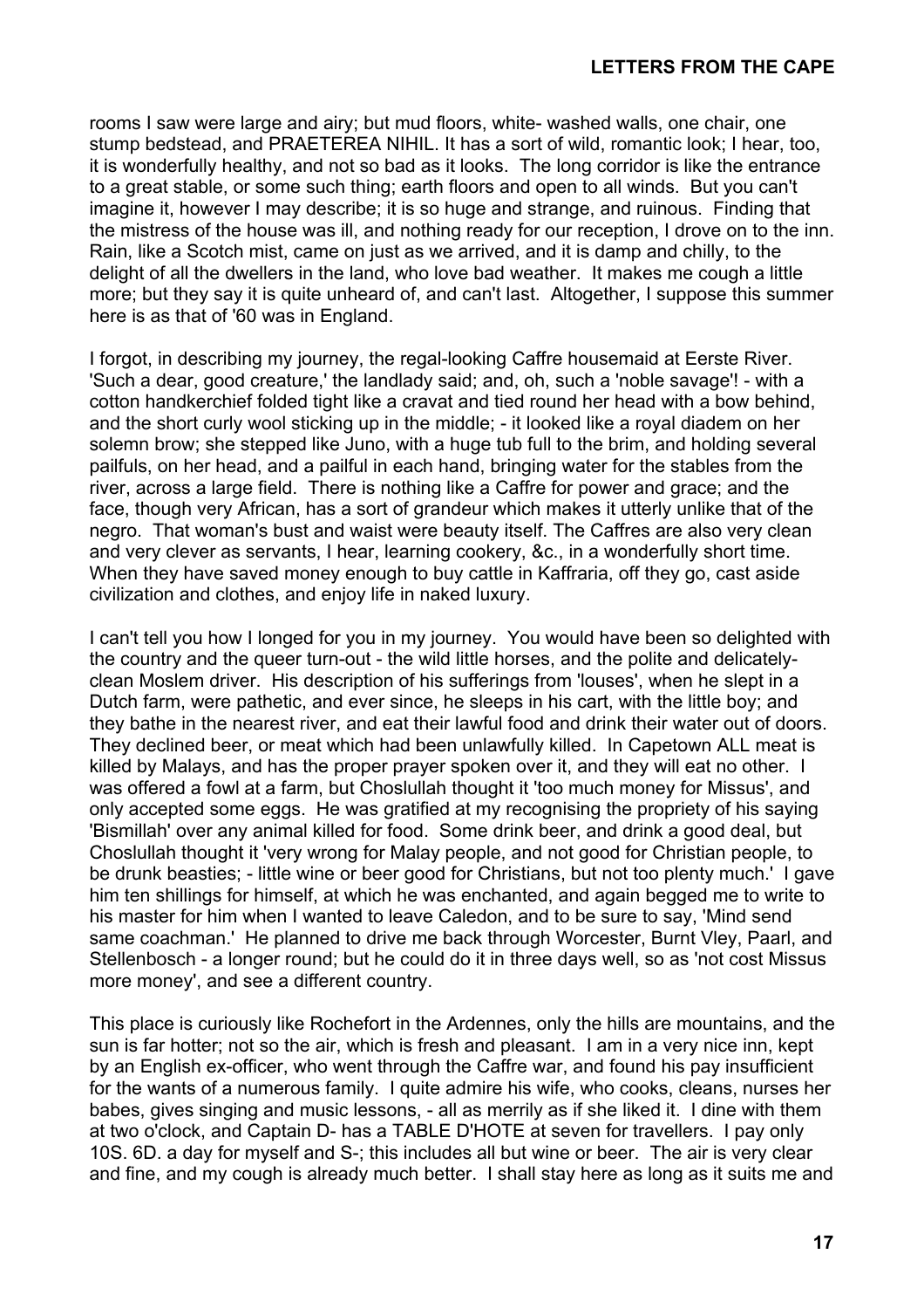rooms I saw were large and airy; but mud floors, white- washed walls, one chair, one stump bedstead, and PRAETEREA NIHIL. It has a sort of wild, romantic look; I hear, too, it is wonderfully healthy, and not so bad as it looks. The long corridor is like the entrance to a great stable, or some such thing; earth floors and open to all winds. But you can't imagine it, however I may describe; it is so huge and strange, and ruinous. Finding that the mistress of the house was ill, and nothing ready for our reception, I drove on to the inn. Rain, like a Scotch mist, came on just as we arrived, and it is damp and chilly, to the delight of all the dwellers in the land, who love bad weather. It makes me cough a little more; but they say it is quite unheard of, and can't last. Altogether, I suppose this summer here is as that of '60 was in England.

I forgot, in describing my journey, the regal-looking Caffre housemaid at Eerste River. 'Such a dear, good creature,' the landlady said; and, oh, such a 'noble savage'! - with a cotton handkerchief folded tight like a cravat and tied round her head with a bow behind, and the short curly wool sticking up in the middle; - it looked like a royal diadem on her solemn brow; she stepped like Juno, with a huge tub full to the brim, and holding several pailfuls, on her head, and a pailful in each hand, bringing water for the stables from the river, across a large field. There is nothing like a Caffre for power and grace; and the face, though very African, has a sort of grandeur which makes it utterly unlike that of the negro. That woman's bust and waist were beauty itself. The Caffres are also very clean and very clever as servants, I hear, learning cookery, &c., in a wonderfully short time. When they have saved money enough to buy cattle in Kaffraria, off they go, cast aside civilization and clothes, and enjoy life in naked luxury.

I can't tell you how I longed for you in my journey. You would have been so delighted with the country and the queer turn-out - the wild little horses, and the polite and delicately-clean Moslem driver. His description of his sufferings from 'louses', when he slept in a Dutch farm, were pathetic, and ever since, he sleeps in his cart, with the little boy; and they bathe in the nearest river, and eat their lawful food and drink their water out of doors. They declined beer, or meat which had been unlawfully killed. In Capetown ALL meat is killed by Malays, and has the proper prayer spoken over it, and they will eat no other. I was offered a fowl at a farm, but Choslullah thought it 'too much money for Missus', and only accepted some eggs. He was gratified at my recognising the propriety of his saying 'Bismillah' over any animal killed for food. Some drink beer, and drink a good deal, but Choslullah thought it 'very wrong for Malay people, and not good for Christian people, to be drunk beasties; - little wine or beer good for Christians, but not too plenty much.' I gave him ten shillings for himself, at which he was enchanted, and again begged me to write to his master for him when I wanted to leave Caledon, and to be sure to say, 'Mind send same coachman.' He planned to drive me back through Worcester, Burnt Vley, Paarl, and Stellenbosch - a longer round; but he could do it in three days well, so as 'not cost Missus more money', and see a different country.

This place is curiously like Rochefort in the Ardennes, only the hills are mountains, and the sun is far hotter; not so the air, which is fresh and pleasant. I am in a very nice inn, kept by an English ex-officer, who went through the Caffre war, and found his pay insufficient for the wants of a numerous family. I quite admire his wife, who cooks, cleans, nurses her babes, gives singing and music lessons, - all as merrily as if she liked it. I dine with them at two o'clock, and Captain D- has a TABLE D'HOTE at seven for travellers. I pay only 10S. 6D. a day for myself and S-; this includes all but wine or beer. The air is very clear and fine, and my cough is already much better. I shall stay here as long as it suits me and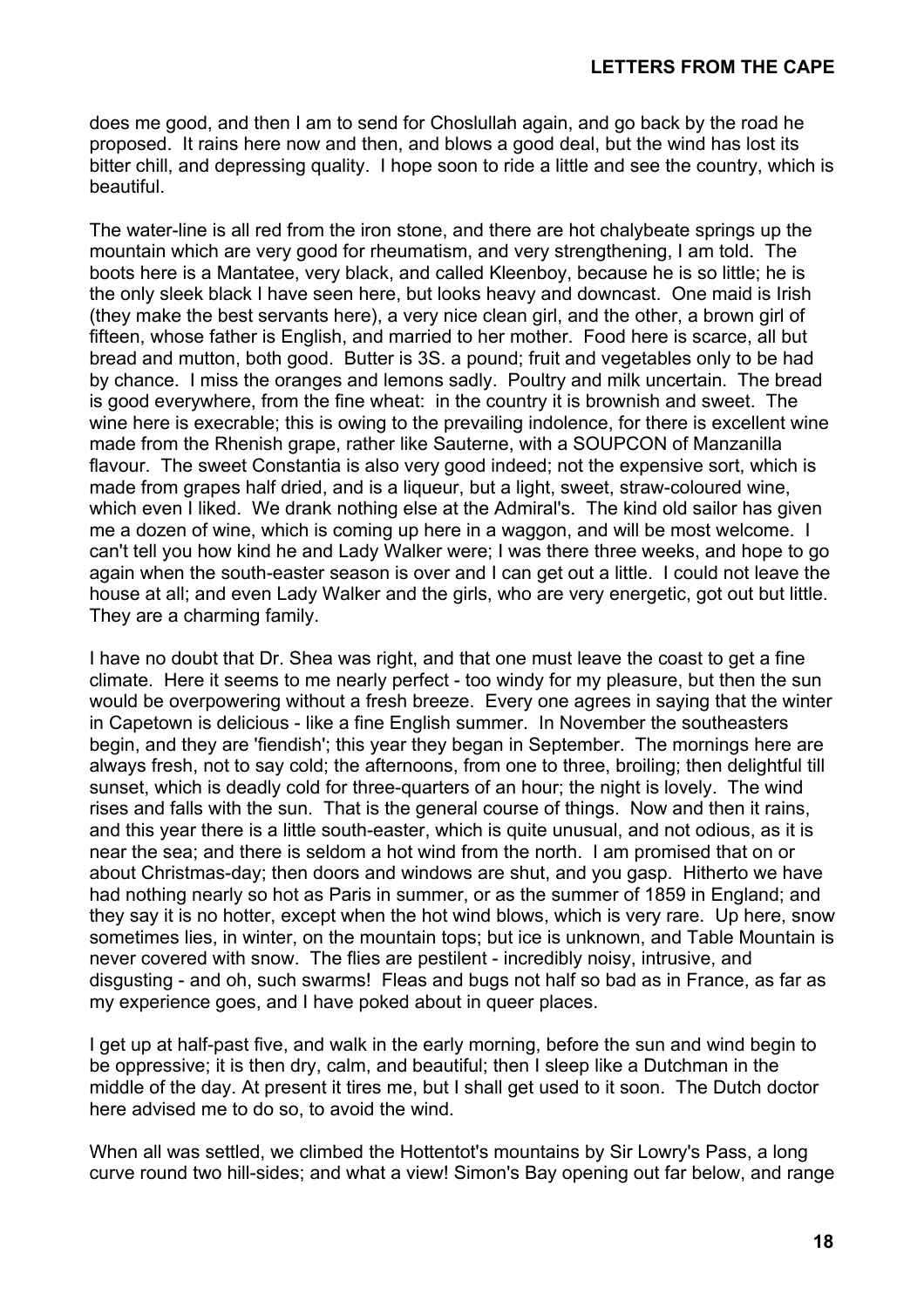does me good, and then I am to send for Choslullah again, and go back by the road he proposed. It rains here now and then, and blows a good deal, but the wind has lost its bitter chill, and depressing quality. I hope soon to ride a little and see the country, which is beautiful.

The water-line is all red from the iron stone, and there are hot chalybeate springs up the mountain which are very good for rheumatism, and very strengthening, I am told. The boots here is a Mantatee, very black, and called Kleenboy, because he is so little; he is the only sleek black I have seen here, but looks heavy and downcast. One maid is Irish (they make the best servants here), a very nice clean girl, and the other, a brown girl of fifteen, whose father is English, and married to her mother. Food here is scarce, all but bread and mutton, both good. Butter is 3S. a pound; fruit and vegetables only to be had by chance. I miss the oranges and lemons sadly. Poultry and milk uncertain. The bread is good everywhere, from the fine wheat: in the country it is brownish and sweet. The wine here is execrable; this is owing to the prevailing indolence, for there is excellent wine made from the Rhenish grape, rather like Sauterne, with a SOUPCON of Manzanilla flavour. The sweet Constantia is also very good indeed; not the expensive sort, which is made from grapes half dried, and is a liqueur, but a light, sweet, straw-coloured wine, which even I liked. We drank nothing else at the Admiral's. The kind old sailor has given me a dozen of wine, which is coming up here in a waggon, and will be most welcome. I can't tell you how kind he and Lady Walker were; I was there three weeks, and hope to go again when the south-easter season is over and I can get out a little. I could not leave the house at all; and even Lady Walker and the girls, who are very energetic, got out but little. They are a charming family.

I have no doubt that Dr. Shea was right, and that one must leave the coast to get a fine climate. Here it seems to me nearly perfect - too windy for my pleasure, but then the sun would be overpowering without a fresh breeze. Every one agrees in saying that the winter in Capetown is delicious - like a fine English summer. In November the southeasters begin, and they are 'fiendish'; this year they began in September. The mornings here are always fresh, not to say cold; the afternoons, from one to three, broiling; then delightful till sunset, which is deadly cold for three-quarters of an hour; the night is lovely. The wind rises and falls with the sun. That is the general course of things. Now and then it rains, and this year there is a little south-easter, which is quite unusual, and not odious, as it is near the sea; and there is seldom a hot wind from the north. I am promised that on or about Christmas-day; then doors and windows are shut, and you gasp. Hitherto we have had nothing nearly so hot as Paris in summer, or as the summer of 1859 in England; and they say it is no hotter, except when the hot wind blows, which is very rare. Up here, snow sometimes lies, in winter, on the mountain tops; but ice is unknown, and Table Mountain is never covered with snow. The flies are pestilent - incredibly noisy, intrusive, and disgusting - and oh, such swarms! Fleas and bugs not half so bad as in France, as far as my experience goes, and I have poked about in queer places.

I get up at half-past five, and walk in the early morning, before the sun and wind begin to be oppressive; it is then dry, calm, and beautiful; then I sleep like a Dutchman in the middle of the day. At present it tires me, but I shall get used to it soon. The Dutch doctor here advised me to do so, to avoid the wind.

When all was settled, we climbed the Hottentot's mountains by Sir Lowry's Pass, a long curve round two hill-sides; and what a view! Simon's Bay opening out far below, and range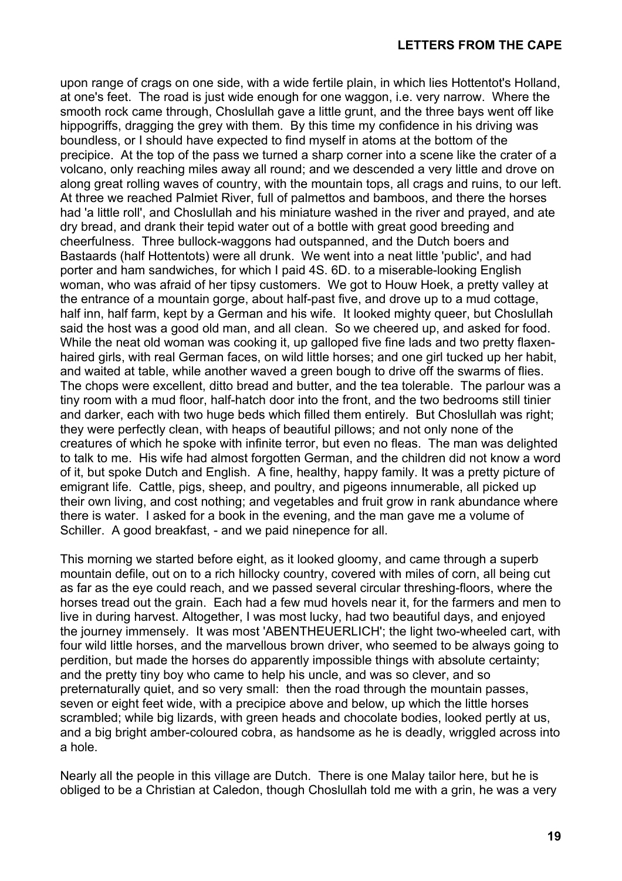upon range of crags on one side, with a wide fertile plain, in which lies Hottentot's Holland, at one's feet. The road is just wide enough for one waggon, i.e. very narrow. Where the smooth rock came through, Choslullah gave a little grunt, and the three bays went off like hippogriffs, dragging the grey with them. By this time my confidence in his driving was boundless, or I should have expected to find myself in atoms at the bottom of the precipice. At the top of the pass we turned a sharp corner into a scene like the crater of a volcano, only reaching miles away all round; and we descended a very little and drove on along great rolling waves of country, with the mountain tops, all crags and ruins, to our left. At three we reached Palmiet River, full of palmettos and bamboos, and there the horses had 'a little roll', and Choslullah and his miniature washed in the river and prayed, and ate dry bread, and drank their tepid water out of a bottle with great good breeding and cheerfulness. Three bullock-waggons had outspanned, and the Dutch boers and Bastaards (half Hottentots) were all drunk. We went into a neat little 'public', and had porter and ham sandwiches, for which I paid 4S. 6D. to a miserable-looking English woman, who was afraid of her tipsy customers. We got to Houw Hoek, a pretty valley at the entrance of a mountain gorge, about half-past five, and drove up to a mud cottage, half inn, half farm, kept by a German and his wife. It looked mighty queer, but Choslullah said the host was a good old man, and all clean. So we cheered up, and asked for food. While the neat old woman was cooking it, up galloped five fine lads and two pretty flaxen-haired girls, with real German faces, on wild little horses; and one girl tucked up her habit, and waited at table, while another waved a green bough to drive off the swarms of flies. The chops were excellent, ditto bread and butter, and the tea tolerable. The parlour was a tiny room with a mud floor, half-hatch door into the front, and the two bedrooms still tinier and darker, each with two huge beds which filled them entirely. But Choslullah was right; they were perfectly clean, with heaps of beautiful pillows; and not only none of the creatures of which he spoke with infinite terror, but even no fleas. The man was delighted to talk to me. His wife had almost forgotten German, and the children did not know a word of it, but spoke Dutch and English. A fine, healthy, happy family. It was a pretty picture of emigrant life. Cattle, pigs, sheep, and poultry, and pigeons innumerable, all picked up their own living, and cost nothing; and vegetables and fruit grow in rank abundance where there is water. I asked for a book in the evening, and the man gave me a volume of Schiller. A good breakfast, - and we paid ninepence for all.

This morning we started before eight, as it looked gloomy, and came through a superb mountain defile, out on to a rich hillocky country, covered with miles of corn, all being cut as far as the eye could reach, and we passed several circular threshing-floors, where the horses tread out the grain. Each had a few mud hovels near it, for the farmers and men to live in during harvest. Altogether, I was most lucky, had two beautiful days, and enjoyed the journey immensely. It was most 'ABENTHEUERLICH'; the light two-wheeled cart, with four wild little horses, and the marvellous brown driver, who seemed to be always going to perdition, but made the horses do apparently impossible things with absolute certainty; and the pretty tiny boy who came to help his uncle, and was so clever, and so preternaturally quiet, and so very small: then the road through the mountain passes, seven or eight feet wide, with a precipice above and below, up which the little horses scrambled; while big lizards, with green heads and chocolate bodies, looked pertly at us, and a big bright amber-coloured cobra, as handsome as he is deadly, wriggled across into a hole.

Nearly all the people in this village are Dutch. There is one Malay tailor here, but he is obliged to be a Christian at Caledon, though Choslullah told me with a grin, he was a very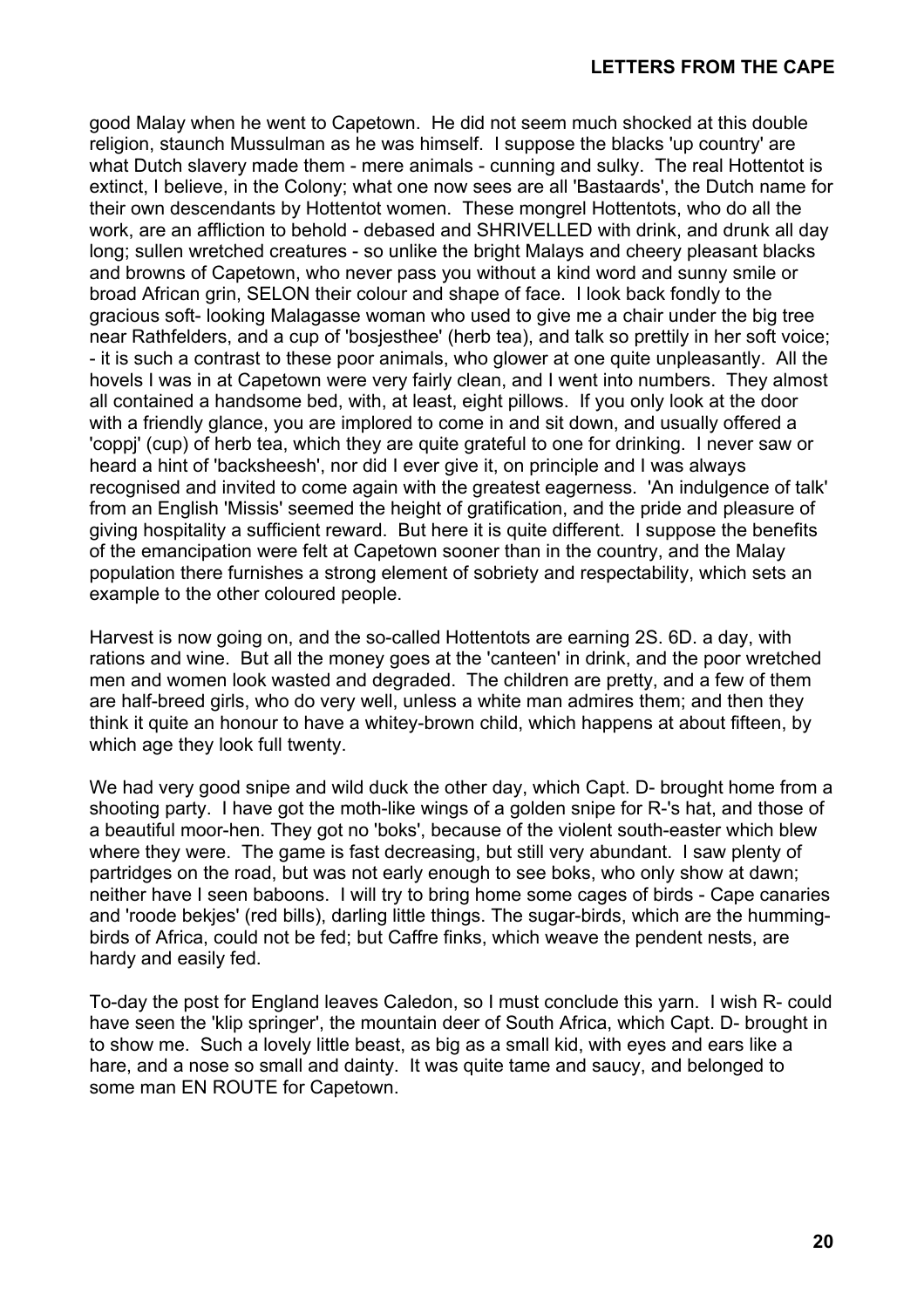good Malay when he went to Capetown. He did not seem much shocked at this double religion, staunch Mussulman as he was himself. I suppose the blacks 'up country' are what Dutch slavery made them - mere animals - cunning and sulky. The real Hottentot is extinct, I believe, in the Colony; what one now sees are all 'Bastaards', the Dutch name for their own descendants by Hottentot women. These mongrel Hottentots, who do all the work, are an affliction to behold - debased and SHRIVELLED with drink, and drunk all day long; sullen wretched creatures - so unlike the bright Malays and cheery pleasant blacks and browns of Capetown, who never pass you without a kind word and sunny smile or broad African grin, SELON their colour and shape of face. I look back fondly to the gracious soft- looking Malagasse woman who used to give me a chair under the big tree near Rathfelders, and a cup of 'bosjesthee' (herb tea), and talk so prettily in her soft voice; - it is such a contrast to these poor animals, who glower at one quite unpleasantly. All the hovels I was in at Capetown were very fairly clean, and I went into numbers. They almost all contained a handsome bed, with, at least, eight pillows. If you only look at the door with a friendly glance, you are implored to come in and sit down, and usually offered a 'coppj' (cup) of herb tea, which they are quite grateful to one for drinking. I never saw or heard a hint of 'backsheesh', nor did I ever give it, on principle and I was always recognised and invited to come again with the greatest eagerness. 'An indulgence of talk' from an English 'Missis' seemed the height of gratification, and the pride and pleasure of giving hospitality a sufficient reward. But here it is quite different. I suppose the benefits of the emancipation were felt at Capetown sooner than in the country, and the Malay population there furnishes a strong element of sobriety and respectability, which sets an example to the other coloured people.

Harvest is now going on, and the so-called Hottentots are earning 2S. 6D. a day, with rations and wine. But all the money goes at the 'canteen' in drink, and the poor wretched men and women look wasted and degraded. The children are pretty, and a few of them are half-breed girls, who do very well, unless a white man admires them; and then they think it quite an honour to have a whitey-brown child, which happens at about fifteen, by which age they look full twenty.

We had very good snipe and wild duck the other day, which Capt. D- brought home from a shooting party. I have got the moth-like wings of a golden snipe for R-'s hat, and those of a beautiful moor-hen. They got no 'boks', because of the violent south-easter which blew where they were. The game is fast decreasing, but still very abundant. I saw plenty of partridges on the road, but was not early enough to see boks, who only show at dawn; neither have I seen baboons. I will try to bring home some cages of birds - Cape canaries and 'roode bekjes' (red bills), darling little things. The sugar-birds, which are the humming-birds of Africa, could not be fed; but Caffre finks, which weave the pendent nests, are hardy and easily fed.

To-day the post for England leaves Caledon, so I must conclude this yarn. I wish R- could have seen the 'klip springer', the mountain deer of South Africa, which Capt. D- brought in to show me. Such a lovely little beast, as big as a small kid, with eyes and ears like a hare, and a nose so small and dainty. It was quite tame and saucy, and belonged to some man EN ROUTE for Capetown.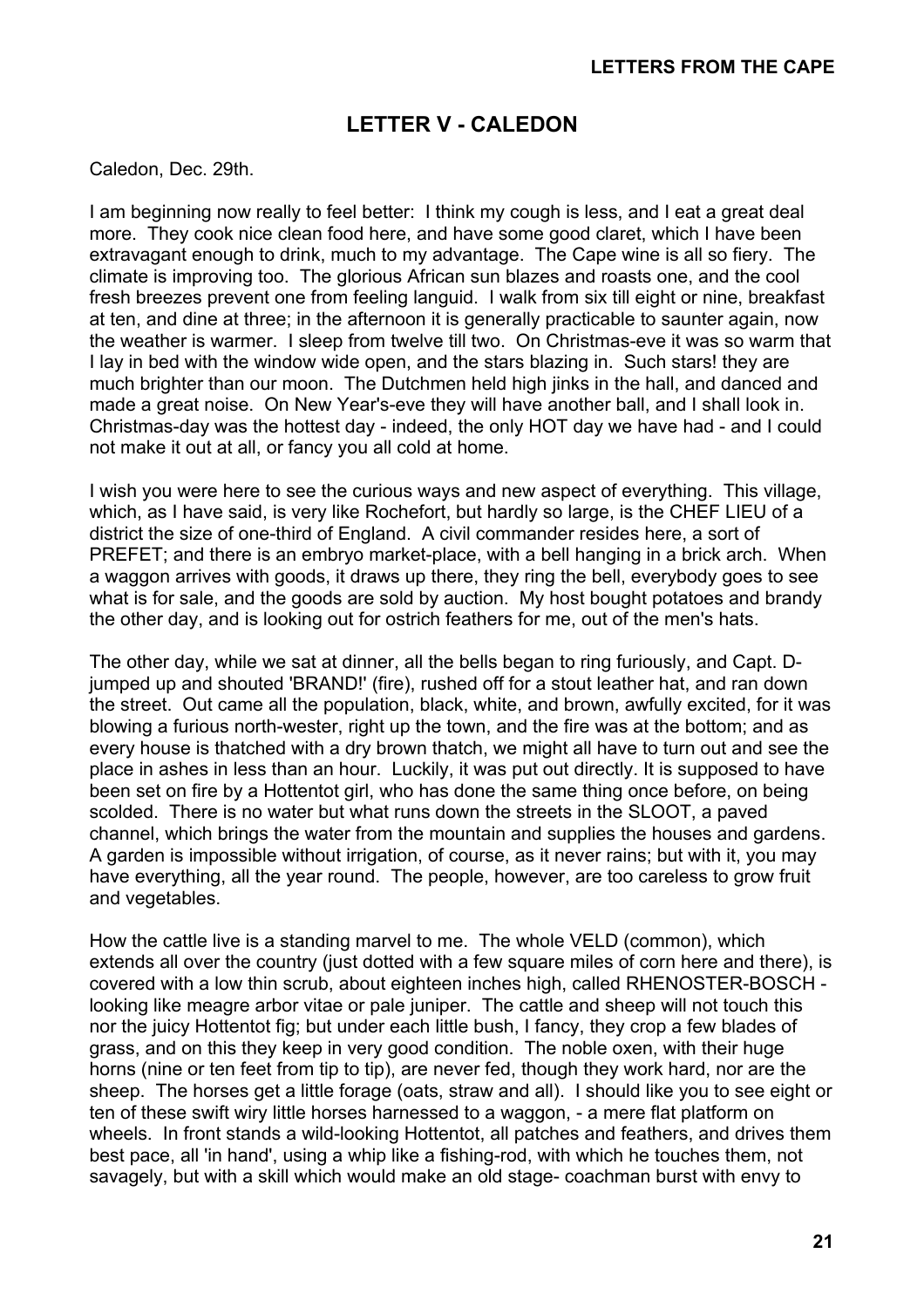## LETTER V - CALEDON

Caledon, Dec. 29th.

I am beginning now really to feel better: I think my cough is less, and I eat a great deal more. They cook nice clean food here, and have some good claret, which I have been extravagant enough to drink, much to my advantage. The Cape wine is all so fiery. The climate is improving too. The glorious African sun blazes and roasts one, and the cool fresh breezes prevent one from feeling languid. I walk from six till eight or nine, breakfast at ten, and dine at three; in the afternoon it is generally practicable to saunter again, now the weather is warmer. I sleep from twelve till two. On Christmas-eve it was so warm that I lay in bed with the window wide open, and the stars blazing in. Such stars! they are much brighter than our moon. The Dutchmen held high jinks in the hall, and danced and made a great noise. On New Year's-eve they will have another ball, and I shall look in. Christmas-day was the hottest day - indeed, the only HOT day we have had - and I could not make it out at all, or fancy you all cold at home.

I wish you were here to see the curious ways and new aspect of everything. This village, which, as I have said, is very like Rochefort, but hardly so large, is the CHEF LIEU of a district the size of one-third of England. A civil commander resides here, a sort of PREFET; and there is an embryo market-place, with a bell hanging in a brick arch. When a waggon arrives with goods, it draws up there, they ring the bell, everybody goes to see what is for sale, and the goods are sold by auction. My host bought potatoes and brandy the other day, and is looking out for ostrich feathers for me, out of the men's hats.

The other day, while we sat at dinner, all the bells began to ring furiously, and Capt. D- jumped up and shouted 'BRAND!' (fire), rushed off for a stout leather hat, and ran down the street. Out came all the population, black, white, and brown, awfully excited, for it was blowing a furious north-wester, right up the town, and the fire was at the bottom; and as every house is thatched with a dry brown thatch, we might all have to turn out and see the place in ashes in less than an hour. Luckily, it was put out directly. It is supposed to have been set on fire by a Hottentot girl, who has done the same thing once before, on being scolded. There is no water but what runs down the streets in the SLOOT, a paved channel, which brings the water from the mountain and supplies the houses and gardens. A garden is impossible without irrigation, of course, as it never rains; but with it, you may have everything, all the year round. The people, however, are too careless to grow fruit and vegetables.

How the cattle live is a standing marvel to me. The whole VELD (common), which extends all over the country (just dotted with a few square miles of corn here and there), is covered with a low thin scrub, about eighteen inches high, called RHENOSTER-BOSCH - looking like meagre arbor vitae or pale juniper. The cattle and sheep will not touch this nor the juicy Hottentot fig; but under each little bush, I fancy, they crop a few blades of grass, and on this they keep in very good condition. The noble oxen, with their huge horns (nine or ten feet from tip to tip), are never fed, though they work hard, nor are the sheep. The horses get a little forage (oats, straw and all). I should like you to see eight or ten of these swift wiry little horses harnessed to a waggon, - a mere flat platform on wheels. In front stands a wild-looking Hottentot, all patches and feathers, and drives them best pace, all 'in hand', using a whip like a fishing-rod, with which he touches them, not savagely, but with a skill which would make an old stage- coachman burst with envy to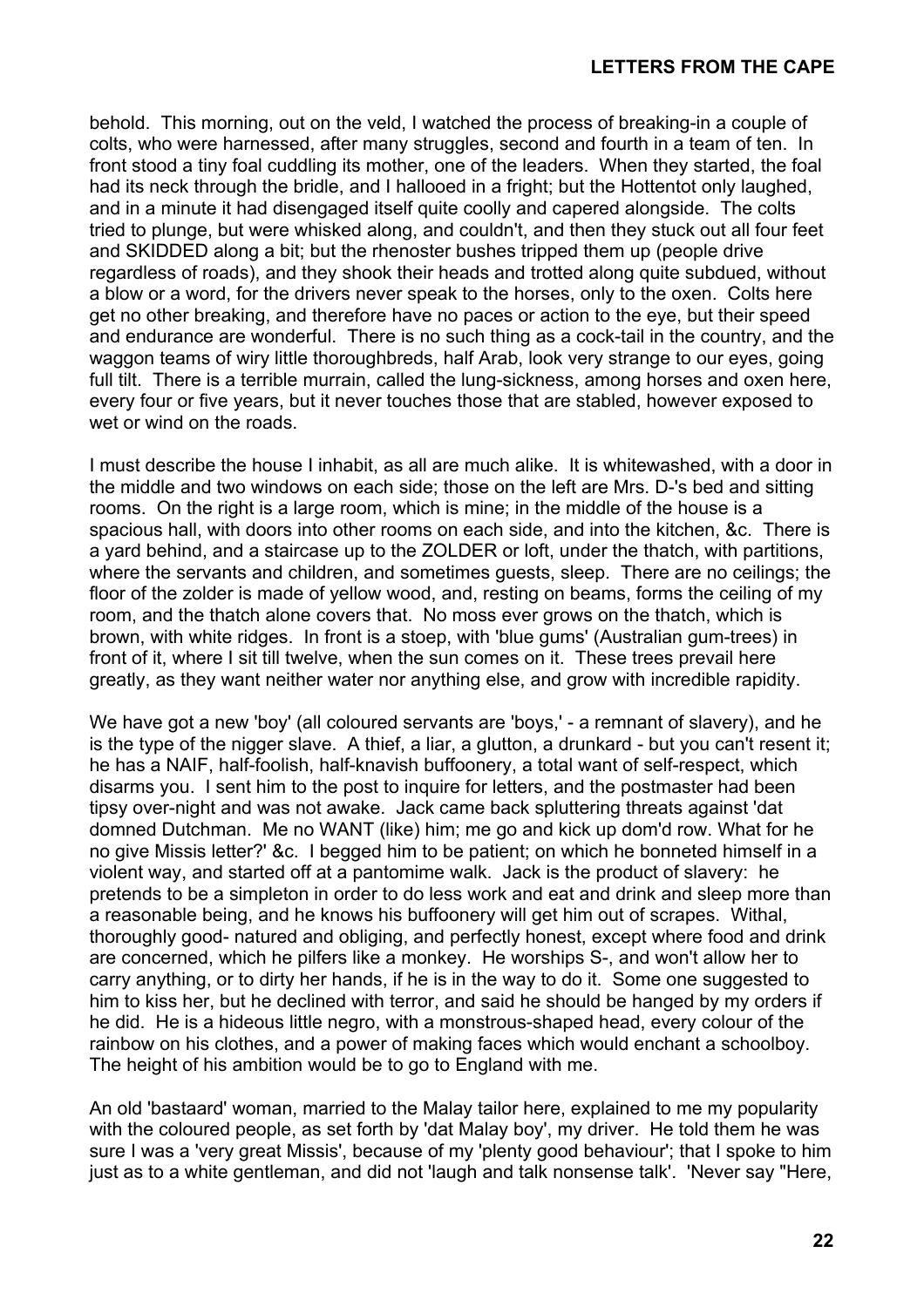behold. This morning, out on the veld, I watched the process of breaking-in a couple of colts, who were harnessed, after many struggles, second and fourth in a team of ten. In front stood a tiny foal cuddling its mother, one of the leaders. When they started, the foal had its neck through the bridle, and I hallooed in a fright; but the Hottentot only laughed, and in a minute it had disengaged itself quite coolly and capered alongside. The colts tried to plunge, but were whisked along, and couldn't, and then they stuck out all four feet and SKIDDED along a bit; but the rhenoster bushes tripped them up (people drive regardless of roads), and they shook their heads and trotted along quite subdued, without a blow or a word, for the drivers never speak to the horses, only to the oxen. Colts here get no other breaking, and therefore have no paces or action to the eye, but their speed and endurance are wonderful. There is no such thing as a cock-tail in the country, and the waggon teams of wiry little thoroughbreds, half Arab, look very strange to our eyes, going full tilt. There is a terrible murrain, called the lung-sickness, among horses and oxen here, every four or five years, but it never touches those that are stabled, however exposed to wet or wind on the roads.

I must describe the house I inhabit, as all are much alike. It is whitewashed, with a door in the middle and two windows on each side; those on the left are Mrs. D-'s bed and sitting rooms. On the right is a large room, which is mine; in the middle of the house is a spacious hall, with doors into other rooms on each side, and into the kitchen, &c. There is a yard behind, and a staircase up to the ZOLDER or loft, under the thatch, with partitions, where the servants and children, and sometimes guests, sleep. There are no ceilings; the floor of the zolder is made of yellow wood, and, resting on beams, forms the ceiling of my room, and the thatch alone covers that. No moss ever grows on the thatch, which is brown, with white ridges. In front is a stoep, with 'blue gums' (Australian gum-trees) in front of it, where I sit till twelve, when the sun comes on it. These trees prevail here greatly, as they want neither water nor anything else, and grow with incredible rapidity.

We have got a new 'boy' (all coloured servants are 'boys,' - a remnant of slavery), and he is the type of the nigger slave. A thief, a liar, a glutton, a drunkard - but you can't resent it; he has a NAIF, half-foolish, half-knavish buffoonery, a total want of self-respect, which disarms you. I sent him to the post to inquire for letters, and the postmaster had been tipsy over-night and was not awake. Jack came back spluttering threats against 'dat domned Dutchman. Me no WANT (like) him; me go and kick up dom'd row. What for he no give Missis letter?' &c. I begged him to be patient; on which he bonneted himself in a violent way, and started off at a pantomime walk. Jack is the product of slavery: he pretends to be a simpleton in order to do less work and eat and drink and sleep more than a reasonable being, and he knows his buffoonery will get him out of scrapes. Withal, thoroughly good- natured and obliging, and perfectly honest, except where food and drink are concerned, which he pilfers like a monkey. He worships S-, and won't allow her to carry anything, or to dirty her hands, if he is in the way to do it. Some one suggested to him to kiss her, but he declined with terror, and said he should be hanged by my orders if he did. He is a hideous little negro, with a monstrous-shaped head, every colour of the rainbow on his clothes, and a power of making faces which would enchant a schoolboy. The height of his ambition would be to go to England with me.

An old 'bastaard' woman, married to the Malay tailor here, explained to me my popularity with the coloured people, as set forth by 'dat Malay boy', my driver. He told them he was sure I was a 'very great Missis', because of my 'plenty good behaviour'; that I spoke to him just as to a white gentleman, and did not 'laugh and talk nonsense talk'. 'Never say "Here,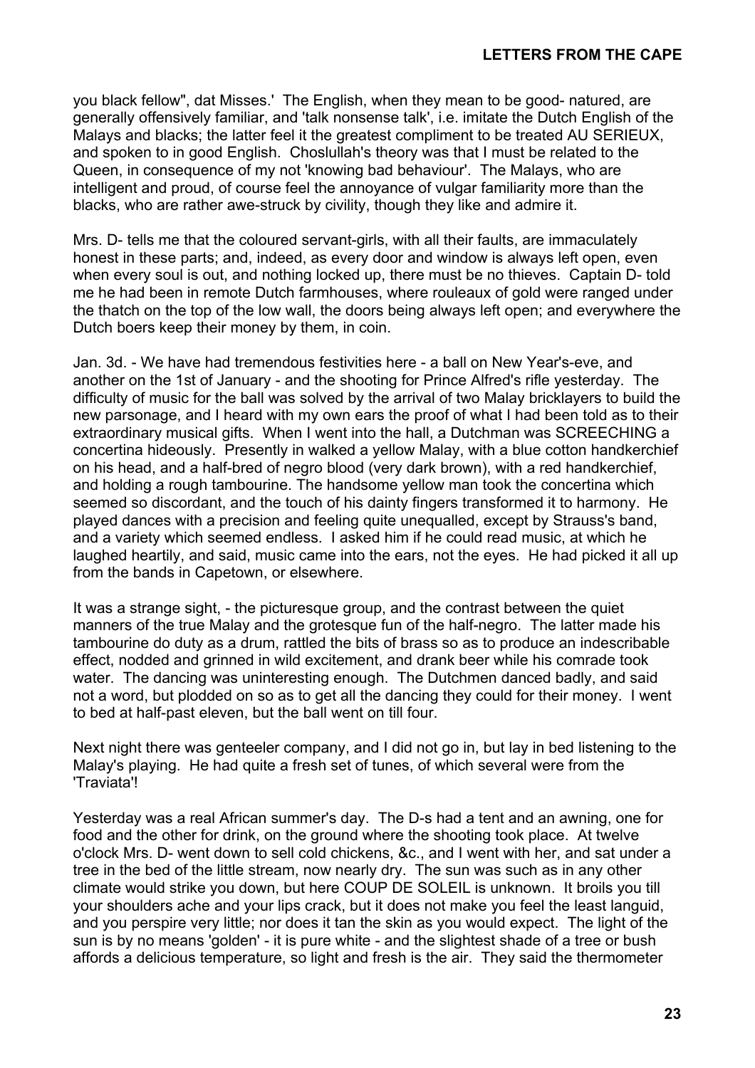you black fellow", dat Misses.' The English, when they mean to be good- natured, are generally offensively familiar, and 'talk nonsense talk', i.e. imitate the Dutch English of the Malays and blacks; the latter feel it the greatest compliment to be treated AU SERIEUX, and spoken to in good English. Choslullah's theory was that I must be related to the Queen, in consequence of my not 'knowing bad behaviour'. The Malays, who are intelligent and proud, of course feel the annoyance of vulgar familiarity more than the blacks, who are rather awe-struck by civility, though they like and admire it.

Mrs. D- tells me that the coloured servant-girls, with all their faults, are immaculately honest in these parts; and, indeed, as every door and window is always left open, even when every soul is out, and nothing locked up, there must be no thieves. Captain D- told me he had been in remote Dutch farmhouses, where rouleaux of gold were ranged under the thatch on the top of the low wall, the doors being always left open; and everywhere the Dutch boers keep their money by them, in coin.

Jan. 3d. - We have had tremendous festivities here - a ball on New Year's-eve, and another on the 1st of January - and the shooting for Prince Alfred's rifle yesterday. The difficulty of music for the ball was solved by the arrival of two Malay bricklayers to build the new parsonage, and I heard with my own ears the proof of what I had been told as to their extraordinary musical gifts. When I went into the hall, a Dutchman was SCREECHING a concertina hideously. Presently in walked a yellow Malay, with a blue cotton handkerchief on his head, and a half-bred of negro blood (very dark brown), with a red handkerchief, and holding a rough tambourine. The handsome yellow man took the concertina which seemed so discordant, and the touch of his dainty fingers transformed it to harmony. He played dances with a precision and feeling quite unequalled, except by Strauss's band, and a variety which seemed endless. I asked him if he could read music, at which he laughed heartily, and said, music came into the ears, not the eyes. He had picked it all up from the bands in Capetown, or elsewhere.

It was a strange sight, - the picturesque group, and the contrast between the quiet manners of the true Malay and the grotesque fun of the half-negro. The latter made his tambourine do duty as a drum, rattled the bits of brass so as to produce an indescribable effect, nodded and grinned in wild excitement, and drank beer while his comrade took water. The dancing was uninteresting enough. The Dutchmen danced badly, and said not a word, but plodded on so as to get all the dancing they could for their money. I went to bed at half-past eleven, but the ball went on till four.

Next night there was genteeler company, and I did not go in, but lay in bed listening to the Malay's playing. He had quite a fresh set of tunes, of which several were from the 'Traviata'!

Yesterday was a real African summer's day. The D-s had a tent and an awning, one for food and the other for drink, on the ground where the shooting took place. At twelve o'clock Mrs. D- went down to sell cold chickens, &c., and I went with her, and sat under a tree in the bed of the little stream, now nearly dry. The sun was such as in any other climate would strike you down, but here COUP DE SOLEIL is unknown. It broils you till your shoulders ache and your lips crack, but it does not make you feel the least languid, and you perspire very little; nor does it tan the skin as you would expect. The light of the sun is by no means 'golden' - it is pure white - and the slightest shade of a tree or bush affords a delicious temperature, so light and fresh is the air. They said the thermometer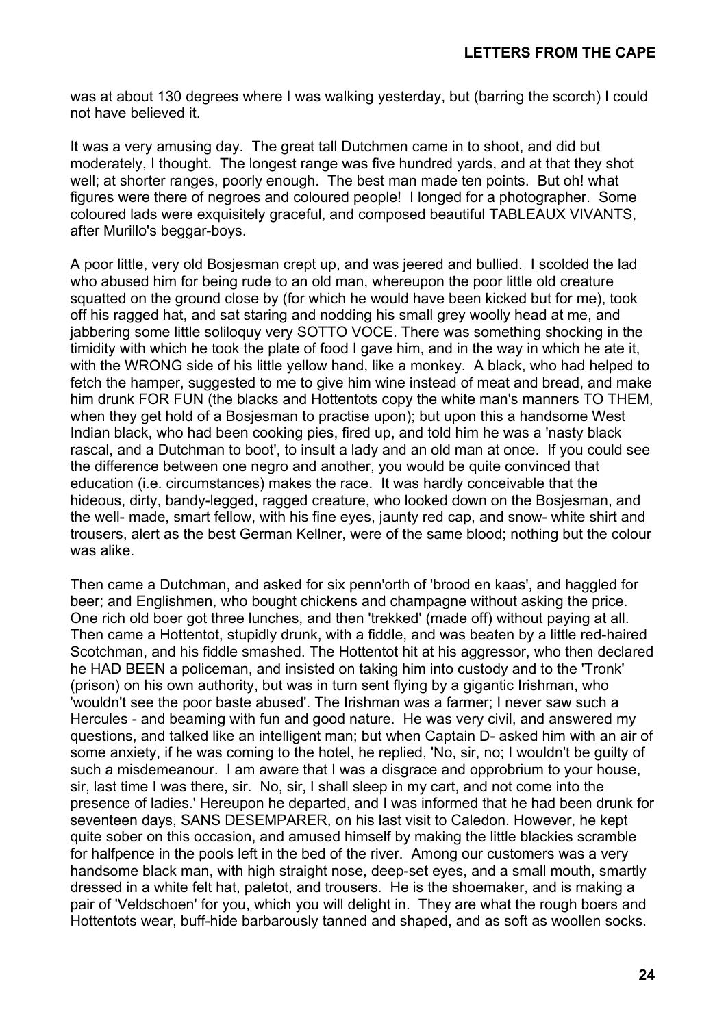was at about 130 degrees where I was walking yesterday, but (barring the scorch) I could not have believed it.

It was a very amusing day. The great tall Dutchmen came in to shoot, and did but moderately, I thought. The longest range was five hundred yards, and at that they shot well; at shorter ranges, poorly enough. The best man made ten points. But oh! what figures were there of negroes and coloured people! I longed for a photographer. Some coloured lads were exquisitely graceful, and composed beautiful TABLEAUX VIVANTS, after Murillo's beggar-boys.

A poor little, very old Bosjesman crept up, and was jeered and bullied. I scolded the lad who abused him for being rude to an old man, whereupon the poor little old creature squatted on the ground close by (for which he would have been kicked but for me), took off his ragged hat, and sat staring and nodding his small grey woolly head at me, and jabbering some little soliloquy very SOTTO VOCE. There was something shocking in the timidity with which he took the plate of food I gave him, and in the way in which he ate it, with the WRONG side of his little yellow hand, like a monkey. A black, who had helped to fetch the hamper, suggested to me to give him wine instead of meat and bread, and make him drunk FOR FUN (the blacks and Hottentots copy the white man's manners TO THEM, when they get hold of a Bosjesman to practise upon); but upon this a handsome West Indian black, who had been cooking pies, fired up, and told him he was a 'nasty black rascal, and a Dutchman to boot', to insult a lady and an old man at once. If you could see the difference between one negro and another, you would be quite convinced that education (i.e. circumstances) makes the race. It was hardly conceivable that the hideous, dirty, bandy-legged, ragged creature, who looked down on the Bosjesman, and the well- made, smart fellow, with his fine eyes, jaunty red cap, and snow- white shirt and trousers, alert as the best German Kellner, were of the same blood; nothing but the colour was alike.

Then came a Dutchman, and asked for six penn'orth of 'brood en kaas', and haggled for beer; and Englishmen, who bought chickens and champagne without asking the price. One rich old boer got three lunches, and then 'trekked' (made off) without paying at all. Then came a Hottentot, stupidly drunk, with a fiddle, and was beaten by a little red-haired Scotchman, and his fiddle smashed. The Hottentot hit at his aggressor, who then declared he HAD BEEN a policeman, and insisted on taking him into custody and to the 'Tronk' (prison) on his own authority, but was in turn sent flying by a gigantic Irishman, who 'wouldn't see the poor baste abused'. The Irishman was a farmer; I never saw such a Hercules - and beaming with fun and good nature. He was very civil, and answered my questions, and talked like an intelligent man; but when Captain D- asked him with an air of some anxiety, if he was coming to the hotel, he replied, 'No, sir, no; I wouldn't be guilty of such a misdemeanour. I am aware that I was a disgrace and opprobrium to your house, sir, last time I was there, sir. No, sir, I shall sleep in my cart, and not come into the presence of ladies.' Hereupon he departed, and I was informed that he had been drunk for seventeen days, SANS DESEMPARER, on his last visit to Caledon. However, he kept quite sober on this occasion, and amused himself by making the little blackies scramble for halfpence in the pools left in the bed of the river. Among our customers was a very handsome black man, with high straight nose, deep-set eyes, and a small mouth, smartly dressed in a white felt hat, paletot, and trousers. He is the shoemaker, and is making a pair of 'Veldschoen' for you, which you will delight in. They are what the rough boers and Hottentots wear, buff-hide barbarously tanned and shaped, and as soft as woollen socks.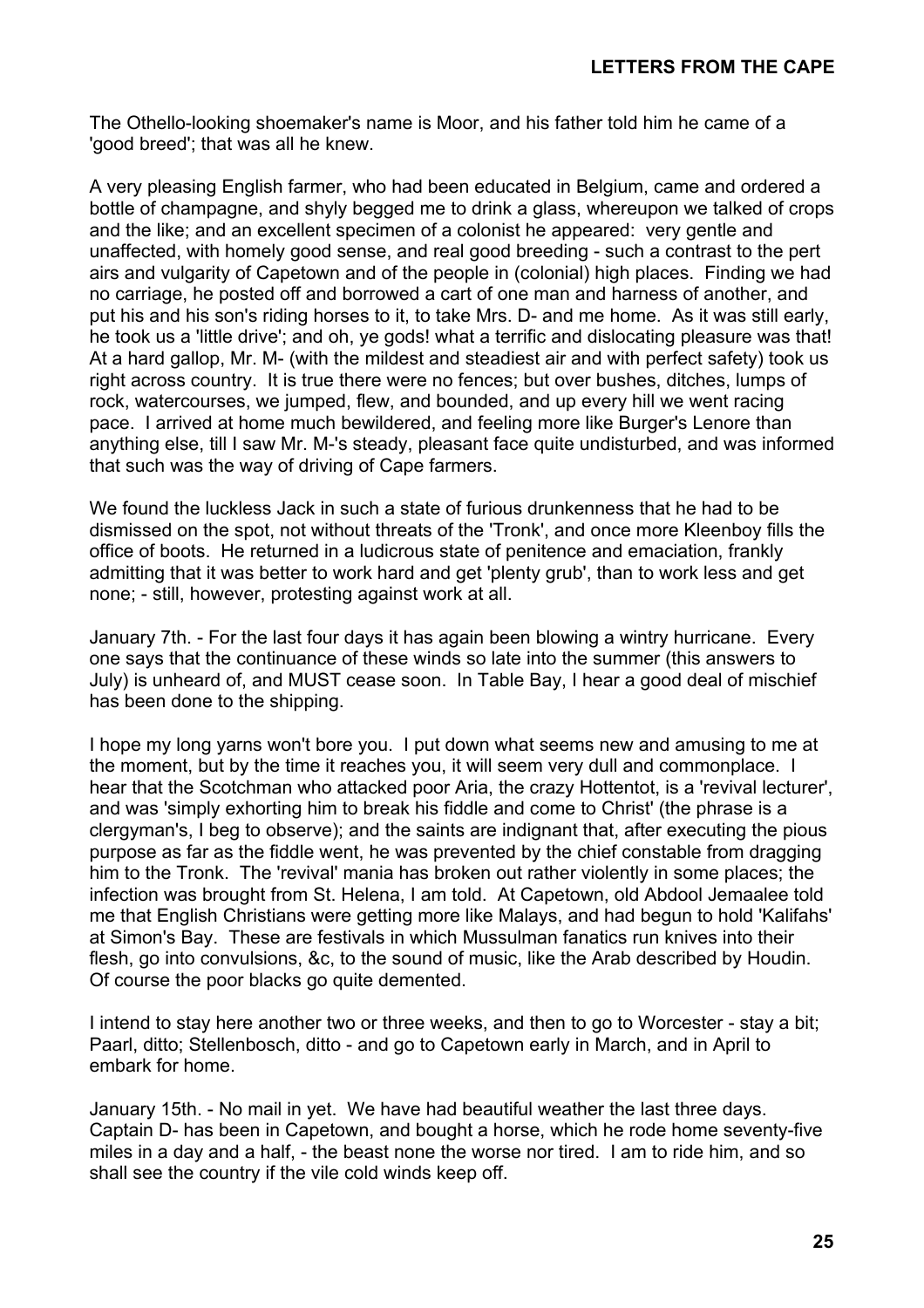The Othello-looking shoemaker's name is Moor, and his father told him he came of a 'good breed'; that was all he knew.

A very pleasing English farmer, who had been educated in Belgium, came and ordered a bottle of champagne, and shyly begged me to drink a glass, whereupon we talked of crops and the like; and an excellent specimen of a colonist he appeared: very gentle and unaffected, with homely good sense, and real good breeding - such a contrast to the pert airs and vulgarity of Capetown and of the people in (colonial) high places. Finding we had no carriage, he posted off and borrowed a cart of one man and harness of another, and put his and his son's riding horses to it, to take Mrs. D- and me home. As it was still early, he took us a 'little drive'; and oh, ye gods! what a terrific and dislocating pleasure was that! At a hard gallop, Mr. M- (with the mildest and steadiest air and with perfect safety) took us right across country. It is true there were no fences; but over bushes, ditches, lumps of rock, watercourses, we jumped, flew, and bounded, and up every hill we went racing pace. I arrived at home much bewildered, and feeling more like Burger's Lenore than anything else, till I saw Mr. M-'s steady, pleasant face quite undisturbed, and was informed that such was the way of driving of Cape farmers.

We found the luckless Jack in such a state of furious drunkenness that he had to be dismissed on the spot, not without threats of the 'Tronk', and once more Kleenboy fills the office of boots. He returned in a ludicrous state of penitence and emaciation, frankly admitting that it was better to work hard and get 'plenty grub', than to work less and get none; - still, however, protesting against work at all.

January 7th. - For the last four days it has again been blowing a wintry hurricane. Every one says that the continuance of these winds so late into the summer (this answers to July) is unheard of, and MUST cease soon. In Table Bay, I hear a good deal of mischief has been done to the shipping.

I hope my long yarns won't bore you. I put down what seems new and amusing to me at the moment, but by the time it reaches you, it will seem very dull and commonplace. I hear that the Scotchman who attacked poor Aria, the crazy Hottentot, is a 'revival lecturer', and was 'simply exhorting him to break his fiddle and come to Christ' (the phrase is a clergyman's, I beg to observe); and the saints are indignant that, after executing the pious purpose as far as the fiddle went, he was prevented by the chief constable from dragging him to the Tronk. The 'revival' mania has broken out rather violently in some places; the infection was brought from St. Helena, I am told. At Capetown, old Abdool Jemaalee told me that English Christians were getting more like Malays, and had begun to hold 'Kalifahs' at Simon's Bay. These are festivals in which Mussulman fanatics run knives into their flesh, go into convulsions, &c, to the sound of music, like the Arab described by Houdin. Of course the poor blacks go quite demented.

I intend to stay here another two or three weeks, and then to go to Worcester - stay a bit; Paarl, ditto; Stellenbosch, ditto - and go to Capetown early in March, and in April to embark for home.

January 15th. - No mail in yet. We have had beautiful weather the last three days. Captain D- has been in Capetown, and bought a horse, which he rode home seventy-five miles in a day and a half, - the beast none the worse nor tired. I am to ride him, and so shall see the country if the vile cold winds keep off.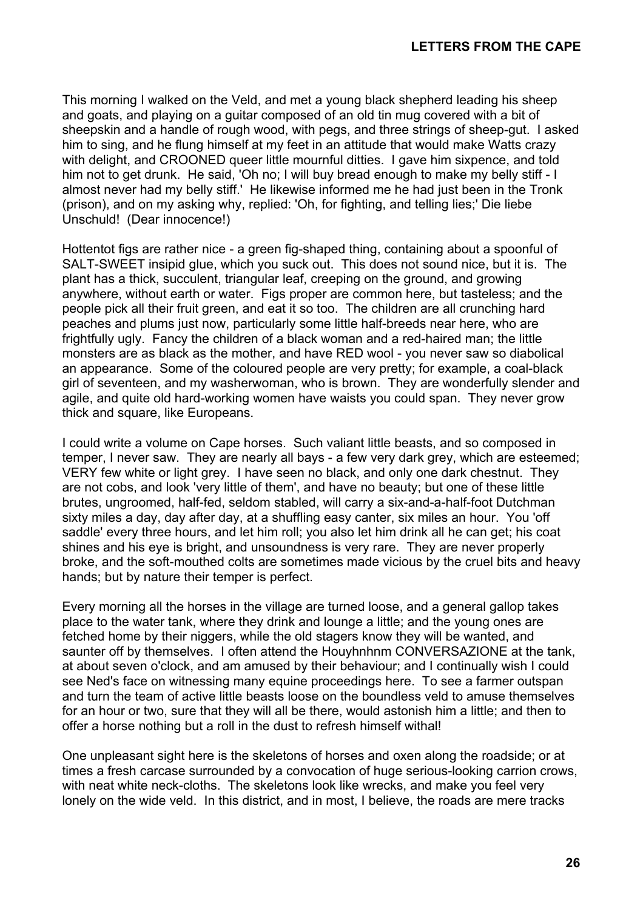This morning I walked on the Veld, and met a young black shepherd leading his sheep and goats, and playing on a guitar composed of an old tin mug covered with a bit of sheepskin and a handle of rough wood, with pegs, and three strings of sheep-gut. I asked him to sing, and he flung himself at my feet in an attitude that would make Watts crazy with delight, and CROONED queer little mournful ditties. I gave him sixpence, and told him not to get drunk. He said, 'Oh no; I will buy bread enough to make my belly stiff - I almost never had my belly stiff.' He likewise informed me he had just been in the Tronk (prison), and on my asking why, replied: 'Oh, for fighting, and telling lies;' Die liebe Unschuld! (Dear innocence!)

Hottentot figs are rather nice - a green fig-shaped thing, containing about a spoonful of SALT-SWEET insipid glue, which you suck out. This does not sound nice, but it is. The plant has a thick, succulent, triangular leaf, creeping on the ground, and growing anywhere, without earth or water. Figs proper are common here, but tasteless; and the people pick all their fruit green, and eat it so too. The children are all crunching hard peaches and plums just now, particularly some little half-breeds near here, who are frightfully ugly. Fancy the children of a black woman and a red-haired man; the little monsters are as black as the mother, and have RED wool - you never saw so diabolical an appearance. Some of the coloured people are very pretty; for example, a coal-black girl of seventeen, and my washerwoman, who is brown. They are wonderfully slender and agile, and quite old hard-working women have waists you could span. They never grow thick and square, like Europeans.

I could write a volume on Cape horses. Such valiant little beasts, and so composed in temper, I never saw. They are nearly all bays - a few very dark grey, which are esteemed; VERY few white or light grey. I have seen no black, and only one dark chestnut. They are not cobs, and look 'very little of them', and have no beauty; but one of these little brutes, ungroomed, half-fed, seldom stabled, will carry a six-and-a-half-foot Dutchman sixty miles a day, day after day, at a shuffling easy canter, six miles an hour. You 'off saddle' every three hours, and let him roll; you also let him drink all he can get; his coat shines and his eye is bright, and unsoundness is very rare. They are never properly broke, and the soft-mouthed colts are sometimes made vicious by the cruel bits and heavy hands; but by nature their temper is perfect.

Every morning all the horses in the village are turned loose, and a general gallop takes place to the water tank, where they drink and lounge a little; and the young ones are fetched home by their niggers, while the old stagers know they will be wanted, and saunter off by themselves. I often attend the Houyhnhnm CONVERSAZIONE at the tank, at about seven o'clock, and am amused by their behaviour; and I continually wish I could see Ned's face on witnessing many equine proceedings here. To see a farmer outspan and turn the team of active little beasts loose on the boundless veld to amuse themselves for an hour or two, sure that they will all be there, would astonish him a little; and then to offer a horse nothing but a roll in the dust to refresh himself withal!

One unpleasant sight here is the skeletons of horses and oxen along the roadside; or at times a fresh carcase surrounded by a convocation of huge serious-looking carrion crows, with neat white neck-cloths. The skeletons look like wrecks, and make you feel very lonely on the wide veld. In this district, and in most, I believe, the roads are mere tracks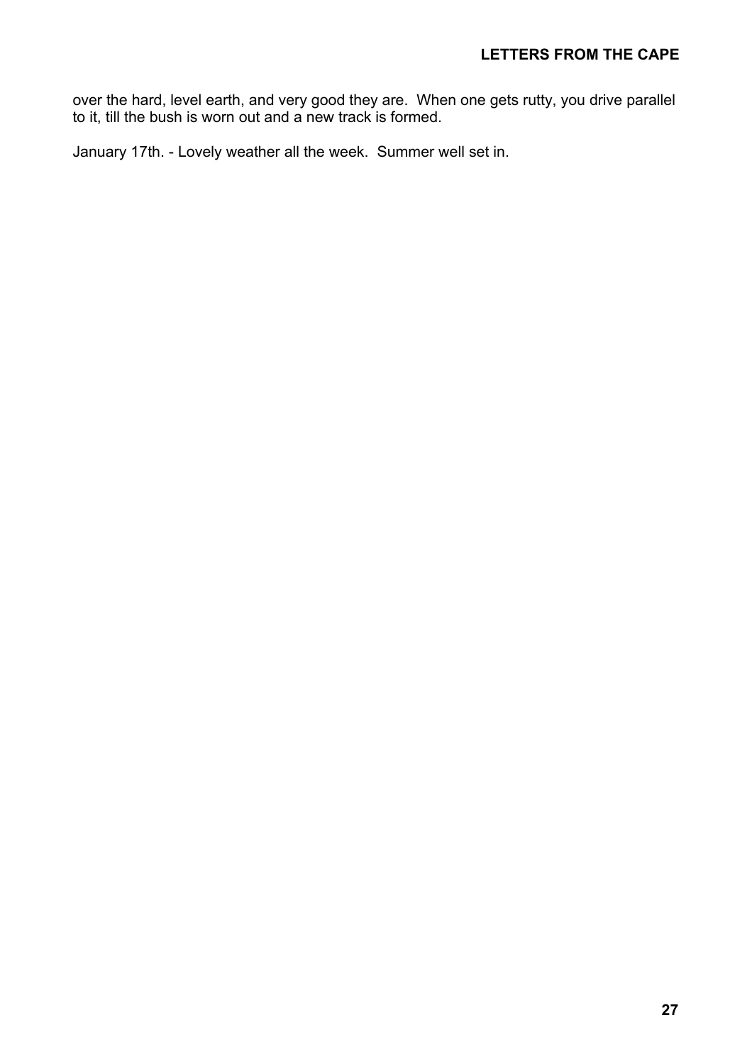over the hard, level earth, and very good they are.  When one gets rutty, you drive parallel to it, till the bush is worn out and a new track is formed.

January 17th. - Lovely weather all the week.  Summer well set in.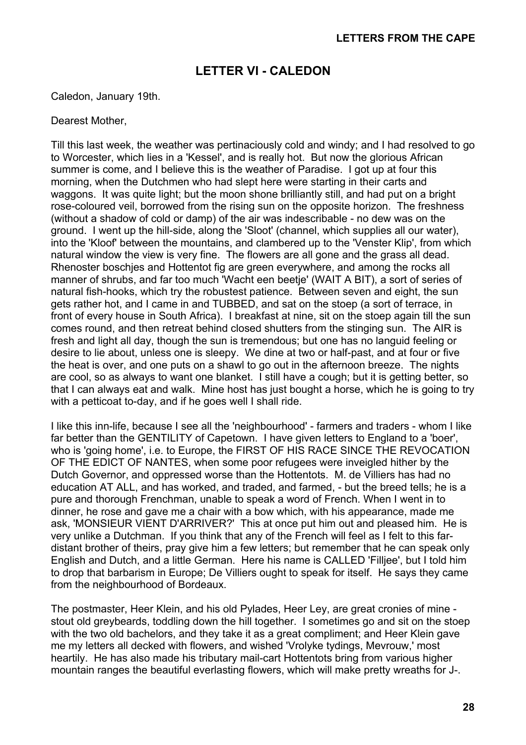## LETTER VI - CALEDON

Caledon, January 19th.

Dearest Mother,

Till this last week, the weather was pertinaciously cold and windy; and I had resolved to go to Worcester, which lies in a 'Kessel', and is really hot. But now the glorious African summer is come, and I believe this is the weather of Paradise. I got up at four this morning, when the Dutchmen who had slept here were starting in their carts and waggons. It was quite light; but the moon shone brilliantly still, and had put on a bright rose-coloured veil, borrowed from the rising sun on the opposite horizon. The freshness (without a shadow of cold or damp) of the air was indescribable - no dew was on the ground. I went up the hill-side, along the 'Sloot' (channel, which supplies all our water), into the 'Kloof' between the mountains, and clambered up to the 'Venster Klip', from which natural window the view is very fine. The flowers are all gone and the grass all dead. Rhenoster boschjes and Hottentot fig are green everywhere, and among the rocks all manner of shrubs, and far too much 'Wacht een beetje' (WAIT A BIT), a sort of series of natural fish-hooks, which try the robustest patience. Between seven and eight, the sun gets rather hot, and I came in and TUBBED, and sat on the stoep (a sort of terrace, in front of every house in South Africa). I breakfast at nine, sit on the stoep again till the sun comes round, and then retreat behind closed shutters from the stinging sun. The AIR is fresh and light all day, though the sun is tremendous; but one has no languid feeling or desire to lie about, unless one is sleepy. We dine at two or half-past, and at four or five the heat is over, and one puts on a shawl to go out in the afternoon breeze. The nights are cool, so as always to want one blanket. I still have a cough; but it is getting better, so that I can always eat and walk. Mine host has just bought a horse, which he is going to try with a petticoat to-day, and if he goes well I shall ride.

I like this inn-life, because I see all the 'neighbourhood' - farmers and traders - whom I like far better than the GENTILITY of Capetown. I have given letters to England to a 'boer', who is 'going home', i.e. to Europe, the FIRST OF HIS RACE SINCE THE REVOCATION OF THE EDICT OF NANTES, when some poor refugees were inveigled hither by the Dutch Governor, and oppressed worse than the Hottentots. M. de Villiers has had no education AT ALL, and has worked, and traded, and farmed, - but the breed tells; he is a pure and thorough Frenchman, unable to speak a word of French. When I went in to dinner, he rose and gave me a chair with a bow which, with his appearance, made me ask, 'MONSIEUR VIENT D'ARRIVER?' This at once put him out and pleased him. He is very unlike a Dutchman. If you think that any of the French will feel as I felt to this far-distant brother of theirs, pray give him a few letters; but remember that he can speak only English and Dutch, and a little German. Here his name is CALLED 'Filljee', but I told him to drop that barbarism in Europe; De Villiers ought to speak for itself. He says they came from the neighbourhood of Bordeaux.

The postmaster, Heer Klein, and his old Pylades, Heer Ley, are great cronies of mine - stout old greybeards, toddling down the hill together. I sometimes go and sit on the stoep with the two old bachelors, and they take it as a great compliment; and Heer Klein gave me my letters all decked with flowers, and wished 'Vrolyke tydings, Mevrouw,' most heartily. He has also made his tributary mail-cart Hottentots bring from various higher mountain ranges the beautiful everlasting flowers, which will make pretty wreaths for J-.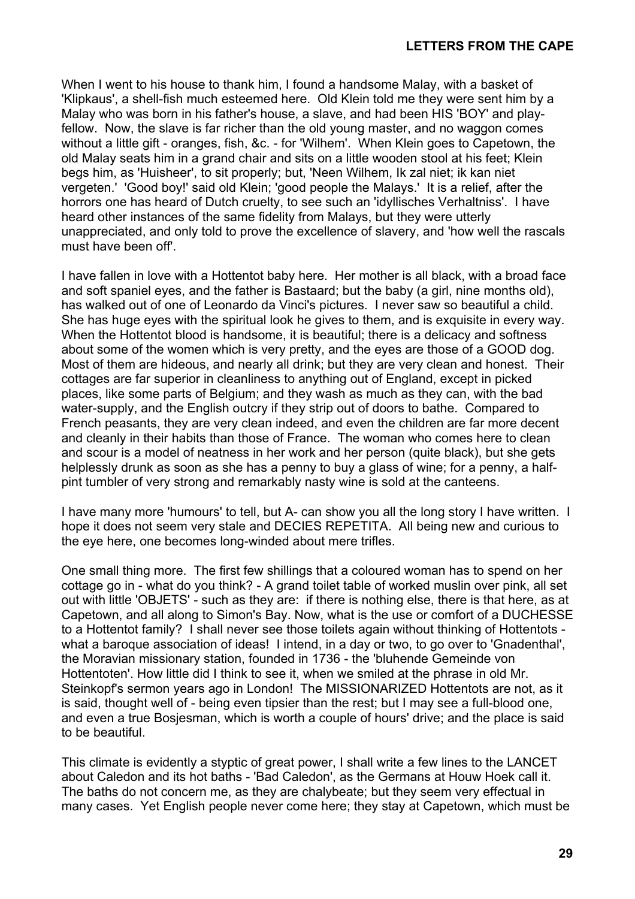When I went to his house to thank him, I found a handsome Malay, with a basket of 'Klipkaus', a shell-fish much esteemed here. Old Klein told me they were sent him by a Malay who was born in his father's house, a slave, and had been HIS 'BOY' and play-fellow. Now, the slave is far richer than the old young master, and no waggon comes without a little gift - oranges, fish, &c. - for 'Wilhem'. When Klein goes to Capetown, the old Malay seats him in a grand chair and sits on a little wooden stool at his feet; Klein begs him, as 'Huisheer', to sit properly; but, 'Neen Wilhem, Ik zal niet; ik kan niet vergeten.' 'Good boy!' said old Klein; 'good people the Malays.' It is a relief, after the horrors one has heard of Dutch cruelty, to see such an 'idyllisches Verhaltniss'. I have heard other instances of the same fidelity from Malays, but they were utterly unappreciated, and only told to prove the excellence of slavery, and 'how well the rascals must have been off'.

I have fallen in love with a Hottentot baby here. Her mother is all black, with a broad face and soft spaniel eyes, and the father is Bastaard; but the baby (a girl, nine months old), has walked out of one of Leonardo da Vinci's pictures. I never saw so beautiful a child. She has huge eyes with the spiritual look he gives to them, and is exquisite in every way. When the Hottentot blood is handsome, it is beautiful; there is a delicacy and softness about some of the women which is very pretty, and the eyes are those of a GOOD dog. Most of them are hideous, and nearly all drink; but they are very clean and honest. Their cottages are far superior in cleanliness to anything out of England, except in picked places, like some parts of Belgium; and they wash as much as they can, with the bad water-supply, and the English outcry if they strip out of doors to bathe. Compared to French peasants, they are very clean indeed, and even the children are far more decent and cleanly in their habits than those of France. The woman who comes here to clean and scour is a model of neatness in her work and her person (quite black), but she gets helplessly drunk as soon as she has a penny to buy a glass of wine; for a penny, a half-pint tumbler of very strong and remarkably nasty wine is sold at the canteens.

I have many more 'humours' to tell, but A- can show you all the long story I have written. I hope it does not seem very stale and DECIES REPETITA. All being new and curious to the eye here, one becomes long-winded about mere trifles.

One small thing more. The first few shillings that a coloured woman has to spend on her cottage go in - what do you think? - A grand toilet table of worked muslin over pink, all set out with little 'OBJETS' - such as they are: if there is nothing else, there is that here, as at Capetown, and all along to Simon's Bay. Now, what is the use or comfort of a DUCHESSE to a Hottentot family? I shall never see those toilets again without thinking of Hottentots - what a baroque association of ideas! I intend, in a day or two, to go over to 'Gnadenthal', the Moravian missionary station, founded in 1736 - the 'bluhende Gemeinde von Hottentoten'. How little did I think to see it, when we smiled at the phrase in old Mr. Steinkopf's sermon years ago in London! The MISSIONARIZED Hottentots are not, as it is said, thought well of - being even tipsier than the rest; but I may see a full-blood one, and even a true Bosjesman, which is worth a couple of hours' drive; and the place is said to be beautiful.

This climate is evidently a styptic of great power, I shall write a few lines to the LANCET about Caledon and its hot baths - 'Bad Caledon', as the Germans at Houw Hoek call it. The baths do not concern me, as they are chalybeate; but they seem very effectual in many cases. Yet English people never come here; they stay at Capetown, which must be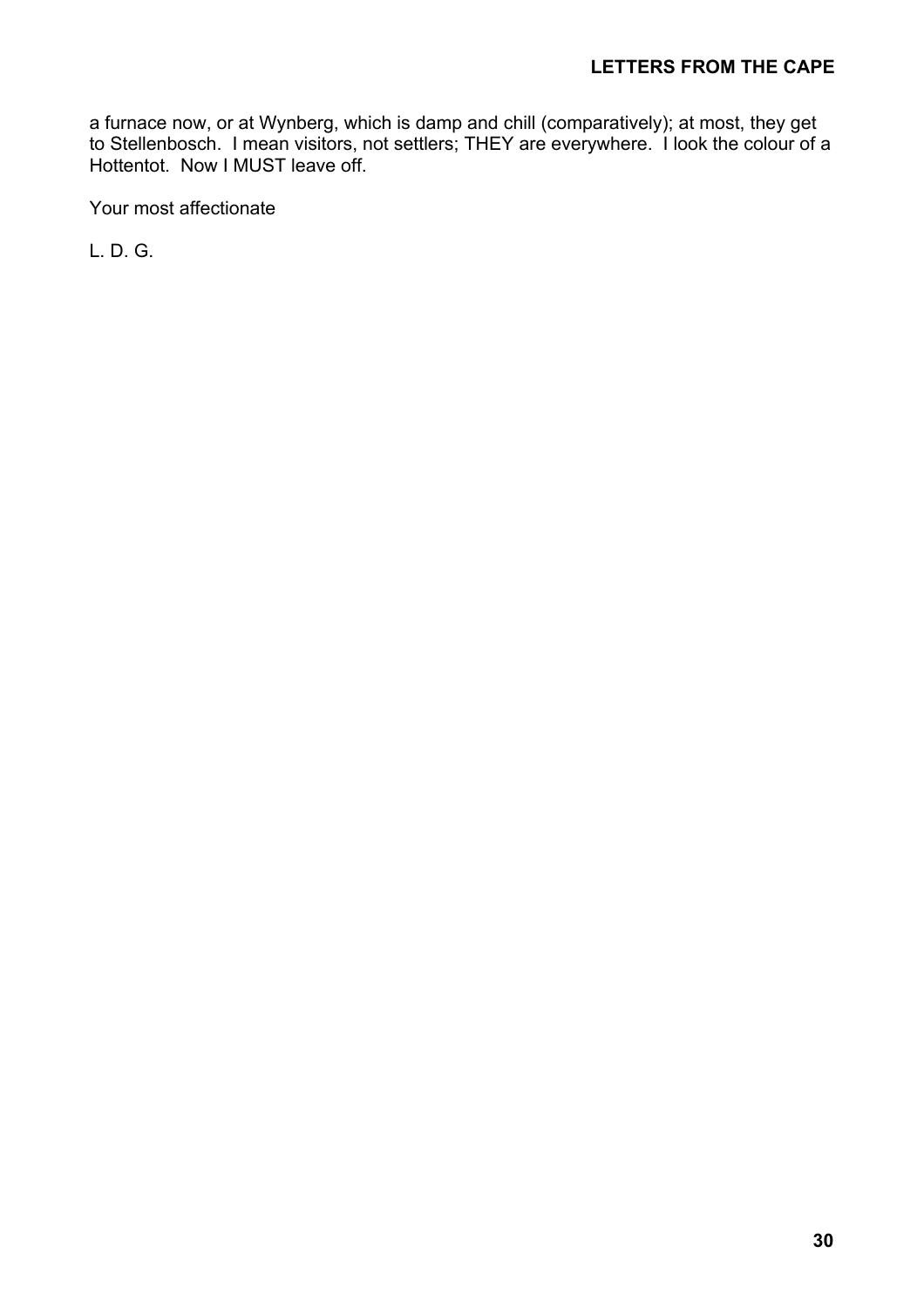a furnace now, or at Wynberg, which is damp and chill (comparatively); at most, they get to Stellenbosch. I mean visitors, not settlers; THEY are everywhere. I look the colour of a Hottentot. Now I MUST leave off.

Your most affectionate

L. D. G.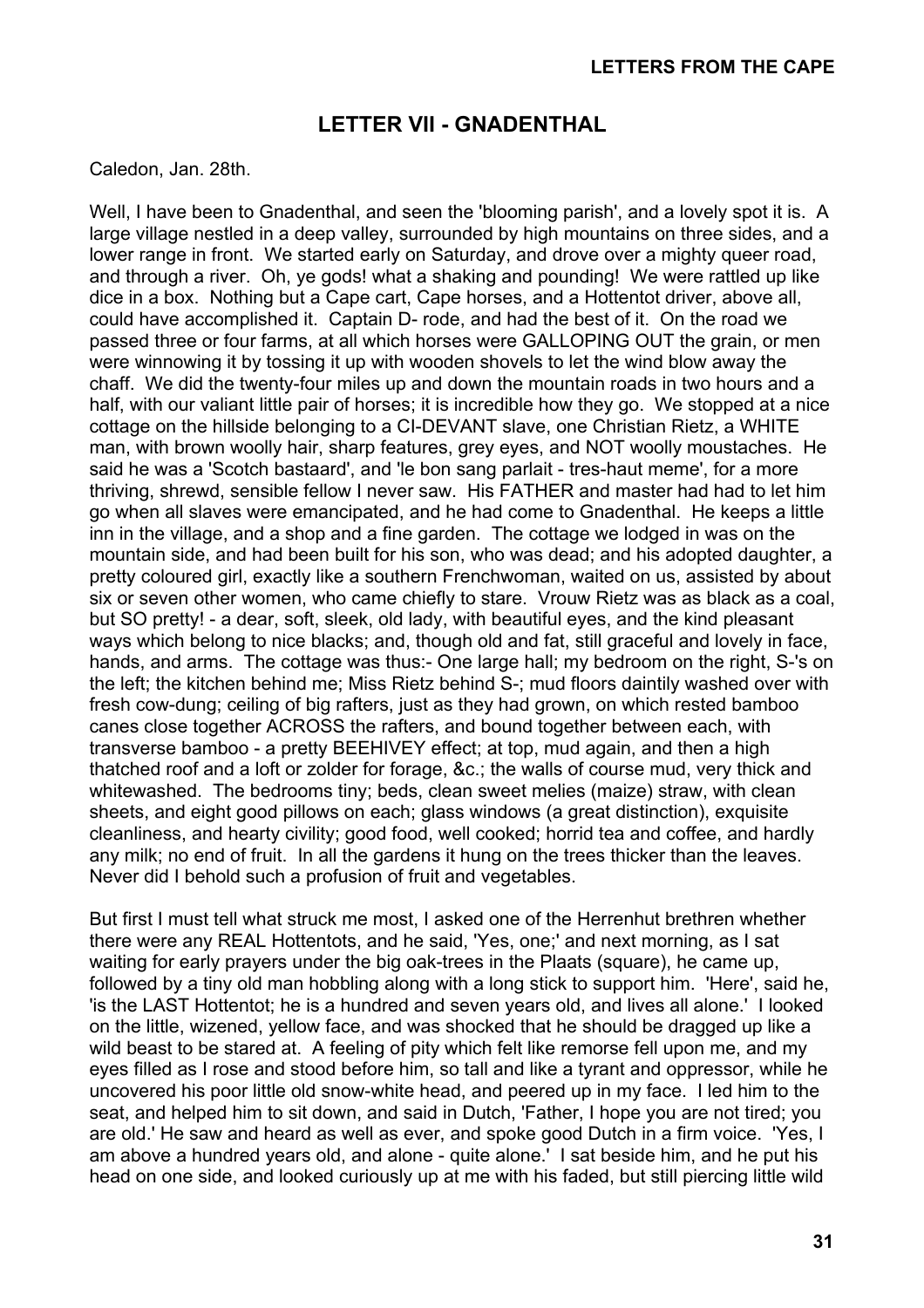## LETTER VII - GNADENTHAL

Caledon, Jan. 28th.

Well, I have been to Gnadenthal, and seen the 'blooming parish', and a lovely spot it is. A large village nestled in a deep valley, surrounded by high mountains on three sides, and a lower range in front. We started early on Saturday, and drove over a mighty queer road, and through a river. Oh, ye gods! what a shaking and pounding! We were rattled up like dice in a box. Nothing but a Cape cart, Cape horses, and a Hottentot driver, above all, could have accomplished it. Captain D- rode, and had the best of it. On the road we passed three or four farms, at all which horses were GALLOPING OUT the grain, or men were winnowing it by tossing it up with wooden shovels to let the wind blow away the chaff. We did the twenty-four miles up and down the mountain roads in two hours and a half, with our valiant little pair of horses; it is incredible how they go. We stopped at a nice cottage on the hillside belonging to a CI-DEVANT slave, one Christian Rietz, a WHITE man, with brown woolly hair, sharp features, grey eyes, and NOT woolly moustaches. He said he was a 'Scotch bastaard', and 'le bon sang parlait - tres-haut meme', for a more thriving, shrewd, sensible fellow I never saw. His FATHER and master had had to let him go when all slaves were emancipated, and he had come to Gnadenthal. He keeps a little inn in the village, and a shop and a fine garden. The cottage we lodged in was on the mountain side, and had been built for his son, who was dead; and his adopted daughter, a pretty coloured girl, exactly like a southern Frenchwoman, waited on us, assisted by about six or seven other women, who came chiefly to stare. Vrouw Rietz was as black as a coal, but SO pretty! - a dear, soft, sleek, old lady, with beautiful eyes, and the kind pleasant ways which belong to nice blacks; and, though old and fat, still graceful and lovely in face, hands, and arms. The cottage was thus:- One large hall; my bedroom on the right, S-'s on the left; the kitchen behind me; Miss Rietz behind S-; mud floors daintily washed over with fresh cow-dung; ceiling of big rafters, just as they had grown, on which rested bamboo canes close together ACROSS the rafters, and bound together between each, with transverse bamboo - a pretty BEEHIVEY effect; at top, mud again, and then a high thatched roof and a loft or zolder for forage, &c.; the walls of course mud, very thick and whitewashed. The bedrooms tiny; beds, clean sweet melies (maize) straw, with clean sheets, and eight good pillows on each; glass windows (a great distinction), exquisite cleanliness, and hearty civility; good food, well cooked; horrid tea and coffee, and hardly any milk; no end of fruit. In all the gardens it hung on the trees thicker than the leaves. Never did I behold such a profusion of fruit and vegetables.

But first I must tell what struck me most, I asked one of the Herrenhut brethren whether there were any REAL Hottentots, and he said, 'Yes, one;' and next morning, as I sat waiting for early prayers under the big oak-trees in the Plaats (square), he came up, followed by a tiny old man hobbling along with a long stick to support him. 'Here', said he, 'is the LAST Hottentot; he is a hundred and seven years old, and lives all alone.' I looked on the little, wizened, yellow face, and was shocked that he should be dragged up like a wild beast to be stared at. A feeling of pity which felt like remorse fell upon me, and my eyes filled as I rose and stood before him, so tall and like a tyrant and oppressor, while he uncovered his poor little old snow-white head, and peered up in my face. I led him to the seat, and helped him to sit down, and said in Dutch, 'Father, I hope you are not tired; you are old.' He saw and heard as well as ever, and spoke good Dutch in a firm voice. 'Yes, I am above a hundred years old, and alone - quite alone.' I sat beside him, and he put his head on one side, and looked curiously up at me with his faded, but still piercing little wild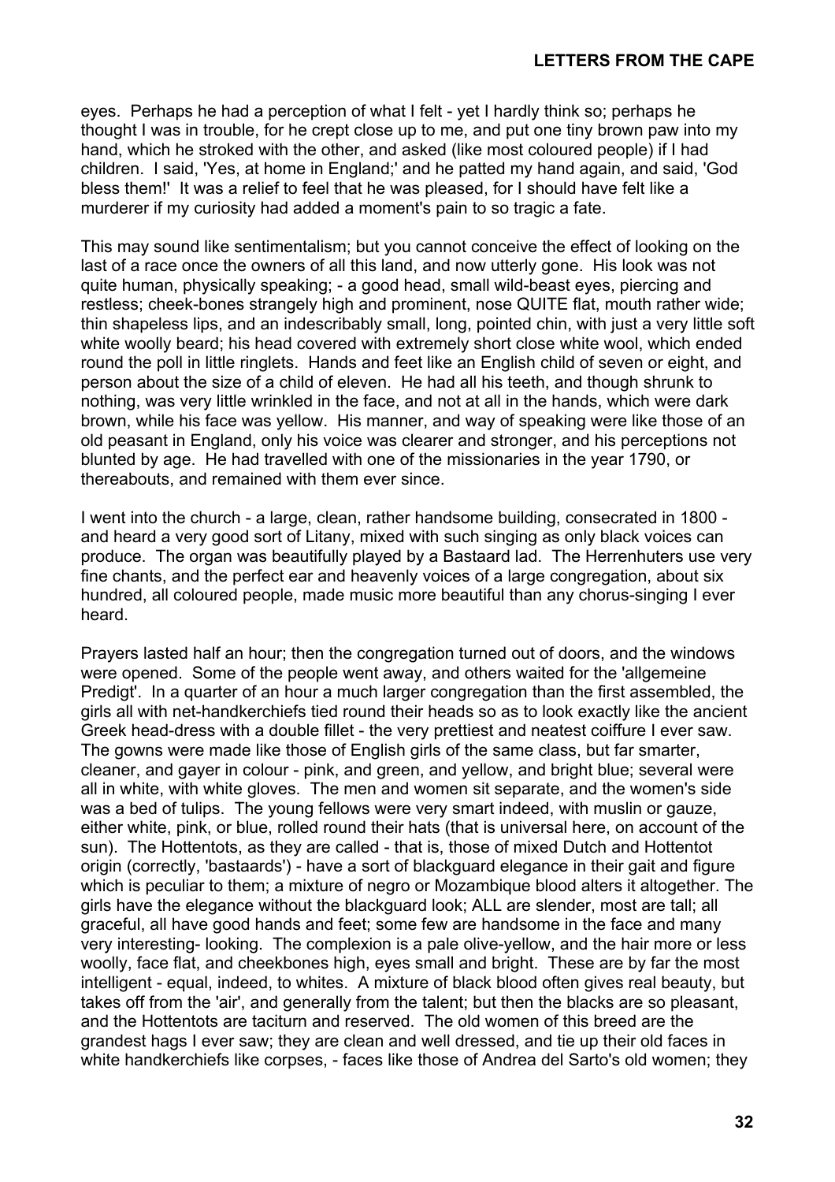eyes. Perhaps he had a perception of what I felt - yet I hardly think so; perhaps he thought I was in trouble, for he crept close up to me, and put one tiny brown paw into my hand, which he stroked with the other, and asked (like most coloured people) if I had children. I said, 'Yes, at home in England;' and he patted my hand again, and said, 'God bless them!' It was a relief to feel that he was pleased, for I should have felt like a murderer if my curiosity had added a moment's pain to so tragic a fate.

This may sound like sentimentalism; but you cannot conceive the effect of looking on the last of a race once the owners of all this land, and now utterly gone. His look was not quite human, physically speaking; - a good head, small wild-beast eyes, piercing and restless; cheek-bones strangely high and prominent, nose QUITE flat, mouth rather wide; thin shapeless lips, and an indescribably small, long, pointed chin, with just a very little soft white woolly beard; his head covered with extremely short close white wool, which ended round the poll in little ringlets. Hands and feet like an English child of seven or eight, and person about the size of a child of eleven. He had all his teeth, and though shrunk to nothing, was very little wrinkled in the face, and not at all in the hands, which were dark brown, while his face was yellow. His manner, and way of speaking were like those of an old peasant in England, only his voice was clearer and stronger, and his perceptions not blunted by age. He had travelled with one of the missionaries in the year 1790, or thereabouts, and remained with them ever since.

I went into the church - a large, clean, rather handsome building, consecrated in 1800 - and heard a very good sort of Litany, mixed with such singing as only black voices can produce. The organ was beautifully played by a Bastaard lad. The Herrenhuters use very fine chants, and the perfect ear and heavenly voices of a large congregation, about six hundred, all coloured people, made music more beautiful than any chorus-singing I ever heard.

Prayers lasted half an hour; then the congregation turned out of doors, and the windows were opened. Some of the people went away, and others waited for the 'allgemeine Predigt'. In a quarter of an hour a much larger congregation than the first assembled, the girls all with net-handkerchiefs tied round their heads so as to look exactly like the ancient Greek head-dress with a double fillet - the very prettiest and neatest coiffure I ever saw. The gowns were made like those of English girls of the same class, but far smarter, cleaner, and gayer in colour - pink, and green, and yellow, and bright blue; several were all in white, with white gloves. The men and women sit separate, and the women's side was a bed of tulips. The young fellows were very smart indeed, with muslin or gauze, either white, pink, or blue, rolled round their hats (that is universal here, on account of the sun). The Hottentots, as they are called - that is, those of mixed Dutch and Hottentot origin (correctly, 'bastaards') - have a sort of blackguard elegance in their gait and figure which is peculiar to them; a mixture of negro or Mozambique blood alters it altogether. The girls have the elegance without the blackguard look; ALL are slender, most are tall; all graceful, all have good hands and feet; some few are handsome in the face and many very interesting- looking. The complexion is a pale olive-yellow, and the hair more or less woolly, face flat, and cheekbones high, eyes small and bright. These are by far the most intelligent - equal, indeed, to whites. A mixture of black blood often gives real beauty, but takes off from the 'air', and generally from the talent; but then the blacks are so pleasant, and the Hottentots are taciturn and reserved. The old women of this breed are the grandest hags I ever saw; they are clean and well dressed, and tie up their old faces in white handkerchiefs like corpses, - faces like those of Andrea del Sarto's old women; they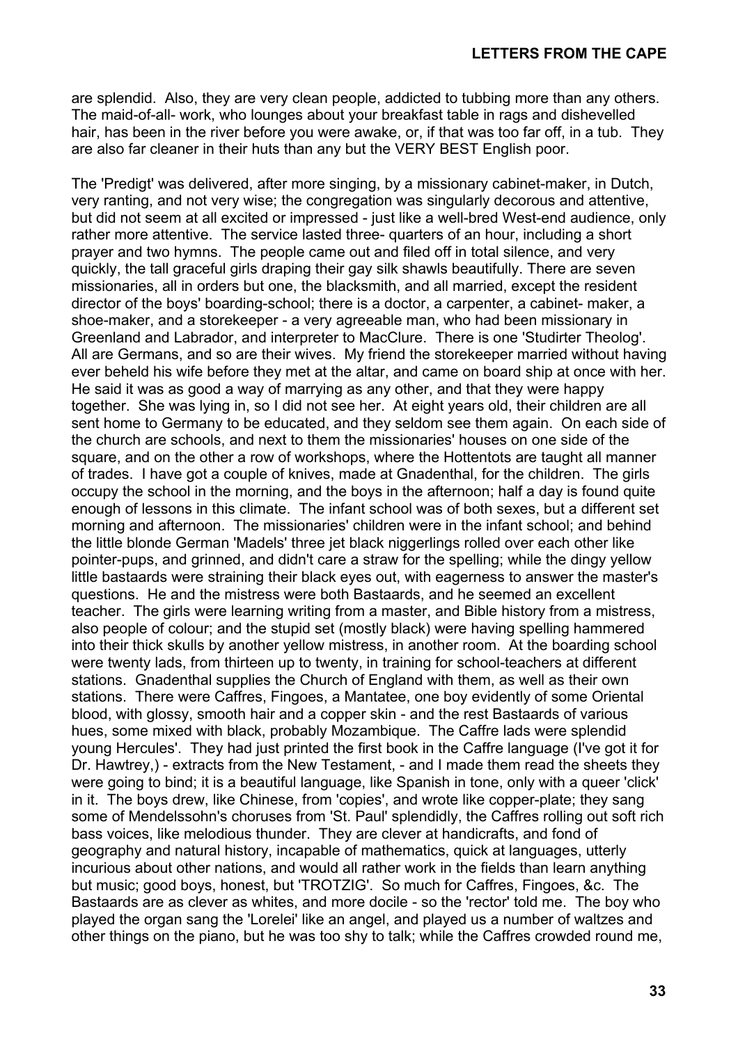are splendid. Also, they are very clean people, addicted to tubbing more than any others. The maid-of-all- work, who lounges about your breakfast table in rags and dishevelled hair, has been in the river before you were awake, or, if that was too far off, in a tub. They are also far cleaner in their huts than any but the VERY BEST English poor.

The 'Predigt' was delivered, after more singing, by a missionary cabinet-maker, in Dutch, very ranting, and not very wise; the congregation was singularly decorous and attentive, but did not seem at all excited or impressed - just like a well-bred West-end audience, only rather more attentive. The service lasted three- quarters of an hour, including a short prayer and two hymns. The people came out and filed off in total silence, and very quickly, the tall graceful girls draping their gay silk shawls beautifully. There are seven missionaries, all in orders but one, the blacksmith, and all married, except the resident director of the boys' boarding-school; there is a doctor, a carpenter, a cabinet- maker, a shoe-maker, and a storekeeper - a very agreeable man, who had been missionary in Greenland and Labrador, and interpreter to MacClure. There is one 'Studirter Theolog'. All are Germans, and so are their wives. My friend the storekeeper married without having ever beheld his wife before they met at the altar, and came on board ship at once with her. He said it was as good a way of marrying as any other, and that they were happy together. She was lying in, so I did not see her. At eight years old, their children are all sent home to Germany to be educated, and they seldom see them again. On each side of the church are schools, and next to them the missionaries' houses on one side of the square, and on the other a row of workshops, where the Hottentots are taught all manner of trades. I have got a couple of knives, made at Gnadenthal, for the children. The girls occupy the school in the morning, and the boys in the afternoon; half a day is found quite enough of lessons in this climate. The infant school was of both sexes, but a different set morning and afternoon. The missionaries' children were in the infant school; and behind the little blonde German 'Madels' three jet black niggerlings rolled over each other like pointer-pups, and grinned, and didn't care a straw for the spelling; while the dingy yellow little bastaards were straining their black eyes out, with eagerness to answer the master's questions. He and the mistress were both Bastaards, and he seemed an excellent teacher. The girls were learning writing from a master, and Bible history from a mistress, also people of colour; and the stupid set (mostly black) were having spelling hammered into their thick skulls by another yellow mistress, in another room. At the boarding school were twenty lads, from thirteen up to twenty, in training for school-teachers at different stations. Gnadenthal supplies the Church of England with them, as well as their own stations. There were Caffres, Fingoes, a Mantatee, one boy evidently of some Oriental blood, with glossy, smooth hair and a copper skin - and the rest Bastaards of various hues, some mixed with black, probably Mozambique. The Caffre lads were splendid young Hercules'. They had just printed the first book in the Caffre language (I've got it for Dr. Hawtrey,) - extracts from the New Testament, - and I made them read the sheets they were going to bind; it is a beautiful language, like Spanish in tone, only with a queer 'click' in it. The boys drew, like Chinese, from 'copies', and wrote like copper-plate; they sang some of Mendelssohn's choruses from 'St. Paul' splendidly, the Caffres rolling out soft rich bass voices, like melodious thunder. They are clever at handicrafts, and fond of geography and natural history, incapable of mathematics, quick at languages, utterly incurious about other nations, and would all rather work in the fields than learn anything but music; good boys, honest, but 'TROTZIG'. So much for Caffres, Fingoes, &c. The Bastaards are as clever as whites, and more docile - so the 'rector' told me. The boy who played the organ sang the 'Lorelei' like an angel, and played us a number of waltzes and other things on the piano, but he was too shy to talk; while the Caffres crowded round me,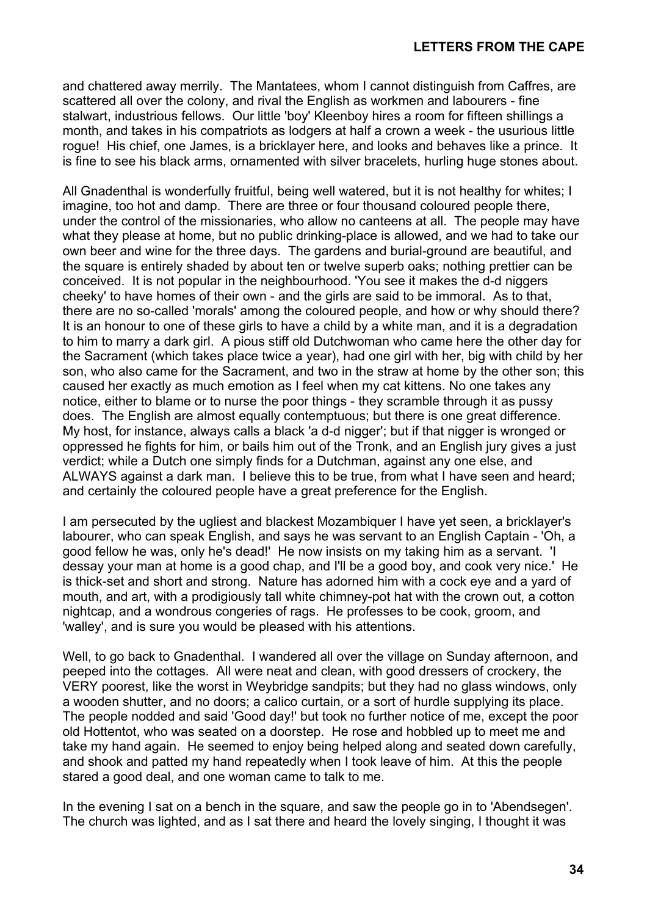and chattered away merrily. The Mantatees, whom I cannot distinguish from Caffres, are scattered all over the colony, and rival the English as workmen and labourers - fine stalwart, industrious fellows. Our little 'boy' Kleenboy hires a room for fifteen shillings a month, and takes in his compatriots as lodgers at half a crown a week - the usurious little rogue! His chief, one James, is a bricklayer here, and looks and behaves like a prince. It is fine to see his black arms, ornamented with silver bracelets, hurling huge stones about.

All Gnadenthal is wonderfully fruitful, being well watered, but it is not healthy for whites; I imagine, too hot and damp. There are three or four thousand coloured people there, under the control of the missionaries, who allow no canteens at all. The people may have what they please at home, but no public drinking-place is allowed, and we had to take our own beer and wine for the three days. The gardens and burial-ground are beautiful, and the square is entirely shaded by about ten or twelve superb oaks; nothing prettier can be conceived. It is not popular in the neighbourhood. 'You see it makes the d-d niggers cheeky' to have homes of their own - and the girls are said to be immoral. As to that, there are no so-called 'morals' among the coloured people, and how or why should there? It is an honour to one of these girls to have a child by a white man, and it is a degradation to him to marry a dark girl. A pious stiff old Dutchwoman who came here the other day for the Sacrament (which takes place twice a year), had one girl with her, big with child by her son, who also came for the Sacrament, and two in the straw at home by the other son; this caused her exactly as much emotion as I feel when my cat kittens. No one takes any notice, either to blame or to nurse the poor things - they scramble through it as pussy does. The English are almost equally contemptuous; but there is one great difference. My host, for instance, always calls a black 'a d-d nigger'; but if that nigger is wronged or oppressed he fights for him, or bails him out of the Tronk, and an English jury gives a just verdict; while a Dutch one simply finds for a Dutchman, against any one else, and ALWAYS against a dark man. I believe this to be true, from what I have seen and heard; and certainly the coloured people have a great preference for the English.

I am persecuted by the ugliest and blackest Mozambiquer I have yet seen, a bricklayer's labourer, who can speak English, and says he was servant to an English Captain - 'Oh, a good fellow he was, only he's dead!' He now insists on my taking him as a servant. 'I dessay your man at home is a good chap, and I'll be a good boy, and cook very nice.' He is thick-set and short and strong. Nature has adorned him with a cock eye and a yard of mouth, and art, with a prodigiously tall white chimney-pot hat with the crown out, a cotton nightcap, and a wondrous congeries of rags. He professes to be cook, groom, and 'walley', and is sure you would be pleased with his attentions.

Well, to go back to Gnadenthal. I wandered all over the village on Sunday afternoon, and peeped into the cottages. All were neat and clean, with good dressers of crockery, the VERY poorest, like the worst in Weybridge sandpits; but they had no glass windows, only a wooden shutter, and no doors; a calico curtain, or a sort of hurdle supplying its place. The people nodded and said 'Good day!' but took no further notice of me, except the poor old Hottentot, who was seated on a doorstep. He rose and hobbled up to meet me and take my hand again. He seemed to enjoy being helped along and seated down carefully, and shook and patted my hand repeatedly when I took leave of him. At this the people stared a good deal, and one woman came to talk to me.

In the evening I sat on a bench in the square, and saw the people go in to 'Abendsegen'. The church was lighted, and as I sat there and heard the lovely singing, I thought it was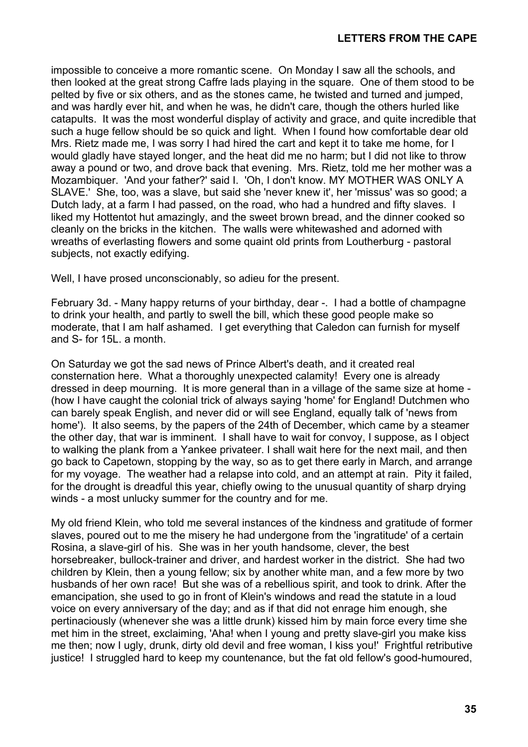impossible to conceive a more romantic scene. On Monday I saw all the schools, and then looked at the great strong Caffre lads playing in the square. One of them stood to be pelted by five or six others, and as the stones came, he twisted and turned and jumped, and was hardly ever hit, and when he was, he didn't care, though the others hurled like catapults. It was the most wonderful display of activity and grace, and quite incredible that such a huge fellow should be so quick and light. When I found how comfortable dear old Mrs. Rietz made me, I was sorry I had hired the cart and kept it to take me home, for I would gladly have stayed longer, and the heat did me no harm; but I did not like to throw away a pound or two, and drove back that evening. Mrs. Rietz, told me her mother was a Mozambiquer. 'And your father?' said I. 'Oh, I don't know. MY MOTHER WAS ONLY A SLAVE.' She, too, was a slave, but said she 'never knew it', her 'missus' was so good; a Dutch lady, at a farm I had passed, on the road, who had a hundred and fifty slaves. I liked my Hottentot hut amazingly, and the sweet brown bread, and the dinner cooked so cleanly on the bricks in the kitchen. The walls were whitewashed and adorned with wreaths of everlasting flowers and some quaint old prints from Loutherburg - pastoral subjects, not exactly edifying.

Well, I have prosed unconscionably, so adieu for the present.

February 3d. - Many happy returns of your birthday, dear -. I had a bottle of champagne to drink your health, and partly to swell the bill, which these good people make so moderate, that I am half ashamed. I get everything that Caledon can furnish for myself and S- for 15L. a month.

On Saturday we got the sad news of Prince Albert's death, and it created real consternation here. What a thoroughly unexpected calamity! Every one is already dressed in deep mourning. It is more general than in a village of the same size at home - (how I have caught the colonial trick of always saying 'home' for England! Dutchmen who can barely speak English, and never did or will see England, equally talk of 'news from home'). It also seems, by the papers of the 24th of December, which came by a steamer the other day, that war is imminent. I shall have to wait for convoy, I suppose, as I object to walking the plank from a Yankee privateer. I shall wait here for the next mail, and then go back to Capetown, stopping by the way, so as to get there early in March, and arrange for my voyage. The weather had a relapse into cold, and an attempt at rain. Pity it failed, for the drought is dreadful this year, chiefly owing to the unusual quantity of sharp drying winds - a most unlucky summer for the country and for me.

My old friend Klein, who told me several instances of the kindness and gratitude of former slaves, poured out to me the misery he had undergone from the 'ingratitude' of a certain Rosina, a slave-girl of his. She was in her youth handsome, clever, the best horsebreaker, bullock-trainer and driver, and hardest worker in the district. She had two children by Klein, then a young fellow; six by another white man, and a few more by two husbands of her own race! But she was of a rebellious spirit, and took to drink. After the emancipation, she used to go in front of Klein's windows and read the statute in a loud voice on every anniversary of the day; and as if that did not enrage him enough, she pertinaciously (whenever she was a little drunk) kissed him by main force every time she met him in the street, exclaiming, 'Aha! when I young and pretty slave-girl you make kiss me then; now I ugly, drunk, dirty old devil and free woman, I kiss you!' Frightful retributive justice! I struggled hard to keep my countenance, but the fat old fellow's good-humoured,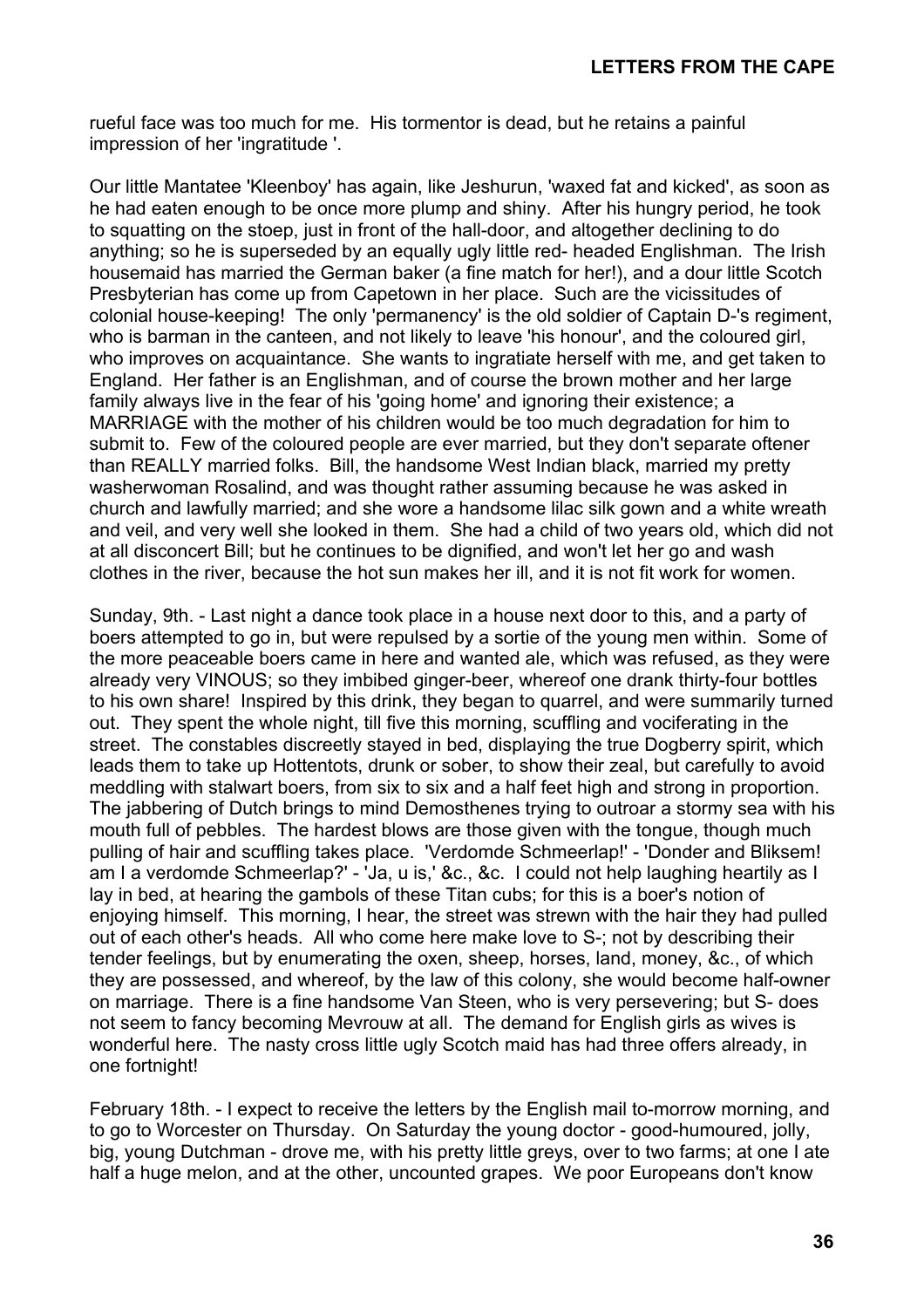rueful face was too much for me. His tormentor is dead, but he retains a painful impression of her 'ingratitude '.

Our little Mantatee 'Kleenboy' has again, like Jeshurun, 'waxed fat and kicked', as soon as he had eaten enough to be once more plump and shiny. After his hungry period, he took to squatting on the stoep, just in front of the hall-door, and altogether declining to do anything; so he is superseded by an equally ugly little red- headed Englishman. The Irish housemaid has married the German baker (a fine match for her!), and a dour little Scotch Presbyterian has come up from Capetown in her place. Such are the vicissitudes of colonial house-keeping! The only 'permanency' is the old soldier of Captain D-'s regiment, who is barman in the canteen, and not likely to leave 'his honour', and the coloured girl, who improves on acquaintance. She wants to ingratiate herself with me, and get taken to England. Her father is an Englishman, and of course the brown mother and her large family always live in the fear of his 'going home' and ignoring their existence; a MARRIAGE with the mother of his children would be too much degradation for him to submit to. Few of the coloured people are ever married, but they don't separate oftener than REALLY married folks. Bill, the handsome West Indian black, married my pretty washerwoman Rosalind, and was thought rather assuming because he was asked in church and lawfully married; and she wore a handsome lilac silk gown and a white wreath and veil, and very well she looked in them. She had a child of two years old, which did not at all disconcert Bill; but he continues to be dignified, and won't let her go and wash clothes in the river, because the hot sun makes her ill, and it is not fit work for women.

Sunday, 9th. - Last night a dance took place in a house next door to this, and a party of boers attempted to go in, but were repulsed by a sortie of the young men within. Some of the more peaceable boers came in here and wanted ale, which was refused, as they were already very VINOUS; so they imbibed ginger-beer, whereof one drank thirty-four bottles to his own share! Inspired by this drink, they began to quarrel, and were summarily turned out. They spent the whole night, till five this morning, scuffling and vociferating in the street. The constables discreetly stayed in bed, displaying the true Dogberry spirit, which leads them to take up Hottentots, drunk or sober, to show their zeal, but carefully to avoid meddling with stalwart boers, from six to six and a half feet high and strong in proportion. The jabbering of Dutch brings to mind Demosthenes trying to outroar a stormy sea with his mouth full of pebbles. The hardest blows are those given with the tongue, though much pulling of hair and scuffling takes place. 'Verdomde Schmeerlap!' - 'Donder and Bliksem! am I a verdomde Schmeerlap?' - 'Ja, u is,' &c., &c. I could not help laughing heartily as I lay in bed, at hearing the gambols of these Titan cubs; for this is a boer's notion of enjoying himself. This morning, I hear, the street was strewn with the hair they had pulled out of each other's heads. All who come here make love to S-; not by describing their tender feelings, but by enumerating the oxen, sheep, horses, land, money, &c., of which they are possessed, and whereof, by the law of this colony, she would become half-owner on marriage. There is a fine handsome Van Steen, who is very persevering; but S- does not seem to fancy becoming Mevrouw at all. The demand for English girls as wives is wonderful here. The nasty cross little ugly Scotch maid has had three offers already, in one fortnight!

February 18th. - I expect to receive the letters by the English mail to-morrow morning, and to go to Worcester on Thursday. On Saturday the young doctor - good-humoured, jolly, big, young Dutchman - drove me, with his pretty little greys, over to two farms; at one I ate half a huge melon, and at the other, uncounted grapes. We poor Europeans don't know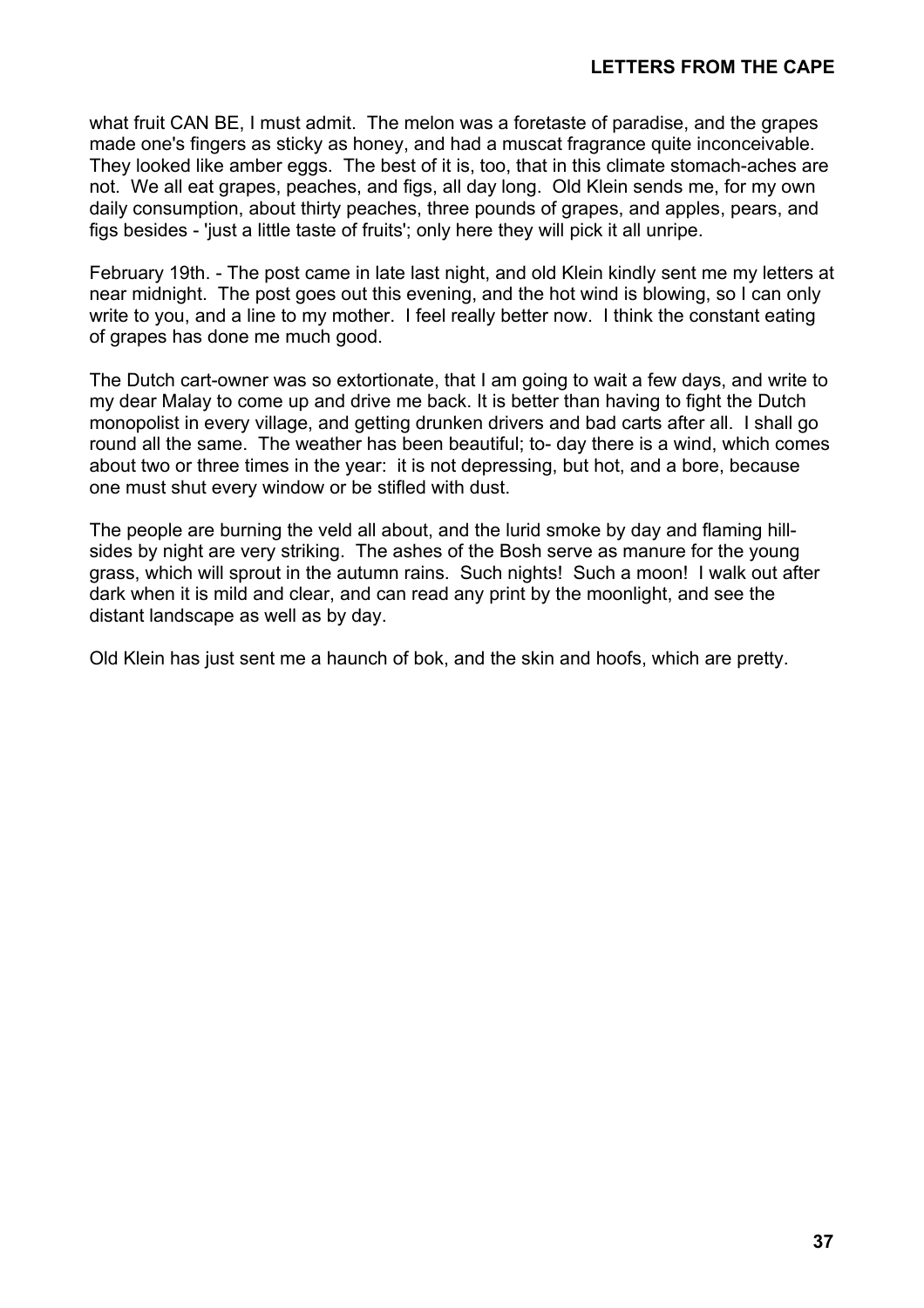what fruit CAN BE, I must admit. The melon was a foretaste of paradise, and the grapes made one's fingers as sticky as honey, and had a muscat fragrance quite inconceivable. They looked like amber eggs. The best of it is, too, that in this climate stomach-aches are not. We all eat grapes, peaches, and figs, all day long. Old Klein sends me, for my own daily consumption, about thirty peaches, three pounds of grapes, and apples, pears, and figs besides - 'just a little taste of fruits'; only here they will pick it all unripe.

February 19th. - The post came in late last night, and old Klein kindly sent me my letters at near midnight. The post goes out this evening, and the hot wind is blowing, so I can only write to you, and a line to my mother. I feel really better now. I think the constant eating of grapes has done me much good.

The Dutch cart-owner was so extortionate, that I am going to wait a few days, and write to my dear Malay to come up and drive me back. It is better than having to fight the Dutch monopolist in every village, and getting drunken drivers and bad carts after all. I shall go round all the same. The weather has been beautiful; to- day there is a wind, which comes about two or three times in the year: it is not depressing, but hot, and a bore, because one must shut every window or be stifled with dust.

The people are burning the veld all about, and the lurid smoke by day and flaming hill-sides by night are very striking. The ashes of the Bosh serve as manure for the young grass, which will sprout in the autumn rains. Such nights! Such a moon! I walk out after dark when it is mild and clear, and can read any print by the moonlight, and see the distant landscape as well as by day.

Old Klein has just sent me a haunch of bok, and the skin and hoofs, which are pretty.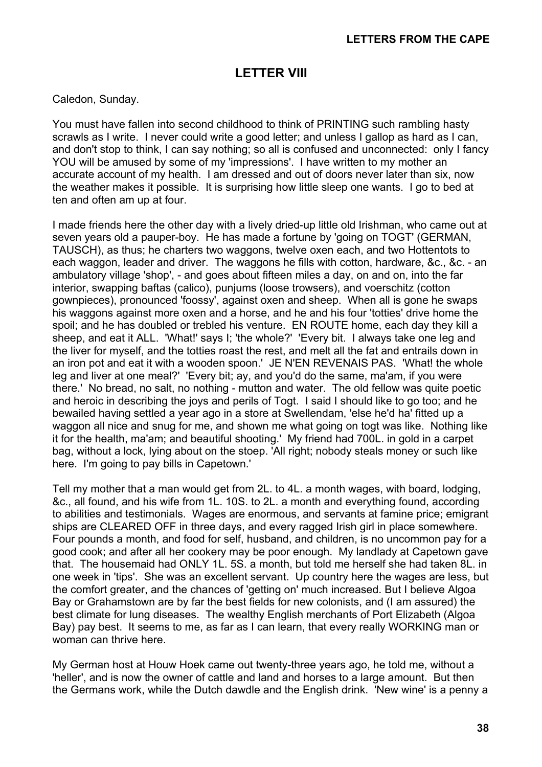## LETTER VIII

Caledon, Sunday.

You must have fallen into second childhood to think of PRINTING such rambling hasty scrawls as I write. I never could write a good letter; and unless I gallop as hard as I can, and don't stop to think, I can say nothing; so all is confused and unconnected: only I fancy YOU will be amused by some of my 'impressions'. I have written to my mother an accurate account of my health. I am dressed and out of doors never later than six, now the weather makes it possible. It is surprising how little sleep one wants. I go to bed at ten and often am up at four.

I made friends here the other day with a lively dried-up little old Irishman, who came out at seven years old a pauper-boy. He has made a fortune by 'going on TOGT' (GERMAN, TAUSCH), as thus; he charters two waggons, twelve oxen each, and two Hottentots to each waggon, leader and driver. The waggons he fills with cotton, hardware, &c., &c. - an ambulatory village 'shop', - and goes about fifteen miles a day, on and on, into the far interior, swapping baftas (calico), punjums (loose trowsers), and voerschitz (cotton gownpieces), pronounced 'foossy', against oxen and sheep. When all is gone he swaps his waggons against more oxen and a horse, and he and his four 'totties' drive home the spoil; and he has doubled or trebled his venture. EN ROUTE home, each day they kill a sheep, and eat it ALL. 'What!' says I; 'the whole?' 'Every bit. I always take one leg and the liver for myself, and the totties roast the rest, and melt all the fat and entrails down in an iron pot and eat it with a wooden spoon.' JE N'EN REVENAIS PAS. 'What! the whole leg and liver at one meal?' 'Every bit; ay, and you'd do the same, ma'am, if you were there.' No bread, no salt, no nothing - mutton and water. The old fellow was quite poetic and heroic in describing the joys and perils of Togt. I said I should like to go too; and he bewailed having settled a year ago in a store at Swellendam, 'else he'd ha' fitted up a waggon all nice and snug for me, and shown me what going on togt was like. Nothing like it for the health, ma'am; and beautiful shooting.' My friend had 700L. in gold in a carpet bag, without a lock, lying about on the stoep. 'All right; nobody steals money or such like here. I'm going to pay bills in Capetown.'

Tell my mother that a man would get from 2L. to 4L. a month wages, with board, lodging, &c., all found, and his wife from 1L. 10S. to 2L. a month and everything found, according to abilities and testimonials. Wages are enormous, and servants at famine price; emigrant ships are CLEARED OFF in three days, and every ragged Irish girl in place somewhere. Four pounds a month, and food for self, husband, and children, is no uncommon pay for a good cook; and after all her cookery may be poor enough. My landlady at Capetown gave that. The housemaid had ONLY 1L. 5S. a month, but told me herself she had taken 8L. in one week in 'tips'. She was an excellent servant. Up country here the wages are less, but the comfort greater, and the chances of 'getting on' much increased. But I believe Algoa Bay or Grahamstown are by far the best fields for new colonists, and (I am assured) the best climate for lung diseases. The wealthy English merchants of Port Elizabeth (Algoa Bay) pay best. It seems to me, as far as I can learn, that every really WORKING man or woman can thrive here.

My German host at Houw Hoek came out twenty-three years ago, he told me, without a 'heller', and is now the owner of cattle and land and horses to a large amount. But then the Germans work, while the Dutch dawdle and the English drink. 'New wine' is a penny a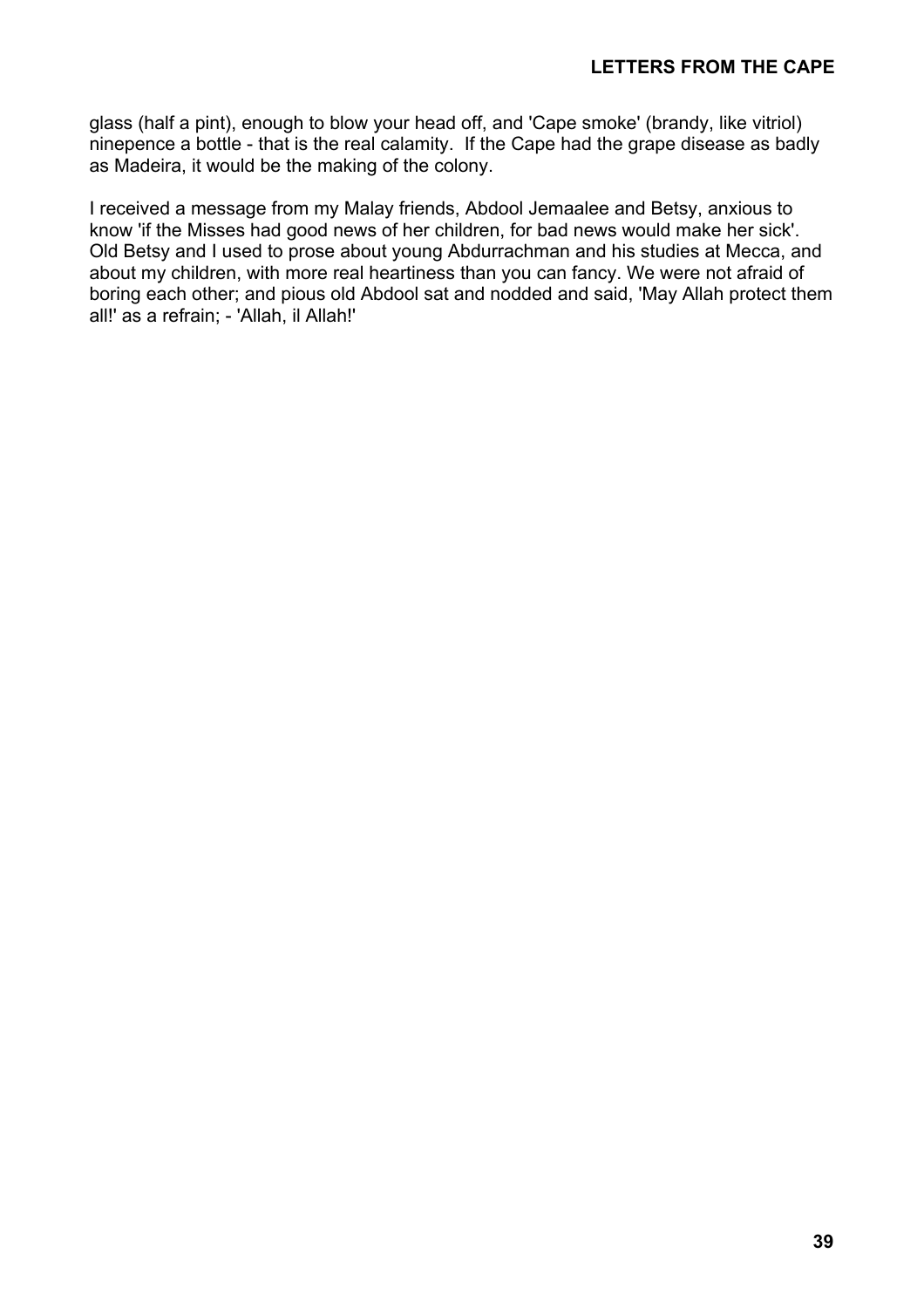glass (half a pint), enough to blow your head off, and 'Cape smoke' (brandy, like vitriol) ninepence a bottle - that is the real calamity. If the Cape had the grape disease as badly as Madeira, it would be the making of the colony.

I received a message from my Malay friends, Abdool Jemaalee and Betsy, anxious to know 'if the Misses had good news of her children, for bad news would make her sick'. Old Betsy and I used to prose about young Abdurrachman and his studies at Mecca, and about my children, with more real heartiness than you can fancy. We were not afraid of boring each other; and pious old Abdool sat and nodded and said, 'May Allah protect them all!' as a refrain; - 'Allah, il Allah!'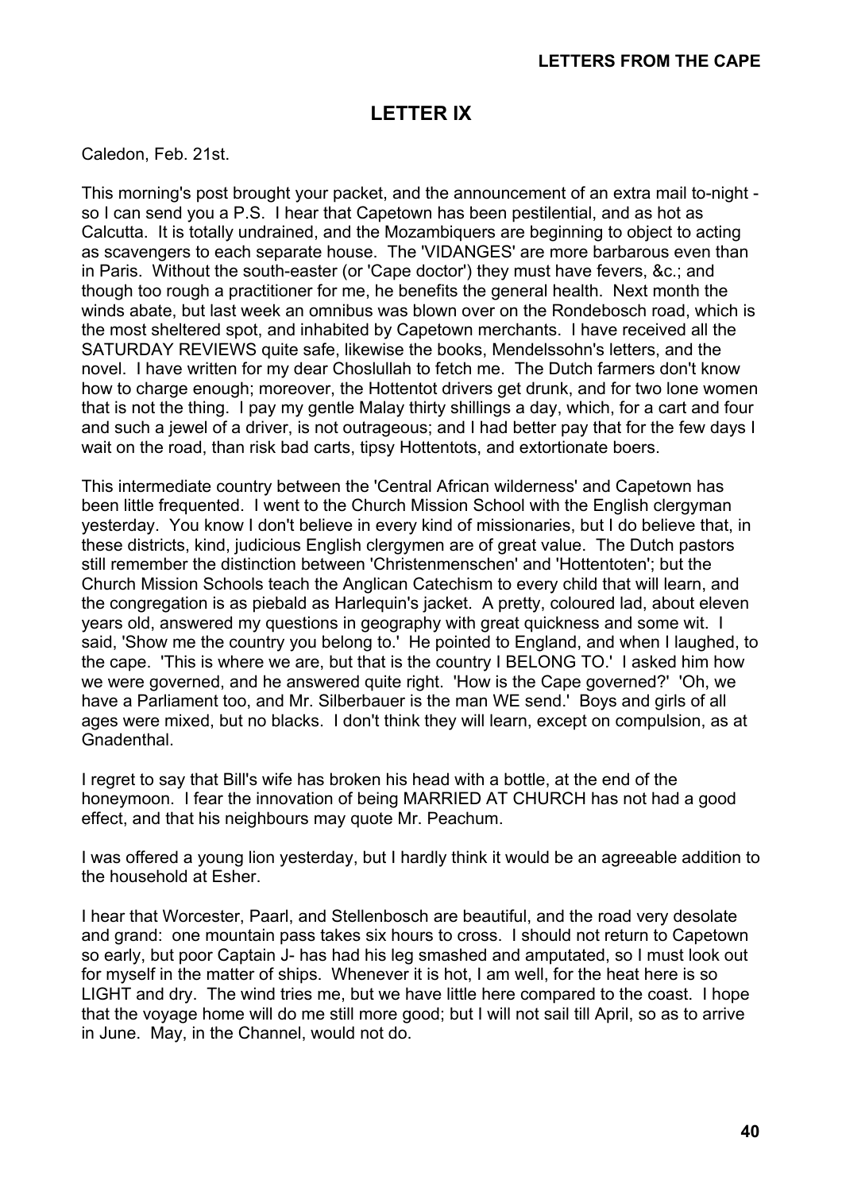## LETTER IX

Caledon, Feb. 21st.

This morning's post brought your packet, and the announcement of an extra mail to-night - so I can send you a P.S. I hear that Capetown has been pestilential, and as hot as Calcutta. It is totally undrained, and the Mozambiquers are beginning to object to acting as scavengers to each separate house. The 'VIDANGES' are more barbarous even than in Paris. Without the south-easter (or 'Cape doctor') they must have fevers, &c.; and though too rough a practitioner for me, he benefits the general health. Next month the winds abate, but last week an omnibus was blown over on the Rondebosch road, which is the most sheltered spot, and inhabited by Capetown merchants. I have received all the SATURDAY REVIEWS quite safe, likewise the books, Mendelssohn's letters, and the novel. I have written for my dear Choslullah to fetch me. The Dutch farmers don't know how to charge enough; moreover, the Hottentot drivers get drunk, and for two lone women that is not the thing. I pay my gentle Malay thirty shillings a day, which, for a cart and four and such a jewel of a driver, is not outrageous; and I had better pay that for the few days I wait on the road, than risk bad carts, tipsy Hottentots, and extortionate boers.

This intermediate country between the 'Central African wilderness' and Capetown has been little frequented. I went to the Church Mission School with the English clergyman yesterday. You know I don't believe in every kind of missionaries, but I do believe that, in these districts, kind, judicious English clergymen are of great value. The Dutch pastors still remember the distinction between 'Christenmenschen' and 'Hottentoten'; but the Church Mission Schools teach the Anglican Catechism to every child that will learn, and the congregation is as piebald as Harlequin's jacket. A pretty, coloured lad, about eleven years old, answered my questions in geography with great quickness and some wit. I said, 'Show me the country you belong to.' He pointed to England, and when I laughed, to the cape. 'This is where we are, but that is the country I BELONG TO.' I asked him how we were governed, and he answered quite right. 'How is the Cape governed?' 'Oh, we have a Parliament too, and Mr. Silberbauer is the man WE send.' Boys and girls of all ages were mixed, but no blacks. I don't think they will learn, except on compulsion, as at Gnadenthal.

I regret to say that Bill's wife has broken his head with a bottle, at the end of the honeymoon. I fear the innovation of being MARRIED AT CHURCH has not had a good effect, and that his neighbours may quote Mr. Peachum.

I was offered a young lion yesterday, but I hardly think it would be an agreeable addition to the household at Esher.

I hear that Worcester, Paarl, and Stellenbosch are beautiful, and the road very desolate and grand: one mountain pass takes six hours to cross. I should not return to Capetown so early, but poor Captain J- has had his leg smashed and amputated, so I must look out for myself in the matter of ships. Whenever it is hot, I am well, for the heat here is so LIGHT and dry. The wind tries me, but we have little here compared to the coast. I hope that the voyage home will do me still more good; but I will not sail till April, so as to arrive in June. May, in the Channel, would not do.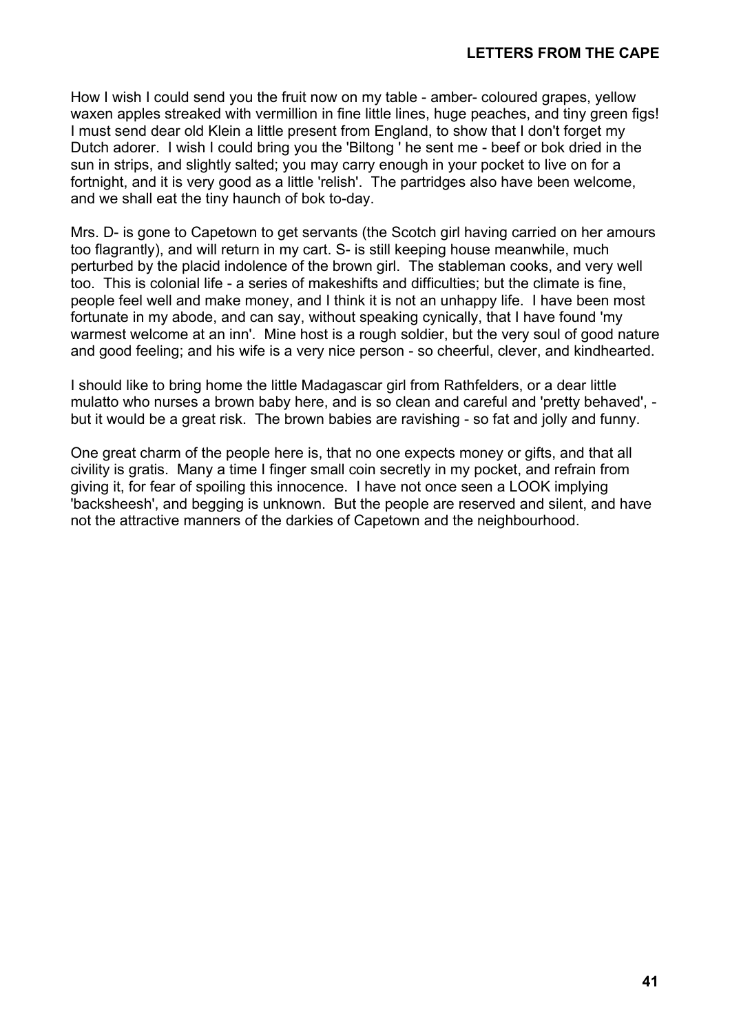How I wish I could send you the fruit now on my table - amber- coloured grapes, yellow waxen apples streaked with vermillion in fine little lines, huge peaches, and tiny green figs! I must send dear old Klein a little present from England, to show that I don't forget my Dutch adorer. I wish I could bring you the 'Biltong ' he sent me - beef or bok dried in the sun in strips, and slightly salted; you may carry enough in your pocket to live on for a fortnight, and it is very good as a little 'relish'. The partridges also have been welcome, and we shall eat the tiny haunch of bok to-day.

Mrs. D- is gone to Capetown to get servants (the Scotch girl having carried on her amours too flagrantly), and will return in my cart. S- is still keeping house meanwhile, much perturbed by the placid indolence of the brown girl. The stableman cooks, and very well too. This is colonial life - a series of makeshifts and difficulties; but the climate is fine, people feel well and make money, and I think it is not an unhappy life. I have been most fortunate in my abode, and can say, without speaking cynically, that I have found 'my warmest welcome at an inn'. Mine host is a rough soldier, but the very soul of good nature and good feeling; and his wife is a very nice person - so cheerful, clever, and kindhearted.

I should like to bring home the little Madagascar girl from Rathfelders, or a dear little mulatto who nurses a brown baby here, and is so clean and careful and 'pretty behaved', - but it would be a great risk. The brown babies are ravishing - so fat and jolly and funny.

One great charm of the people here is, that no one expects money or gifts, and that all civility is gratis. Many a time I finger small coin secretly in my pocket, and refrain from giving it, for fear of spoiling this innocence. I have not once seen a LOOK implying 'backsheesh', and begging is unknown. But the people are reserved and silent, and have not the attractive manners of the darkies of Capetown and the neighbourhood.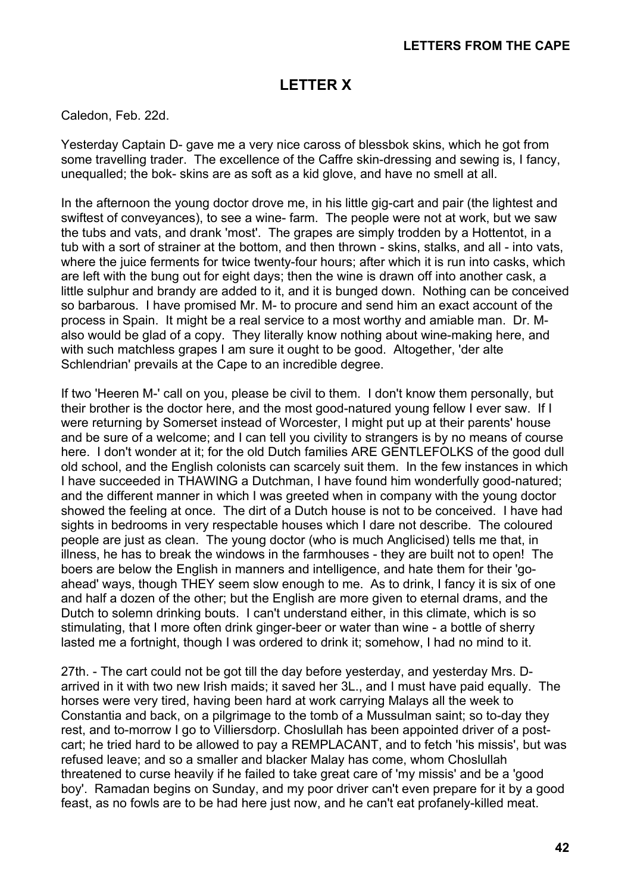## LETTER X

Caledon, Feb. 22d.

Yesterday Captain D- gave me a very nice caross of blessbok skins, which he got from some travelling trader. The excellence of the Caffre skin-dressing and sewing is, I fancy, unequalled; the bok- skins are as soft as a kid glove, and have no smell at all.

In the afternoon the young doctor drove me, in his little gig-cart and pair (the lightest and swiftest of conveyances), to see a wine- farm. The people were not at work, but we saw the tubs and vats, and drank 'most'. The grapes are simply trodden by a Hottentot, in a tub with a sort of strainer at the bottom, and then thrown - skins, stalks, and all - into vats, where the juice ferments for twice twenty-four hours; after which it is run into casks, which are left with the bung out for eight days; then the wine is drawn off into another cask, a little sulphur and brandy are added to it, and it is bunged down. Nothing can be conceived so barbarous. I have promised Mr. M- to procure and send him an exact account of the process in Spain. It might be a real service to a most worthy and amiable man. Dr. M- also would be glad of a copy. They literally know nothing about wine-making here, and with such matchless grapes I am sure it ought to be good. Altogether, 'der alte Schlendrian' prevails at the Cape to an incredible degree.

If two 'Heeren M-' call on you, please be civil to them. I don't know them personally, but their brother is the doctor here, and the most good-natured young fellow I ever saw. If I were returning by Somerset instead of Worcester, I might put up at their parents' house and be sure of a welcome; and I can tell you civility to strangers is by no means of course here. I don't wonder at it; for the old Dutch families ARE GENTLEFOLKS of the good dull old school, and the English colonists can scarcely suit them. In the few instances in which I have succeeded in THAWING a Dutchman, I have found him wonderfully good-natured; and the different manner in which I was greeted when in company with the young doctor showed the feeling at once. The dirt of a Dutch house is not to be conceived. I have had sights in bedrooms in very respectable houses which I dare not describe. The coloured people are just as clean. The young doctor (who is much Anglicised) tells me that, in illness, he has to break the windows in the farmhouses - they are built not to open! The boers are below the English in manners and intelligence, and hate them for their 'go-ahead' ways, though THEY seem slow enough to me. As to drink, I fancy it is six of one and half a dozen of the other; but the English are more given to eternal drams, and the Dutch to solemn drinking bouts. I can't understand either, in this climate, which is so stimulating, that I more often drink ginger-beer or water than wine - a bottle of sherry lasted me a fortnight, though I was ordered to drink it; somehow, I had no mind to it.

27th. - The cart could not be got till the day before yesterday, and yesterday Mrs. D- arrived in it with two new Irish maids; it saved her 3L., and I must have paid equally. The horses were very tired, having been hard at work carrying Malays all the week to Constantia and back, on a pilgrimage to the tomb of a Mussulman saint; so to-day they rest, and to-morrow I go to Villiersdorp. Choslullah has been appointed driver of a post-cart; he tried hard to be allowed to pay a REMPLACANT, and to fetch 'his missis', but was refused leave; and so a smaller and blacker Malay has come, whom Choslullah threatened to curse heavily if he failed to take great care of 'my missis' and be a 'good boy'. Ramadan begins on Sunday, and my poor driver can't even prepare for it by a good feast, as no fowls are to be had here just now, and he can't eat profanely-killed meat.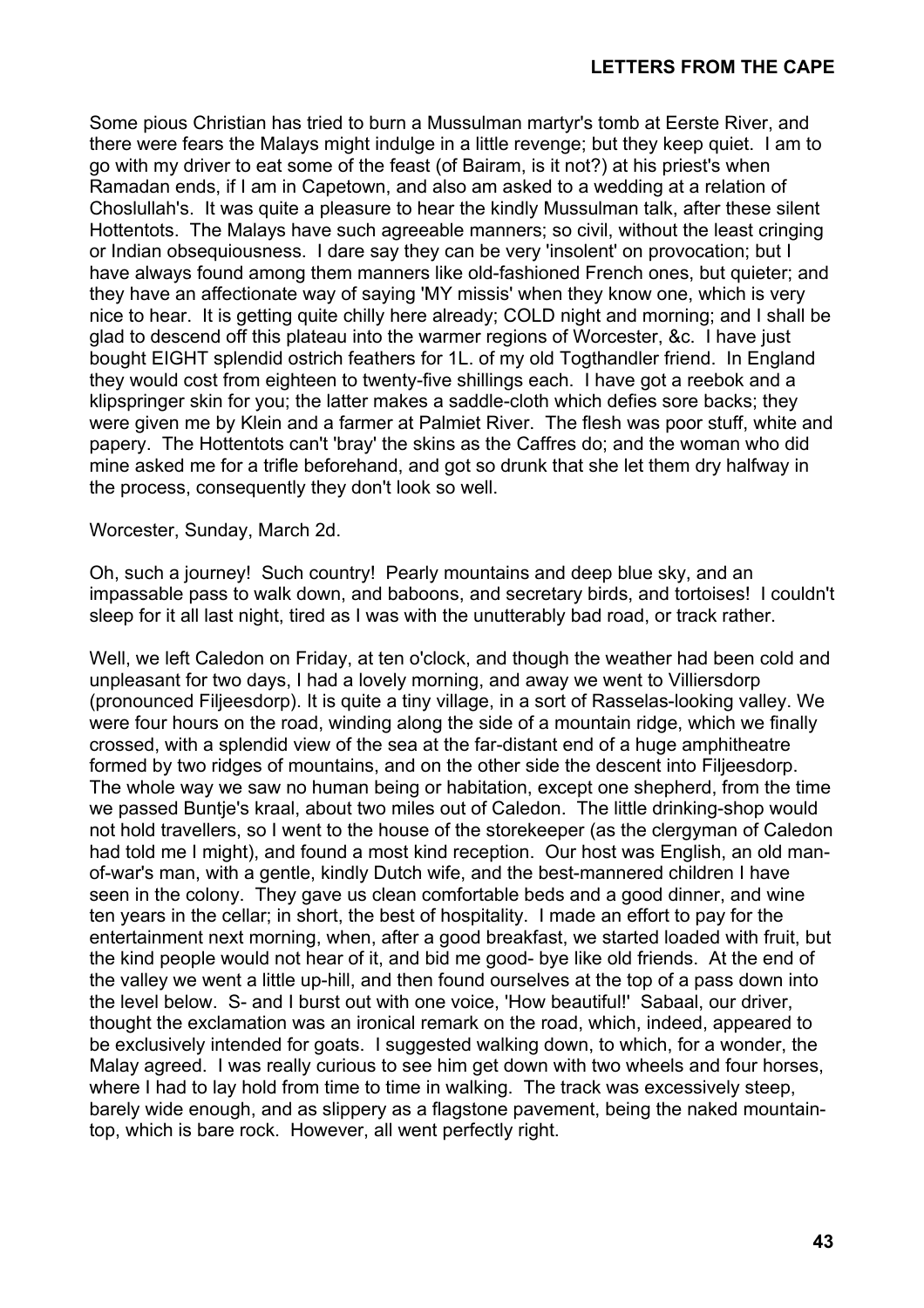Some pious Christian has tried to burn a Mussulman martyr's tomb at Eerste River, and there were fears the Malays might indulge in a little revenge; but they keep quiet. I am to go with my driver to eat some of the feast (of Bairam, is it not?) at his priest's when Ramadan ends, if I am in Capetown, and also am asked to a wedding at a relation of Choslullah's. It was quite a pleasure to hear the kindly Mussulman talk, after these silent Hottentots. The Malays have such agreeable manners; so civil, without the least cringing or Indian obsequiousness. I dare say they can be very 'insolent' on provocation; but I have always found among them manners like old-fashioned French ones, but quieter; and they have an affectionate way of saying 'MY missis' when they know one, which is very nice to hear. It is getting quite chilly here already; COLD night and morning; and I shall be glad to descend off this plateau into the warmer regions of Worcester, &c. I have just bought EIGHT splendid ostrich feathers for 1L. of my old Togthandler friend. In England they would cost from eighteen to twenty-five shillings each. I have got a reebok and a klipspringer skin for you; the latter makes a saddle-cloth which defies sore backs; they were given me by Klein and a farmer at Palmiet River. The flesh was poor stuff, white and papery. The Hottentots can't 'bray' the skins as the Caffres do; and the woman who did mine asked me for a trifle beforehand, and got so drunk that she let them dry halfway in the process, consequently they don't look so well.

Worcester, Sunday, March 2d.

Oh, such a journey! Such country! Pearly mountains and deep blue sky, and an impassable pass to walk down, and baboons, and secretary birds, and tortoises! I couldn't sleep for it all last night, tired as I was with the unutterably bad road, or track rather.

Well, we left Caledon on Friday, at ten o'clock, and though the weather had been cold and unpleasant for two days, I had a lovely morning, and away we went to Villiersdorp (pronounced Filjeesdorp). It is quite a tiny village, in a sort of Rasselas-looking valley. We were four hours on the road, winding along the side of a mountain ridge, which we finally crossed, with a splendid view of the sea at the far-distant end of a huge amphitheatre formed by two ridges of mountains, and on the other side the descent into Filjeesdorp. The whole way we saw no human being or habitation, except one shepherd, from the time we passed Buntje's kraal, about two miles out of Caledon. The little drinking-shop would not hold travellers, so I went to the house of the storekeeper (as the clergyman of Caledon had told me I might), and found a most kind reception. Our host was English, an old man-of-war's man, with a gentle, kindly Dutch wife, and the best-mannered children I have seen in the colony. They gave us clean comfortable beds and a good dinner, and wine ten years in the cellar; in short, the best of hospitality. I made an effort to pay for the entertainment next morning, when, after a good breakfast, we started loaded with fruit, but the kind people would not hear of it, and bid me good- bye like old friends. At the end of the valley we went a little up-hill, and then found ourselves at the top of a pass down into the level below. S- and I burst out with one voice, 'How beautiful!' Sabaal, our driver, thought the exclamation was an ironical remark on the road, which, indeed, appeared to be exclusively intended for goats. I suggested walking down, to which, for a wonder, the Malay agreed. I was really curious to see him get down with two wheels and four horses, where I had to lay hold from time to time in walking. The track was excessively steep, barely wide enough, and as slippery as a flagstone pavement, being the naked mountain-top, which is bare rock. However, all went perfectly right.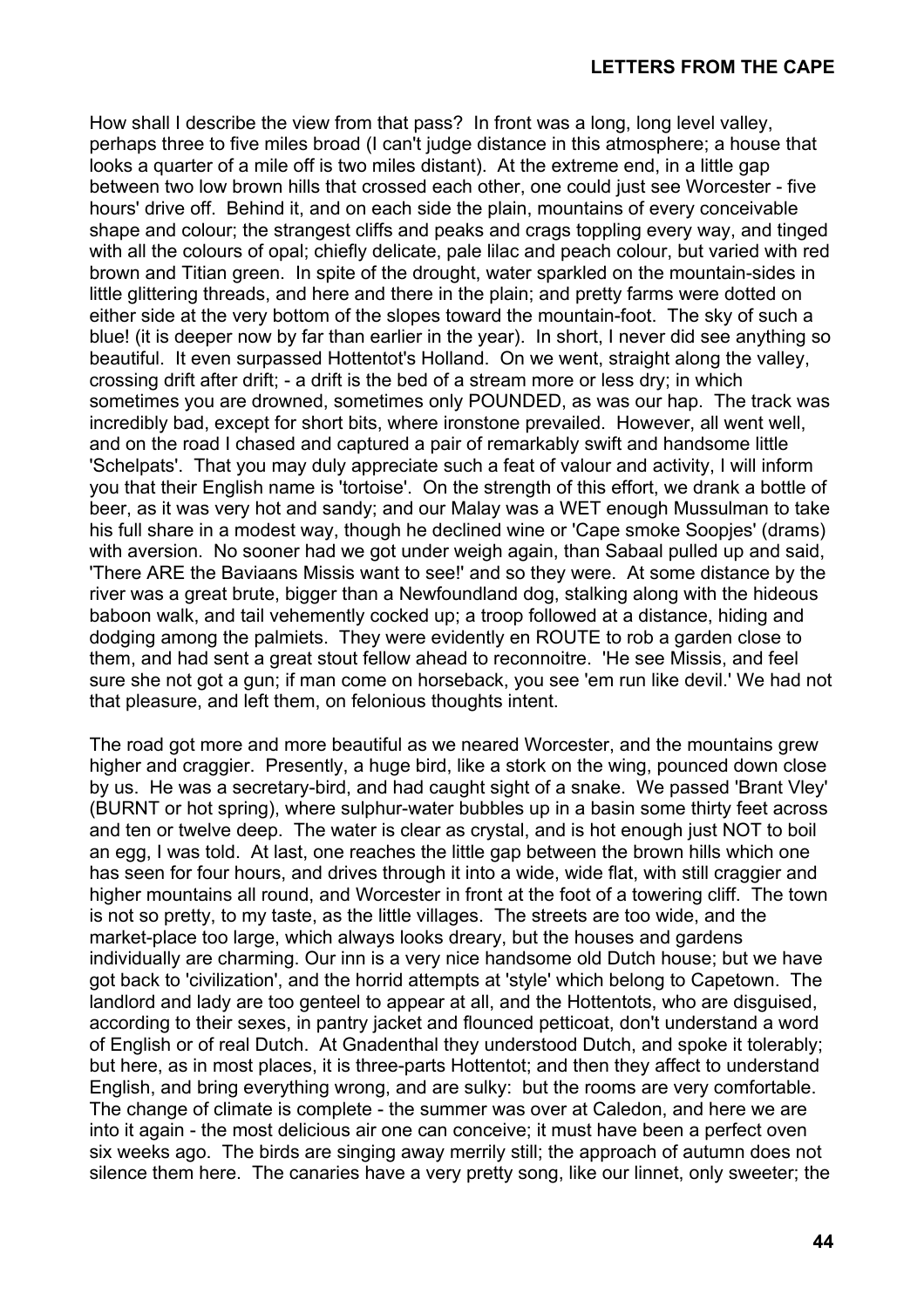How shall I describe the view from that pass? In front was a long, long level valley, perhaps three to five miles broad (I can't judge distance in this atmosphere; a house that looks a quarter of a mile off is two miles distant). At the extreme end, in a little gap between two low brown hills that crossed each other, one could just see Worcester - five hours' drive off. Behind it, and on each side the plain, mountains of every conceivable shape and colour; the strangest cliffs and peaks and crags toppling every way, and tinged with all the colours of opal; chiefly delicate, pale lilac and peach colour, but varied with red brown and Titian green. In spite of the drought, water sparkled on the mountain-sides in little glittering threads, and here and there in the plain; and pretty farms were dotted on either side at the very bottom of the slopes toward the mountain-foot. The sky of such a blue! (it is deeper now by far than earlier in the year). In short, I never did see anything so beautiful. It even surpassed Hottentot's Holland. On we went, straight along the valley, crossing drift after drift; - a drift is the bed of a stream more or less dry; in which sometimes you are drowned, sometimes only POUNDED, as was our hap. The track was incredibly bad, except for short bits, where ironstone prevailed. However, all went well, and on the road I chased and captured a pair of remarkably swift and handsome little 'Schelpats'. That you may duly appreciate such a feat of valour and activity, I will inform you that their English name is 'tortoise'. On the strength of this effort, we drank a bottle of beer, as it was very hot and sandy; and our Malay was a WET enough Mussulman to take his full share in a modest way, though he declined wine or 'Cape smoke Soopjes' (drams) with aversion. No sooner had we got under weigh again, than Sabaal pulled up and said, 'There ARE the Baviaans Missis want to see!' and so they were. At some distance by the river was a great brute, bigger than a Newfoundland dog, stalking along with the hideous baboon walk, and tail vehemently cocked up; a troop followed at a distance, hiding and dodging among the palmiets. They were evidently en ROUTE to rob a garden close to them, and had sent a great stout fellow ahead to reconnoitre. 'He see Missis, and feel sure she not got a gun; if man come on horseback, you see 'em run like devil.' We had not that pleasure, and left them, on felonious thoughts intent.

The road got more and more beautiful as we neared Worcester, and the mountains grew higher and craggier. Presently, a huge bird, like a stork on the wing, pounced down close by us. He was a secretary-bird, and had caught sight of a snake. We passed 'Brant Vley' (BURNT or hot spring), where sulphur-water bubbles up in a basin some thirty feet across and ten or twelve deep. The water is clear as crystal, and is hot enough just NOT to boil an egg, I was told. At last, one reaches the little gap between the brown hills which one has seen for four hours, and drives through it into a wide, wide flat, with still craggier and higher mountains all round, and Worcester in front at the foot of a towering cliff. The town is not so pretty, to my taste, as the little villages. The streets are too wide, and the market-place too large, which always looks dreary, but the houses and gardens individually are charming. Our inn is a very nice handsome old Dutch house; but we have got back to 'civilization', and the horrid attempts at 'style' which belong to Capetown. The landlord and lady are too genteel to appear at all, and the Hottentots, who are disguised, according to their sexes, in pantry jacket and flounced petticoat, don't understand a word of English or of real Dutch. At Gnadenthal they understood Dutch, and spoke it tolerably; but here, as in most places, it is three-parts Hottentot; and then they affect to understand English, and bring everything wrong, and are sulky: but the rooms are very comfortable. The change of climate is complete - the summer was over at Caledon, and here we are into it again - the most delicious air one can conceive; it must have been a perfect oven six weeks ago. The birds are singing away merrily still; the approach of autumn does not silence them here. The canaries have a very pretty song, like our linnet, only sweeter; the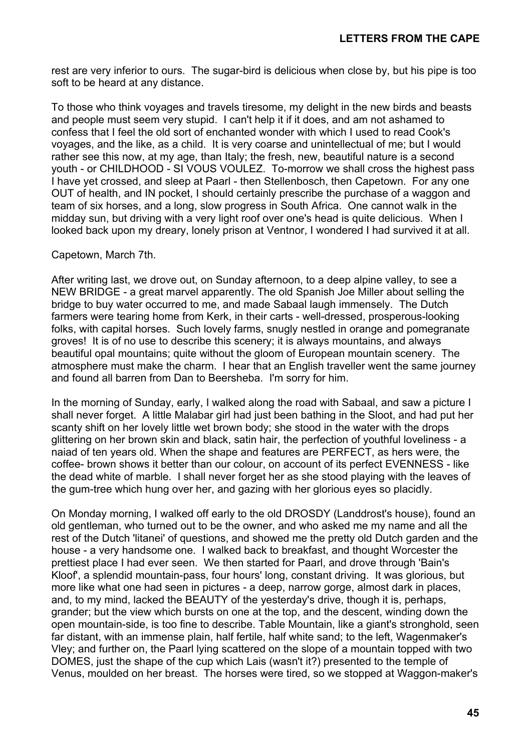rest are very inferior to ours. The sugar-bird is delicious when close by, but his pipe is too soft to be heard at any distance.

To those who think voyages and travels tiresome, my delight in the new birds and beasts and people must seem very stupid. I can't help it if it does, and am not ashamed to confess that I feel the old sort of enchanted wonder with which I used to read Cook's voyages, and the like, as a child. It is very coarse and unintellectual of me; but I would rather see this now, at my age, than Italy; the fresh, new, beautiful nature is a second youth - or CHILDHOOD - SI VOUS VOULEZ. To-morrow we shall cross the highest pass I have yet crossed, and sleep at Paarl - then Stellenbosch, then Capetown. For any one OUT of health, and IN pocket, I should certainly prescribe the purchase of a waggon and team of six horses, and a long, slow progress in South Africa. One cannot walk in the midday sun, but driving with a very light roof over one's head is quite delicious. When I looked back upon my dreary, lonely prison at Ventnor, I wondered I had survived it at all.

Capetown, March 7th.

After writing last, we drove out, on Sunday afternoon, to a deep alpine valley, to see a NEW BRIDGE - a great marvel apparently. The old Spanish Joe Miller about selling the bridge to buy water occurred to me, and made Sabaal laugh immensely. The Dutch farmers were tearing home from Kerk, in their carts - well-dressed, prosperous-looking folks, with capital horses. Such lovely farms, snugly nestled in orange and pomegranate groves! It is of no use to describe this scenery; it is always mountains, and always beautiful opal mountains; quite without the gloom of European mountain scenery. The atmosphere must make the charm. I hear that an English traveller went the same journey and found all barren from Dan to Beersheba. I'm sorry for him.

In the morning of Sunday, early, I walked along the road with Sabaal, and saw a picture I shall never forget. A little Malabar girl had just been bathing in the Sloot, and had put her scanty shift on her lovely little wet brown body; she stood in the water with the drops glittering on her brown skin and black, satin hair, the perfection of youthful loveliness - a naiad of ten years old. When the shape and features are PERFECT, as hers were, the coffee- brown shows it better than our colour, on account of its perfect EVENNESS - like the dead white of marble. I shall never forget her as she stood playing with the leaves of the gum-tree which hung over her, and gazing with her glorious eyes so placidly.

On Monday morning, I walked off early to the old DROSDY (Landdrost's house), found an old gentleman, who turned out to be the owner, and who asked me my name and all the rest of the Dutch 'litanei' of questions, and showed me the pretty old Dutch garden and the house - a very handsome one. I walked back to breakfast, and thought Worcester the prettiest place I had ever seen. We then started for Paarl, and drove through 'Bain's Kloof', a splendid mountain-pass, four hours' long, constant driving. It was glorious, but more like what one had seen in pictures - a deep, narrow gorge, almost dark in places, and, to my mind, lacked the BEAUTY of the yesterday's drive, though it is, perhaps, grander; but the view which bursts on one at the top, and the descent, winding down the open mountain-side, is too fine to describe. Table Mountain, like a giant's stronghold, seen far distant, with an immense plain, half fertile, half white sand; to the left, Wagenmaker's Vley; and further on, the Paarl lying scattered on the slope of a mountain topped with two DOMES, just the shape of the cup which Lais (wasn't it?) presented to the temple of Venus, moulded on her breast. The horses were tired, so we stopped at Waggon-maker's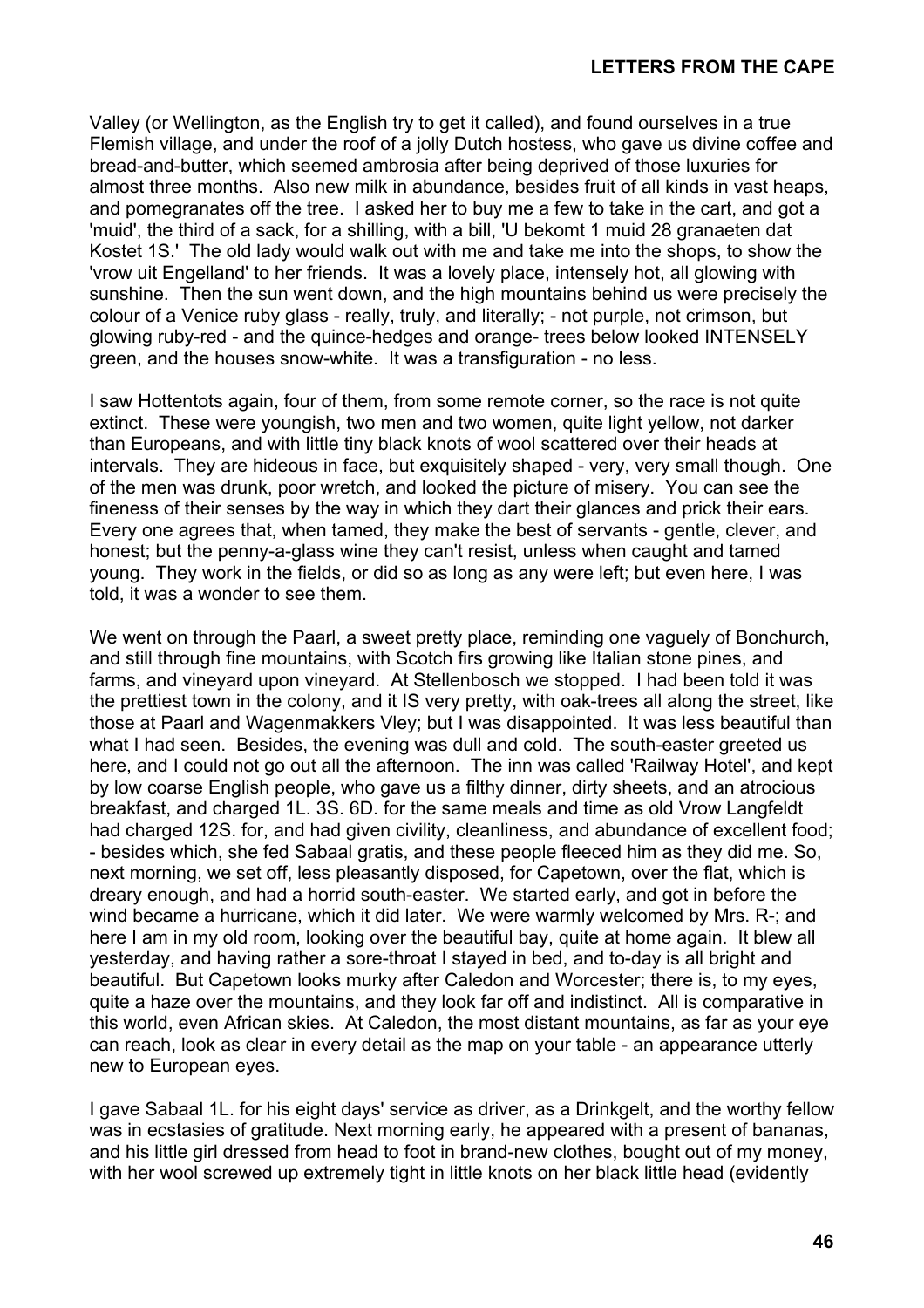Valley (or Wellington, as the English try to get it called), and found ourselves in a true Flemish village, and under the roof of a jolly Dutch hostess, who gave us divine coffee and bread-and-butter, which seemed ambrosia after being deprived of those luxuries for almost three months. Also new milk in abundance, besides fruit of all kinds in vast heaps, and pomegranates off the tree. I asked her to buy me a few to take in the cart, and got a 'muid', the third of a sack, for a shilling, with a bill, 'U bekomt 1 muid 28 granaeten dat Kostet 1S.' The old lady would walk out with me and take me into the shops, to show the 'vrow uit Engelland' to her friends. It was a lovely place, intensely hot, all glowing with sunshine. Then the sun went down, and the high mountains behind us were precisely the colour of a Venice ruby glass - really, truly, and literally; - not purple, not crimson, but glowing ruby-red - and the quince-hedges and orange- trees below looked INTENSELY green, and the houses snow-white. It was a transfiguration - no less.

I saw Hottentots again, four of them, from some remote corner, so the race is not quite extinct. These were youngish, two men and two women, quite light yellow, not darker than Europeans, and with little tiny black knots of wool scattered over their heads at intervals. They are hideous in face, but exquisitely shaped - very, very small though. One of the men was drunk, poor wretch, and looked the picture of misery. You can see the fineness of their senses by the way in which they dart their glances and prick their ears. Every one agrees that, when tamed, they make the best of servants - gentle, clever, and honest; but the penny-a-glass wine they can't resist, unless when caught and tamed young. They work in the fields, or did so as long as any were left; but even here, I was told, it was a wonder to see them.

We went on through the Paarl, a sweet pretty place, reminding one vaguely of Bonchurch, and still through fine mountains, with Scotch firs growing like Italian stone pines, and farms, and vineyard upon vineyard. At Stellenbosch we stopped. I had been told it was the prettiest town in the colony, and it IS very pretty, with oak-trees all along the street, like those at Paarl and Wagenmakkers Vley; but I was disappointed. It was less beautiful than what I had seen. Besides, the evening was dull and cold. The south-easter greeted us here, and I could not go out all the afternoon. The inn was called 'Railway Hotel', and kept by low coarse English people, who gave us a filthy dinner, dirty sheets, and an atrocious breakfast, and charged 1L. 3S. 6D. for the same meals and time as old Vrow Langfeldt had charged 12S. for, and had given civility, cleanliness, and abundance of excellent food; - besides which, she fed Sabaal gratis, and these people fleeced him as they did me. So, next morning, we set off, less pleasantly disposed, for Capetown, over the flat, which is dreary enough, and had a horrid south-easter. We started early, and got in before the wind became a hurricane, which it did later. We were warmly welcomed by Mrs. R-; and here I am in my old room, looking over the beautiful bay, quite at home again. It blew all yesterday, and having rather a sore-throat I stayed in bed, and to-day is all bright and beautiful. But Capetown looks murky after Caledon and Worcester; there is, to my eyes, quite a haze over the mountains, and they look far off and indistinct. All is comparative in this world, even African skies. At Caledon, the most distant mountains, as far as your eye can reach, look as clear in every detail as the map on your table - an appearance utterly new to European eyes.

I gave Sabaal 1L. for his eight days' service as driver, as a Drinkgelt, and the worthy fellow was in ecstasies of gratitude. Next morning early, he appeared with a present of bananas, and his little girl dressed from head to foot in brand-new clothes, bought out of my money, with her wool screwed up extremely tight in little knots on her black little head (evidently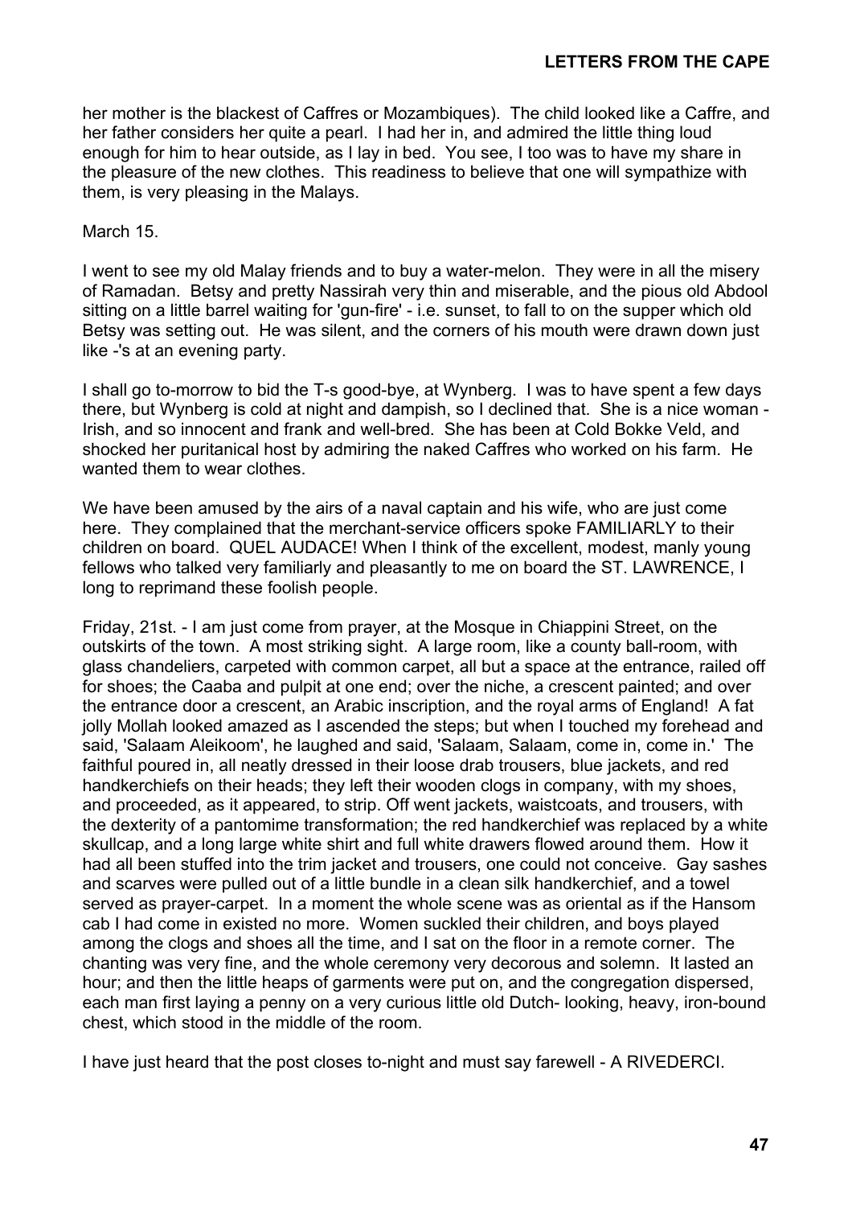her mother is the blackest of Caffres or Mozambiques). The child looked like a Caffre, and her father considers her quite a pearl. I had her in, and admired the little thing loud enough for him to hear outside, as I lay in bed. You see, I too was to have my share in the pleasure of the new clothes. This readiness to believe that one will sympathize with them, is very pleasing in the Malays.

March 15.

I went to see my old Malay friends and to buy a water-melon. They were in all the misery of Ramadan. Betsy and pretty Nassirah very thin and miserable, and the pious old Abdool sitting on a little barrel waiting for 'gun-fire' - i.e. sunset, to fall to on the supper which old Betsy was setting out. He was silent, and the corners of his mouth were drawn down just like -'s at an evening party.

I shall go to-morrow to bid the T-s good-bye, at Wynberg. I was to have spent a few days there, but Wynberg is cold at night and dampish, so I declined that. She is a nice woman - Irish, and so innocent and frank and well-bred. She has been at Cold Bokke Veld, and shocked her puritanical host by admiring the naked Caffres who worked on his farm. He wanted them to wear clothes.

We have been amused by the airs of a naval captain and his wife, who are just come here. They complained that the merchant-service officers spoke FAMILIARLY to their children on board. QUEL AUDACE! When I think of the excellent, modest, manly young fellows who talked very familiarly and pleasantly to me on board the ST. LAWRENCE, I long to reprimand these foolish people.

Friday, 21st. - I am just come from prayer, at the Mosque in Chiappini Street, on the outskirts of the town. A most striking sight. A large room, like a county ball-room, with glass chandeliers, carpeted with common carpet, all but a space at the entrance, railed off for shoes; the Caaba and pulpit at one end; over the niche, a crescent painted; and over the entrance door a crescent, an Arabic inscription, and the royal arms of England! A fat jolly Mollah looked amazed as I ascended the steps; but when I touched my forehead and said, 'Salaam Aleikoom', he laughed and said, 'Salaam, Salaam, come in, come in.' The faithful poured in, all neatly dressed in their loose drab trousers, blue jackets, and red handkerchiefs on their heads; they left their wooden clogs in company, with my shoes, and proceeded, as it appeared, to strip. Off went jackets, waistcoats, and trousers, with the dexterity of a pantomime transformation; the red handkerchief was replaced by a white skullcap, and a long large white shirt and full white drawers flowed around them. How it had all been stuffed into the trim jacket and trousers, one could not conceive. Gay sashes and scarves were pulled out of a little bundle in a clean silk handkerchief, and a towel served as prayer-carpet. In a moment the whole scene was as oriental as if the Hansom cab I had come in existed no more. Women suckled their children, and boys played among the clogs and shoes all the time, and I sat on the floor in a remote corner. The chanting was very fine, and the whole ceremony very decorous and solemn. It lasted an hour; and then the little heaps of garments were put on, and the congregation dispersed, each man first laying a penny on a very curious little old Dutch- looking, heavy, iron-bound chest, which stood in the middle of the room.

I have just heard that the post closes to-night and must say farewell - A RIVEDERCI.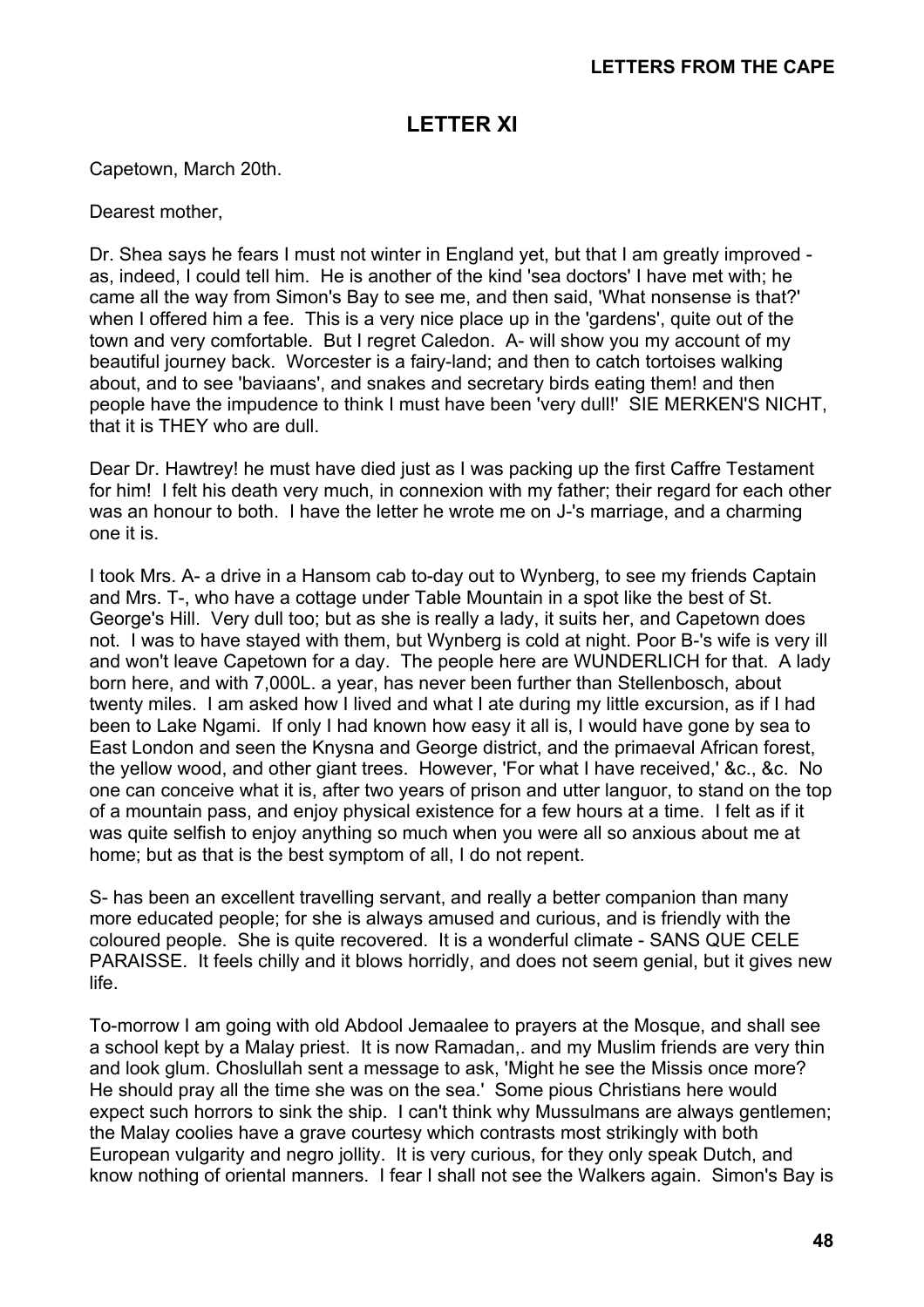## LETTER XI

Capetown, March 20th.

Dearest mother,

Dr. Shea says he fears I must not winter in England yet, but that I am greatly improved - as, indeed, I could tell him. He is another of the kind 'sea doctors' I have met with; he came all the way from Simon's Bay to see me, and then said, 'What nonsense is that?' when I offered him a fee. This is a very nice place up in the 'gardens', quite out of the town and very comfortable. But I regret Caledon. A- will show you my account of my beautiful journey back. Worcester is a fairy-land; and then to catch tortoises walking about, and to see 'baviaans', and snakes and secretary birds eating them! and then people have the impudence to think I must have been 'very dull!' SIE MERKEN'S NICHT, that it is THEY who are dull.

Dear Dr. Hawtrey! he must have died just as I was packing up the first Caffre Testament for him! I felt his death very much, in connexion with my father; their regard for each other was an honour to both. I have the letter he wrote me on J-'s marriage, and a charming one it is.

I took Mrs. A- a drive in a Hansom cab to-day out to Wynberg, to see my friends Captain and Mrs. T-, who have a cottage under Table Mountain in a spot like the best of St. George's Hill. Very dull too; but as she is really a lady, it suits her, and Capetown does not. I was to have stayed with them, but Wynberg is cold at night. Poor B-'s wife is very ill and won't leave Capetown for a day. The people here are WUNDERLICH for that. A lady born here, and with 7,000L. a year, has never been further than Stellenbosch, about twenty miles. I am asked how I lived and what I ate during my little excursion, as if I had been to Lake Ngami. If only I had known how easy it all is, I would have gone by sea to East London and seen the Knysna and George district, and the primaeval African forest, the yellow wood, and other giant trees. However, 'For what I have received,' &c., &c. No one can conceive what it is, after two years of prison and utter languor, to stand on the top of a mountain pass, and enjoy physical existence for a few hours at a time. I felt as if it was quite selfish to enjoy anything so much when you were all so anxious about me at home; but as that is the best symptom of all, I do not repent.

S- has been an excellent travelling servant, and really a better companion than many more educated people; for she is always amused and curious, and is friendly with the coloured people. She is quite recovered. It is a wonderful climate - SANS QUE CELE PARAISSE. It feels chilly and it blows horridly, and does not seem genial, but it gives new life.

To-morrow I am going with old Abdool Jemaalee to prayers at the Mosque, and shall see a school kept by a Malay priest. It is now Ramadan,. and my Muslim friends are very thin and look glum. Choslullah sent a message to ask, 'Might he see the Missis once more? He should pray all the time she was on the sea.' Some pious Christians here would expect such horrors to sink the ship. I can't think why Mussulmans are always gentlemen; the Malay coolies have a grave courtesy which contrasts most strikingly with both European vulgarity and negro jollity. It is very curious, for they only speak Dutch, and know nothing of oriental manners. I fear I shall not see the Walkers again. Simon's Bay is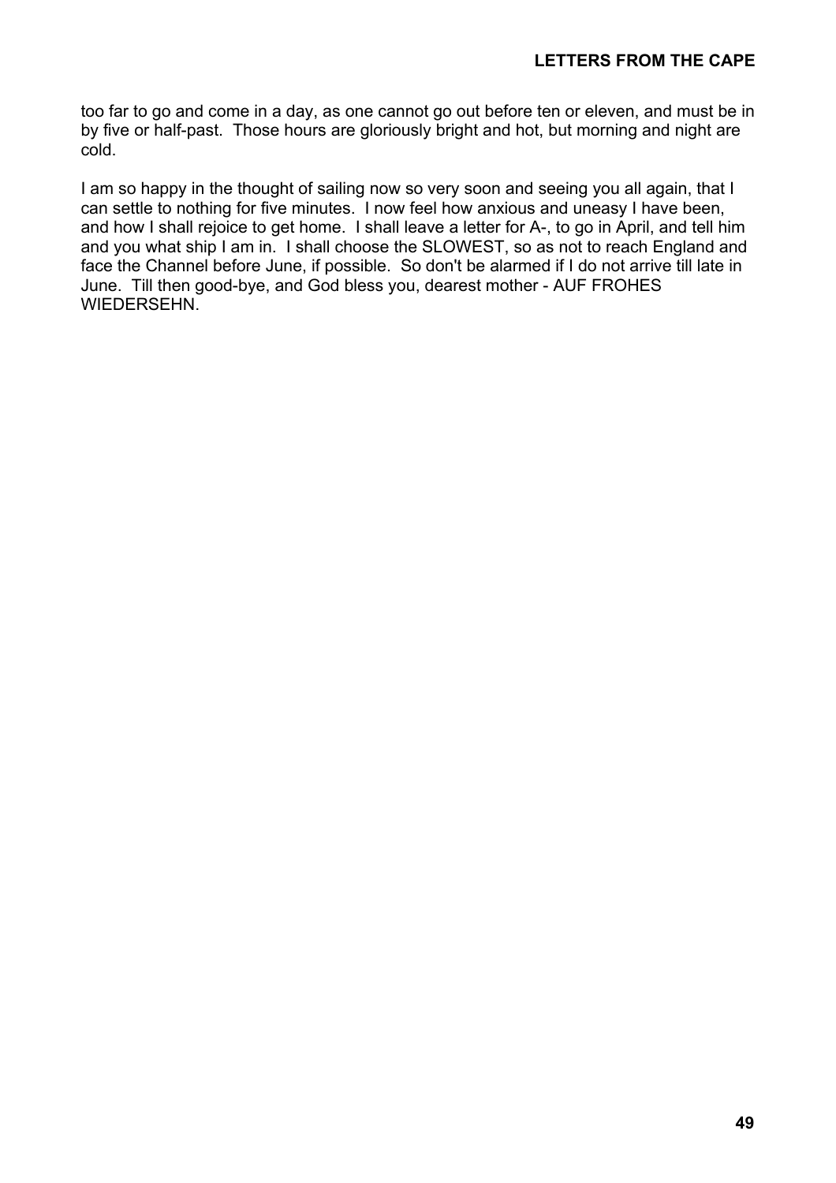too far to go and come in a day, as one cannot go out before ten or eleven, and must be in by five or half-past. Those hours are gloriously bright and hot, but morning and night are cold.

I am so happy in the thought of sailing now so very soon and seeing you all again, that I can settle to nothing for five minutes. I now feel how anxious and uneasy I have been, and how I shall rejoice to get home. I shall leave a letter for A-, to go in April, and tell him and you what ship I am in. I shall choose the SLOWEST, so as not to reach England and face the Channel before June, if possible. So don't be alarmed if I do not arrive till late in June. Till then good-bye, and God bless you, dearest mother - AUF FROHES WIEDERSEHN.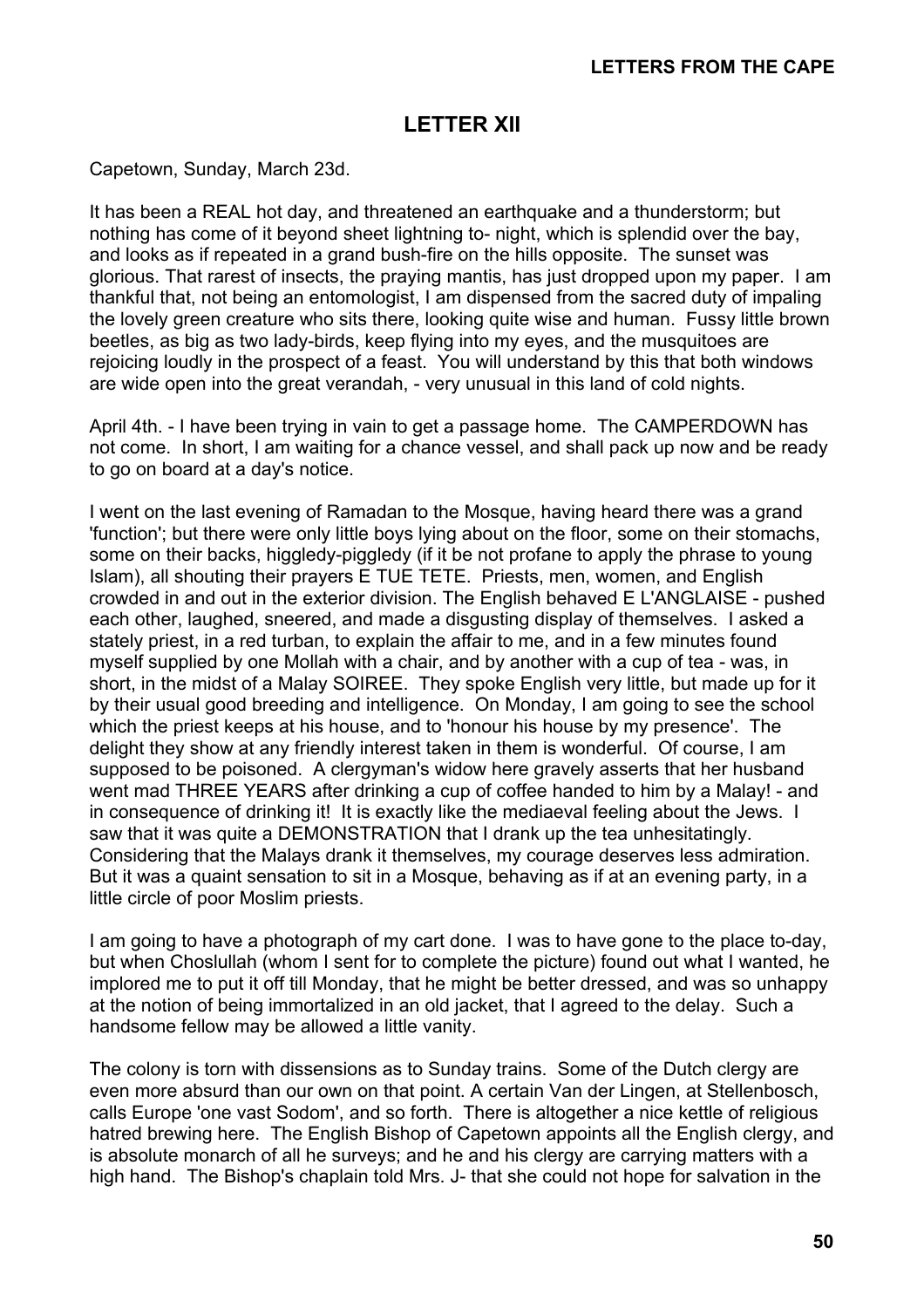## LETTER XII

Capetown, Sunday, March 23d.

It has been a REAL hot day, and threatened an earthquake and a thunderstorm; but nothing has come of it beyond sheet lightning to- night, which is splendid over the bay, and looks as if repeated in a grand bush-fire on the hills opposite. The sunset was glorious. That rarest of insects, the praying mantis, has just dropped upon my paper. I am thankful that, not being an entomologist, I am dispensed from the sacred duty of impaling the lovely green creature who sits there, looking quite wise and human. Fussy little brown beetles, as big as two lady-birds, keep flying into my eyes, and the musquitoes are rejoicing loudly in the prospect of a feast. You will understand by this that both windows are wide open into the great verandah, - very unusual in this land of cold nights.

April 4th. - I have been trying in vain to get a passage home. The CAMPERDOWN has not come. In short, I am waiting for a chance vessel, and shall pack up now and be ready to go on board at a day's notice.

I went on the last evening of Ramadan to the Mosque, having heard there was a grand 'function'; but there were only little boys lying about on the floor, some on their stomachs, some on their backs, higgledy-piggledy (if it be not profane to apply the phrase to young Islam), all shouting their prayers E TUE TETE. Priests, men, women, and English crowded in and out in the exterior division. The English behaved E L'ANGLAISE - pushed each other, laughed, sneered, and made a disgusting display of themselves. I asked a stately priest, in a red turban, to explain the affair to me, and in a few minutes found myself supplied by one Mollah with a chair, and by another with a cup of tea - was, in short, in the midst of a Malay SOIREE. They spoke English very little, but made up for it by their usual good breeding and intelligence. On Monday, I am going to see the school which the priest keeps at his house, and to 'honour his house by my presence'. The delight they show at any friendly interest taken in them is wonderful. Of course, I am supposed to be poisoned. A clergyman's widow here gravely asserts that her husband went mad THREE YEARS after drinking a cup of coffee handed to him by a Malay! - and in consequence of drinking it! It is exactly like the mediaeval feeling about the Jews. I saw that it was quite a DEMONSTRATION that I drank up the tea unhesitatingly. Considering that the Malays drank it themselves, my courage deserves less admiration. But it was a quaint sensation to sit in a Mosque, behaving as if at an evening party, in a little circle of poor Moslim priests.

I am going to have a photograph of my cart done. I was to have gone to the place to-day, but when Choslullah (whom I sent for to complete the picture) found out what I wanted, he implored me to put it off till Monday, that he might be better dressed, and was so unhappy at the notion of being immortalized in an old jacket, that I agreed to the delay. Such a handsome fellow may be allowed a little vanity.

The colony is torn with dissensions as to Sunday trains. Some of the Dutch clergy are even more absurd than our own on that point. A certain Van der Lingen, at Stellenbosch, calls Europe 'one vast Sodom', and so forth. There is altogether a nice kettle of religious hatred brewing here. The English Bishop of Capetown appoints all the English clergy, and is absolute monarch of all he surveys; and he and his clergy are carrying matters with a high hand. The Bishop's chaplain told Mrs. J- that she could not hope for salvation in the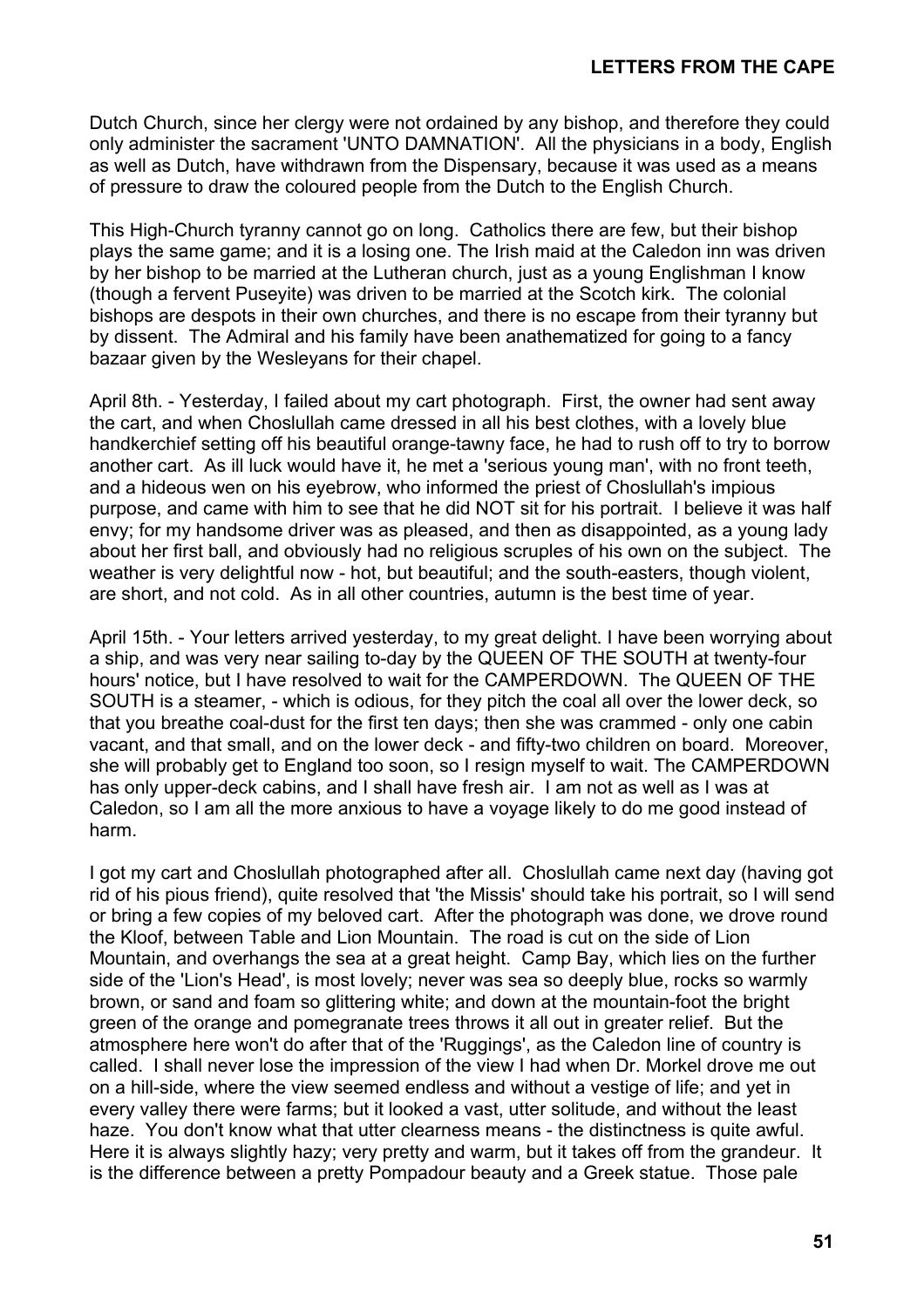Dutch Church, since her clergy were not ordained by any bishop, and therefore they could only administer the sacrament 'UNTO DAMNATION'. All the physicians in a body, English as well as Dutch, have withdrawn from the Dispensary, because it was used as a means of pressure to draw the coloured people from the Dutch to the English Church.

This High-Church tyranny cannot go on long. Catholics there are few, but their bishop plays the same game; and it is a losing one. The Irish maid at the Caledon inn was driven by her bishop to be married at the Lutheran church, just as a young Englishman I know (though a fervent Puseyite) was driven to be married at the Scotch kirk. The colonial bishops are despots in their own churches, and there is no escape from their tyranny but by dissent. The Admiral and his family have been anathematized for going to a fancy bazaar given by the Wesleyans for their chapel.

April 8th. - Yesterday, I failed about my cart photograph. First, the owner had sent away the cart, and when Choslullah came dressed in all his best clothes, with a lovely blue handkerchief setting off his beautiful orange-tawny face, he had to rush off to try to borrow another cart. As ill luck would have it, he met a 'serious young man', with no front teeth, and a hideous wen on his eyebrow, who informed the priest of Choslullah's impious purpose, and came with him to see that he did NOT sit for his portrait. I believe it was half envy; for my handsome driver was as pleased, and then as disappointed, as a young lady about her first ball, and obviously had no religious scruples of his own on the subject. The weather is very delightful now - hot, but beautiful; and the south-easters, though violent, are short, and not cold. As in all other countries, autumn is the best time of year.

April 15th. - Your letters arrived yesterday, to my great delight. I have been worrying about a ship, and was very near sailing to-day by the QUEEN OF THE SOUTH at twenty-four hours' notice, but I have resolved to wait for the CAMPERDOWN. The QUEEN OF THE SOUTH is a steamer, - which is odious, for they pitch the coal all over the lower deck, so that you breathe coal-dust for the first ten days; then she was crammed - only one cabin vacant, and that small, and on the lower deck - and fifty-two children on board. Moreover, she will probably get to England too soon, so I resign myself to wait. The CAMPERDOWN has only upper-deck cabins, and I shall have fresh air. I am not as well as I was at Caledon, so I am all the more anxious to have a voyage likely to do me good instead of harm.

I got my cart and Choslullah photographed after all. Choslullah came next day (having got rid of his pious friend), quite resolved that 'the Missis' should take his portrait, so I will send or bring a few copies of my beloved cart. After the photograph was done, we drove round the Kloof, between Table and Lion Mountain. The road is cut on the side of Lion Mountain, and overhangs the sea at a great height. Camp Bay, which lies on the further side of the 'Lion's Head', is most lovely; never was sea so deeply blue, rocks so warmly brown, or sand and foam so glittering white; and down at the mountain-foot the bright green of the orange and pomegranate trees throws it all out in greater relief. But the atmosphere here won't do after that of the 'Ruggings', as the Caledon line of country is called. I shall never lose the impression of the view I had when Dr. Morkel drove me out on a hill-side, where the view seemed endless and without a vestige of life; and yet in every valley there were farms; but it looked a vast, utter solitude, and without the least haze. You don't know what that utter clearness means - the distinctness is quite awful. Here it is always slightly hazy; very pretty and warm, but it takes off from the grandeur. It is the difference between a pretty Pompadour beauty and a Greek statue. Those pale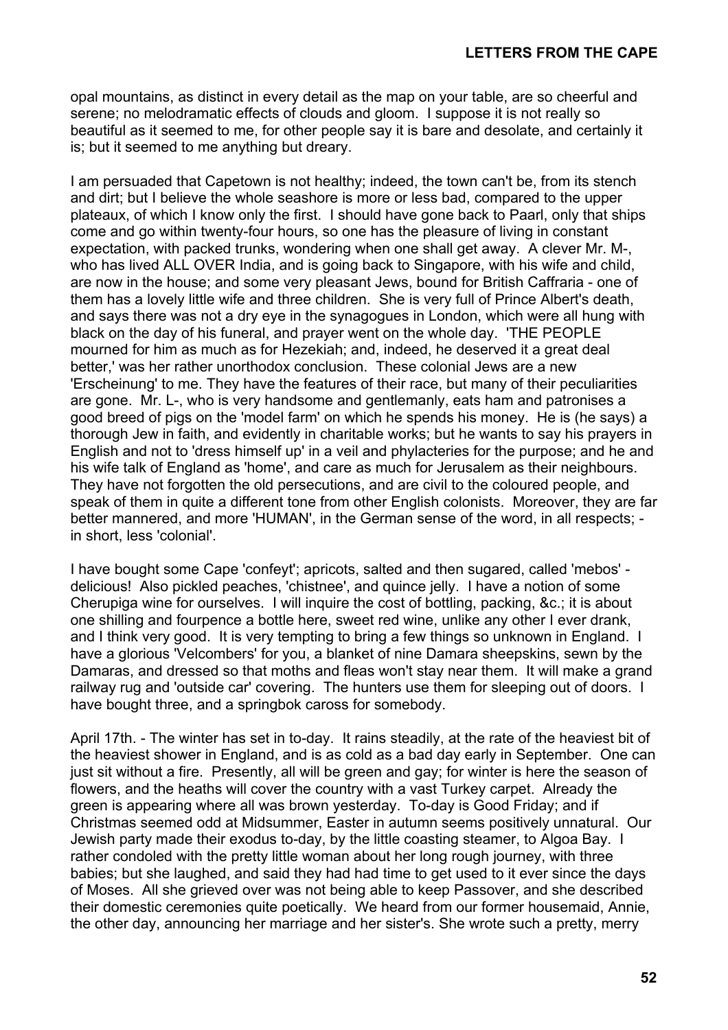opal mountains, as distinct in every detail as the map on your table, are so cheerful and serene; no melodramatic effects of clouds and gloom. I suppose it is not really so beautiful as it seemed to me, for other people say it is bare and desolate, and certainly it is; but it seemed to me anything but dreary.

I am persuaded that Capetown is not healthy; indeed, the town can't be, from its stench and dirt; but I believe the whole seashore is more or less bad, compared to the upper plateaux, of which I know only the first. I should have gone back to Paarl, only that ships come and go within twenty-four hours, so one has the pleasure of living in constant expectation, with packed trunks, wondering when one shall get away. A clever Mr. M-, who has lived ALL OVER India, and is going back to Singapore, with his wife and child, are now in the house; and some very pleasant Jews, bound for British Caffraria - one of them has a lovely little wife and three children. She is very full of Prince Albert's death, and says there was not a dry eye in the synagogues in London, which were all hung with black on the day of his funeral, and prayer went on the whole day. 'THE PEOPLE mourned for him as much as for Hezekiah; and, indeed, he deserved it a great deal better,' was her rather unorthodox conclusion. These colonial Jews are a new 'Erscheinung' to me. They have the features of their race, but many of their peculiarities are gone. Mr. L-, who is very handsome and gentlemanly, eats ham and patronises a good breed of pigs on the 'model farm' on which he spends his money. He is (he says) a thorough Jew in faith, and evidently in charitable works; but he wants to say his prayers in English and not to 'dress himself up' in a veil and phylacteries for the purpose; and he and his wife talk of England as 'home', and care as much for Jerusalem as their neighbours. They have not forgotten the old persecutions, and are civil to the coloured people, and speak of them in quite a different tone from other English colonists. Moreover, they are far better mannered, and more 'HUMAN', in the German sense of the word, in all respects; - in short, less 'colonial'.

I have bought some Cape 'confeyt'; apricots, salted and then sugared, called 'mebos' - delicious! Also pickled peaches, 'chistnee', and quince jelly. I have a notion of some Cherupiga wine for ourselves. I will inquire the cost of bottling, packing, &c.; it is about one shilling and fourpence a bottle here, sweet red wine, unlike any other I ever drank, and I think very good. It is very tempting to bring a few things so unknown in England. I have a glorious 'Velcombers' for you, a blanket of nine Damara sheepskins, sewn by the Damaras, and dressed so that moths and fleas won't stay near them. It will make a grand railway rug and 'outside car' covering. The hunters use them for sleeping out of doors. I have bought three, and a springbok caross for somebody.

April 17th. - The winter has set in to-day. It rains steadily, at the rate of the heaviest bit of the heaviest shower in England, and is as cold as a bad day early in September. One can just sit without a fire. Presently, all will be green and gay; for winter is here the season of flowers, and the heaths will cover the country with a vast Turkey carpet. Already the green is appearing where all was brown yesterday. To-day is Good Friday; and if Christmas seemed odd at Midsummer, Easter in autumn seems positively unnatural. Our Jewish party made their exodus to-day, by the little coasting steamer, to Algoa Bay. I rather condoled with the pretty little woman about her long rough journey, with three babies; but she laughed, and said they had had time to get used to it ever since the days of Moses. All she grieved over was not being able to keep Passover, and she described their domestic ceremonies quite poetically. We heard from our former housemaid, Annie, the other day, announcing her marriage and her sister's. She wrote such a pretty, merry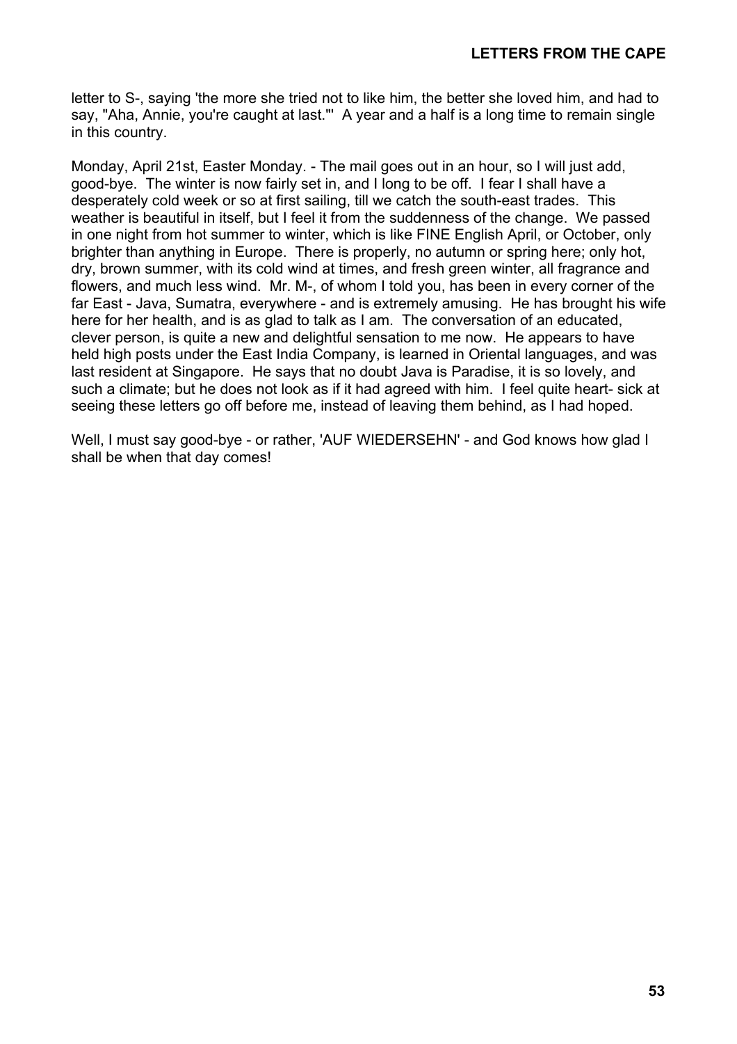letter to S-, saying 'the more she tried not to like him, the better she loved him, and had to say, "Aha, Annie, you're caught at last."' A year and a half is a long time to remain single in this country.

Monday, April 21st, Easter Monday. - The mail goes out in an hour, so I will just add, good-bye. The winter is now fairly set in, and I long to be off. I fear I shall have a desperately cold week or so at first sailing, till we catch the south-east trades. This weather is beautiful in itself, but I feel it from the suddenness of the change. We passed in one night from hot summer to winter, which is like FINE English April, or October, only brighter than anything in Europe. There is properly, no autumn or spring here; only hot, dry, brown summer, with its cold wind at times, and fresh green winter, all fragrance and flowers, and much less wind. Mr. M-, of whom I told you, has been in every corner of the far East - Java, Sumatra, everywhere - and is extremely amusing. He has brought his wife here for her health, and is as glad to talk as I am. The conversation of an educated, clever person, is quite a new and delightful sensation to me now. He appears to have held high posts under the East India Company, is learned in Oriental languages, and was last resident at Singapore. He says that no doubt Java is Paradise, it is so lovely, and such a climate; but he does not look as if it had agreed with him. I feel quite heart- sick at seeing these letters go off before me, instead of leaving them behind, as I had hoped.

Well, I must say good-bye - or rather, 'AUF WIEDERSEHN' - and God knows how glad I shall be when that day comes!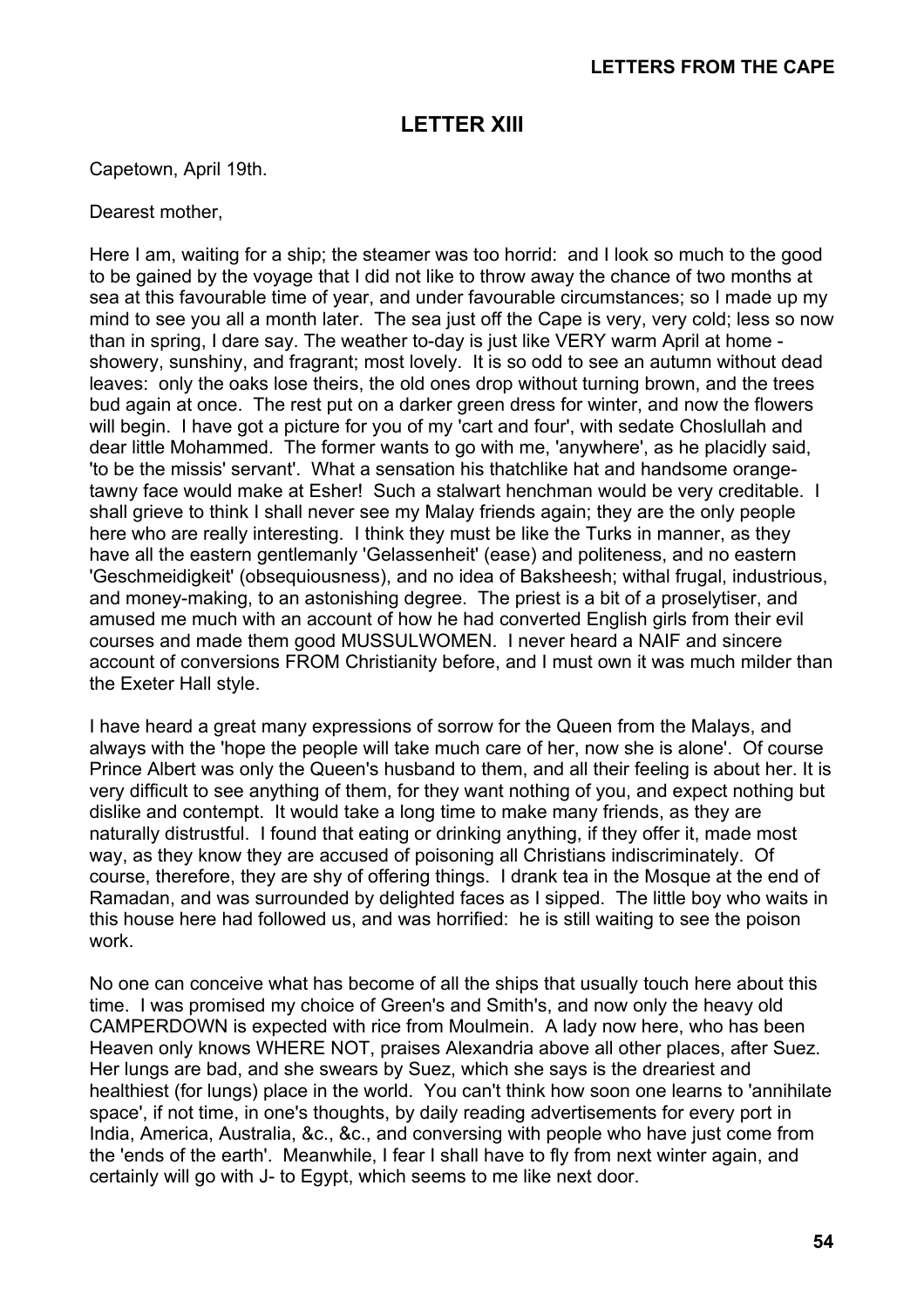## LETTER XIII

Capetown, April 19th.

Dearest mother,

Here I am, waiting for a ship; the steamer was too horrid: and I look so much to the good to be gained by the voyage that I did not like to throw away the chance of two months at sea at this favourable time of year, and under favourable circumstances; so I made up my mind to see you all a month later. The sea just off the Cape is very, very cold; less so now than in spring, I dare say. The weather to-day is just like VERY warm April at home - showery, sunshiny, and fragrant; most lovely. It is so odd to see an autumn without dead leaves: only the oaks lose theirs, the old ones drop without turning brown, and the trees bud again at once. The rest put on a darker green dress for winter, and now the flowers will begin. I have got a picture for you of my 'cart and four', with sedate Choslullah and dear little Mohammed. The former wants to go with me, 'anywhere', as he placidly said, 'to be the missis' servant'. What a sensation his thatchlike hat and handsome orange-tawny face would make at Esher! Such a stalwart henchman would be very creditable. I shall grieve to think I shall never see my Malay friends again; they are the only people here who are really interesting. I think they must be like the Turks in manner, as they have all the eastern gentlemanly 'Gelassenheit' (ease) and politeness, and no eastern 'Geschmeidigkeit' (obsequiousness), and no idea of Baksheesh; withal frugal, industrious, and money-making, to an astonishing degree. The priest is a bit of a proselytiser, and amused me much with an account of how he had converted English girls from their evil courses and made them good MUSSULWOMEN. I never heard a NAIF and sincere account of conversions FROM Christianity before, and I must own it was much milder than the Exeter Hall style.

I have heard a great many expressions of sorrow for the Queen from the Malays, and always with the 'hope the people will take much care of her, now she is alone'. Of course Prince Albert was only the Queen's husband to them, and all their feeling is about her. It is very difficult to see anything of them, for they want nothing of you, and expect nothing but dislike and contempt. It would take a long time to make many friends, as they are naturally distrustful. I found that eating or drinking anything, if they offer it, made most way, as they know they are accused of poisoning all Christians indiscriminately. Of course, therefore, they are shy of offering things. I drank tea in the Mosque at the end of Ramadan, and was surrounded by delighted faces as I sipped. The little boy who waits in this house here had followed us, and was horrified: he is still waiting to see the poison work.

No one can conceive what has become of all the ships that usually touch here about this time. I was promised my choice of Green's and Smith's, and now only the heavy old CAMPERDOWN is expected with rice from Moulmein. A lady now here, who has been Heaven only knows WHERE NOT, praises Alexandria above all other places, after Suez. Her lungs are bad, and she swears by Suez, which she says is the dreariest and healthiest (for lungs) place in the world. You can't think how soon one learns to 'annihilate space', if not time, in one's thoughts, by daily reading advertisements for every port in India, America, Australia, &c., &c., and conversing with people who have just come from the 'ends of the earth'. Meanwhile, I fear I shall have to fly from next winter again, and certainly will go with J- to Egypt, which seems to me like next door.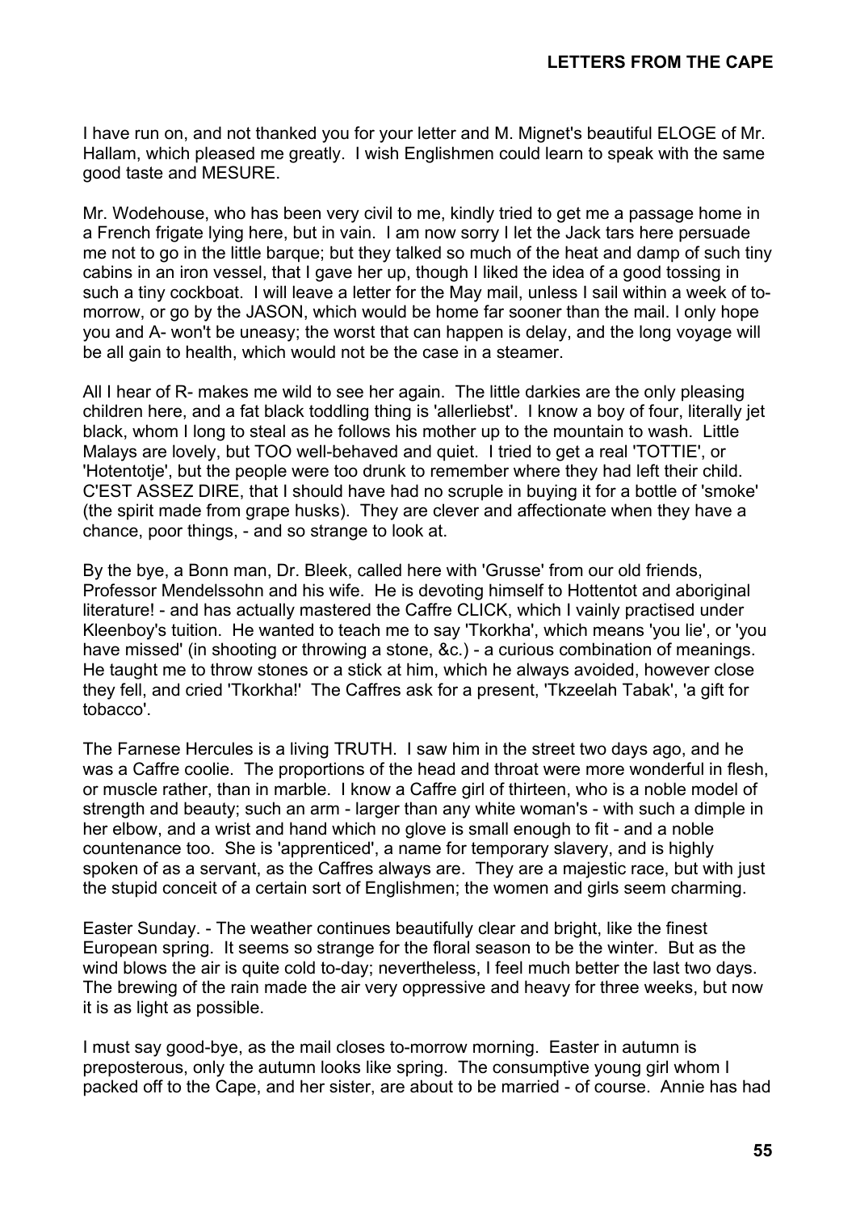I have run on, and not thanked you for your letter and M. Mignet's beautiful ELOGE of Mr. Hallam, which pleased me greatly. I wish Englishmen could learn to speak with the same good taste and MESURE.

Mr. Wodehouse, who has been very civil to me, kindly tried to get me a passage home in a French frigate lying here, but in vain. I am now sorry I let the Jack tars here persuade me not to go in the little barque; but they talked so much of the heat and damp of such tiny cabins in an iron vessel, that I gave her up, though I liked the idea of a good tossing in such a tiny cockboat. I will leave a letter for the May mail, unless I sail within a week of to-morrow, or go by the JASON, which would be home far sooner than the mail. I only hope you and A- won't be uneasy; the worst that can happen is delay, and the long voyage will be all gain to health, which would not be the case in a steamer.

All I hear of R- makes me wild to see her again. The little darkies are the only pleasing children here, and a fat black toddling thing is 'allerliebst'. I know a boy of four, literally jet black, whom I long to steal as he follows his mother up to the mountain to wash. Little Malays are lovely, but TOO well-behaved and quiet. I tried to get a real 'TOTTIE', or 'Hotentotje', but the people were too drunk to remember where they had left their child. C'EST ASSEZ DIRE, that I should have had no scruple in buying it for a bottle of 'smoke' (the spirit made from grape husks). They are clever and affectionate when they have a chance, poor things, - and so strange to look at.

By the bye, a Bonn man, Dr. Bleek, called here with 'Grusse' from our old friends, Professor Mendelssohn and his wife. He is devoting himself to Hottentot and aboriginal literature! - and has actually mastered the Caffre CLICK, which I vainly practised under Kleenboy's tuition. He wanted to teach me to say 'Tkorkha', which means 'you lie', or 'you have missed' (in shooting or throwing a stone, &c.) - a curious combination of meanings. He taught me to throw stones or a stick at him, which he always avoided, however close they fell, and cried 'Tkorkha!' The Caffres ask for a present, 'Tkzeelah Tabak', 'a gift for tobacco'.

The Farnese Hercules is a living TRUTH. I saw him in the street two days ago, and he was a Caffre coolie. The proportions of the head and throat were more wonderful in flesh, or muscle rather, than in marble. I know a Caffre girl of thirteen, who is a noble model of strength and beauty; such an arm - larger than any white woman's - with such a dimple in her elbow, and a wrist and hand which no glove is small enough to fit - and a noble countenance too. She is 'apprenticed', a name for temporary slavery, and is highly spoken of as a servant, as the Caffres always are. They are a majestic race, but with just the stupid conceit of a certain sort of Englishmen; the women and girls seem charming.

Easter Sunday. - The weather continues beautifully clear and bright, like the finest European spring. It seems so strange for the floral season to be the winter. But as the wind blows the air is quite cold to-day; nevertheless, I feel much better the last two days. The brewing of the rain made the air very oppressive and heavy for three weeks, but now it is as light as possible.

I must say good-bye, as the mail closes to-morrow morning. Easter in autumn is preposterous, only the autumn looks like spring. The consumptive young girl whom I packed off to the Cape, and her sister, are about to be married - of course. Annie has had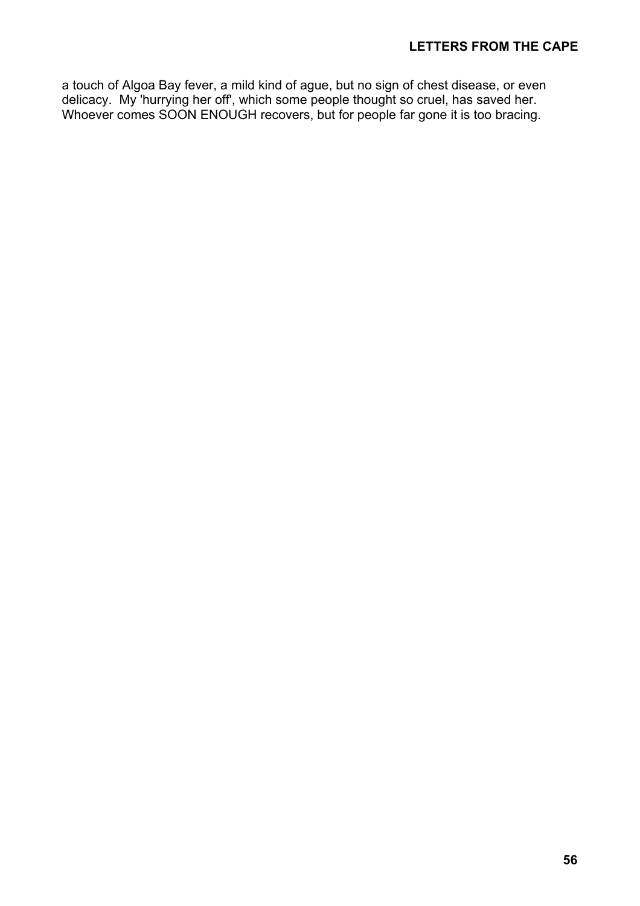a touch of Algoa Bay fever, a mild kind of ague, but no sign of chest disease, or even delicacy. My 'hurrying her off', which some people thought so cruel, has saved her. Whoever comes SOON ENOUGH recovers, but for people far gone it is too bracing.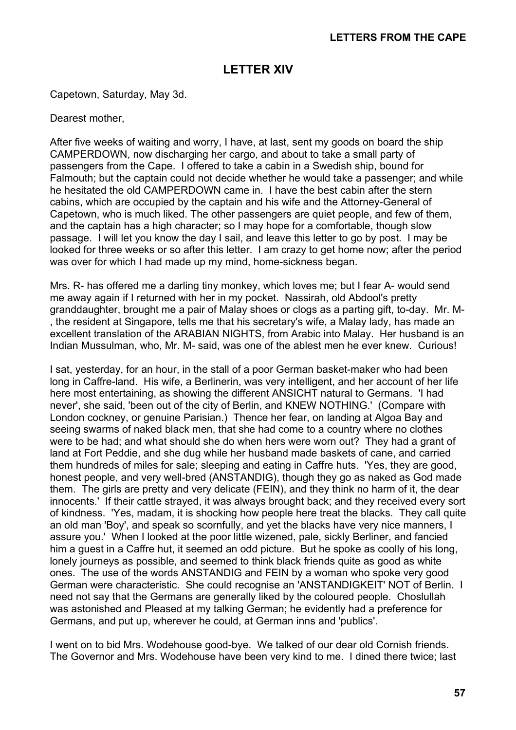## LETTER XIV

Capetown, Saturday, May 3d.

Dearest mother,

After five weeks of waiting and worry, I have, at last, sent my goods on board the ship CAMPERDOWN, now discharging her cargo, and about to take a small party of passengers from the Cape. I offered to take a cabin in a Swedish ship, bound for Falmouth; but the captain could not decide whether he would take a passenger; and while he hesitated the old CAMPERDOWN came in. I have the best cabin after the stern cabins, which are occupied by the captain and his wife and the Attorney-General of Capetown, who is much liked. The other passengers are quiet people, and few of them, and the captain has a high character; so I may hope for a comfortable, though slow passage. I will let you know the day I sail, and leave this letter to go by post. I may be looked for three weeks or so after this letter. I am crazy to get home now; after the period was over for which I had made up my mind, home-sickness began.

Mrs. R- has offered me a darling tiny monkey, which loves me; but I fear A- would send me away again if I returned with her in my pocket. Nassirah, old Abdool's pretty granddaughter, brought me a pair of Malay shoes or clogs as a parting gift, to-day. Mr. M-, the resident at Singapore, tells me that his secretary's wife, a Malay lady, has made an excellent translation of the ARABIAN NIGHTS, from Arabic into Malay. Her husband is an Indian Mussulman, who, Mr. M- said, was one of the ablest men he ever knew. Curious!

I sat, yesterday, for an hour, in the stall of a poor German basket-maker who had been long in Caffre-land. His wife, a Berlinerin, was very intelligent, and her account of her life here most entertaining, as showing the different ANSICHT natural to Germans. 'I had never', she said, 'been out of the city of Berlin, and KNEW NOTHING.' (Compare with London cockney, or genuine Parisian.) Thence her fear, on landing at Algoa Bay and seeing swarms of naked black men, that she had come to a country where no clothes were to be had; and what should she do when hers were worn out? They had a grant of land at Fort Peddie, and she dug while her husband made baskets of cane, and carried them hundreds of miles for sale; sleeping and eating in Caffre huts. 'Yes, they are good, honest people, and very well-bred (ANSTANDIG), though they go as naked as God made them. The girls are pretty and very delicate (FEIN), and they think no harm of it, the dear innocents.' If their cattle strayed, it was always brought back; and they received every sort of kindness. 'Yes, madam, it is shocking how people here treat the blacks. They call quite an old man 'Boy', and speak so scornfully, and yet the blacks have very nice manners, I assure you.' When I looked at the poor little wizened, pale, sickly Berliner, and fancied him a guest in a Caffre hut, it seemed an odd picture. But he spoke as coolly of his long, lonely journeys as possible, and seemed to think black friends quite as good as white ones. The use of the words ANSTANDIG and FEIN by a woman who spoke very good German were characteristic. She could recognise an 'ANSTANDIGKEIT' NOT of Berlin. I need not say that the Germans are generally liked by the coloured people. Choslullah was astonished and Pleased at my talking German; he evidently had a preference for Germans, and put up, wherever he could, at German inns and 'publics'.

I went on to bid Mrs. Wodehouse good-bye. We talked of our dear old Cornish friends. The Governor and Mrs. Wodehouse have been very kind to me. I dined there twice; last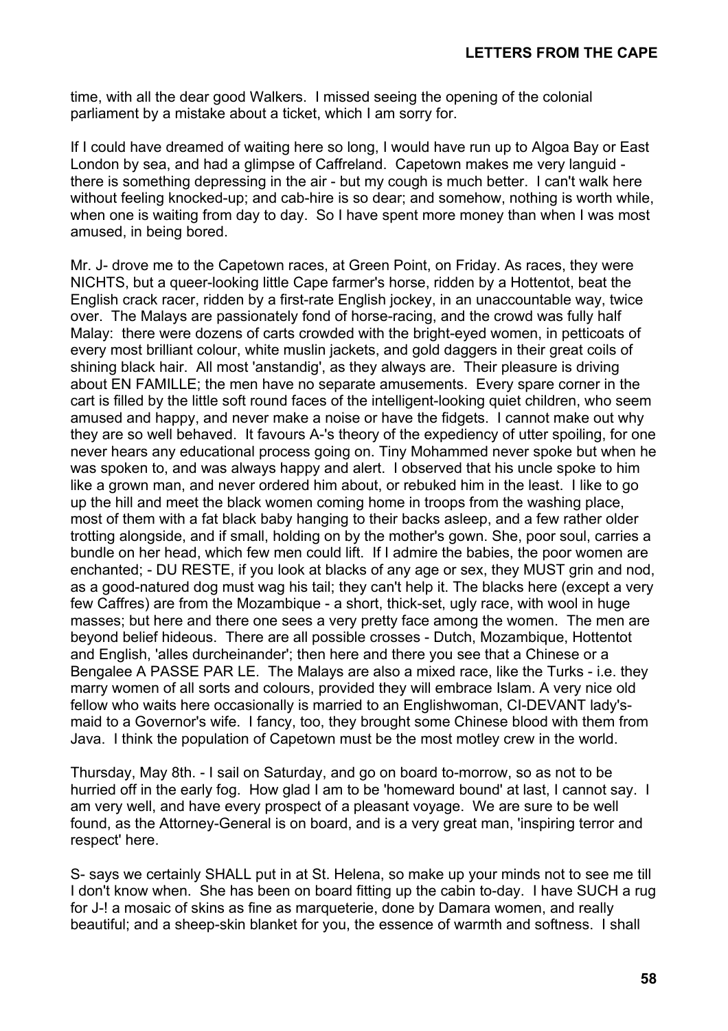time, with all the dear good Walkers. I missed seeing the opening of the colonial parliament by a mistake about a ticket, which I am sorry for.

If I could have dreamed of waiting here so long, I would have run up to Algoa Bay or East London by sea, and had a glimpse of Caffreland. Capetown makes me very languid - there is something depressing in the air - but my cough is much better. I can't walk here without feeling knocked-up; and cab-hire is so dear; and somehow, nothing is worth while, when one is waiting from day to day. So I have spent more money than when I was most amused, in being bored.

Mr. J- drove me to the Capetown races, at Green Point, on Friday. As races, they were NICHTS, but a queer-looking little Cape farmer's horse, ridden by a Hottentot, beat the English crack racer, ridden by a first-rate English jockey, in an unaccountable way, twice over. The Malays are passionately fond of horse-racing, and the crowd was fully half Malay: there were dozens of carts crowded with the bright-eyed women, in petticoats of every most brilliant colour, white muslin jackets, and gold daggers in their great coils of shining black hair. All most 'anstandig', as they always are. Their pleasure is driving about EN FAMILLE; the men have no separate amusements. Every spare corner in the cart is filled by the little soft round faces of the intelligent-looking quiet children, who seem amused and happy, and never make a noise or have the fidgets. I cannot make out why they are so well behaved. It favours A-'s theory of the expediency of utter spoiling, for one never hears any educational process going on. Tiny Mohammed never spoke but when he was spoken to, and was always happy and alert. I observed that his uncle spoke to him like a grown man, and never ordered him about, or rebuked him in the least. I like to go up the hill and meet the black women coming home in troops from the washing place, most of them with a fat black baby hanging to their backs asleep, and a few rather older trotting alongside, and if small, holding on by the mother's gown. She, poor soul, carries a bundle on her head, which few men could lift. If I admire the babies, the poor women are enchanted; - DU RESTE, if you look at blacks of any age or sex, they MUST grin and nod, as a good-natured dog must wag his tail; they can't help it. The blacks here (except a very few Caffres) are from the Mozambique - a short, thick-set, ugly race, with wool in huge masses; but here and there one sees a very pretty face among the women. The men are beyond belief hideous. There are all possible crosses - Dutch, Mozambique, Hottentot and English, 'alles durcheinander'; then here and there you see that a Chinese or a Bengalee A PASSE PAR LE. The Malays are also a mixed race, like the Turks - i.e. they marry women of all sorts and colours, provided they will embrace Islam. A very nice old fellow who waits here occasionally is married to an Englishwoman, CI-DEVANT lady's-maid to a Governor's wife. I fancy, too, they brought some Chinese blood with them from Java. I think the population of Capetown must be the most motley crew in the world.

Thursday, May 8th. - I sail on Saturday, and go on board to-morrow, so as not to be hurried off in the early fog. How glad I am to be 'homeward bound' at last, I cannot say. I am very well, and have every prospect of a pleasant voyage. We are sure to be well found, as the Attorney-General is on board, and is a very great man, 'inspiring terror and respect' here.

S- says we certainly SHALL put in at St. Helena, so make up your minds not to see me till I don't know when. She has been on board fitting up the cabin to-day. I have SUCH a rug for J-! a mosaic of skins as fine as marqueterie, done by Damara women, and really beautiful; and a sheep-skin blanket for you, the essence of warmth and softness. I shall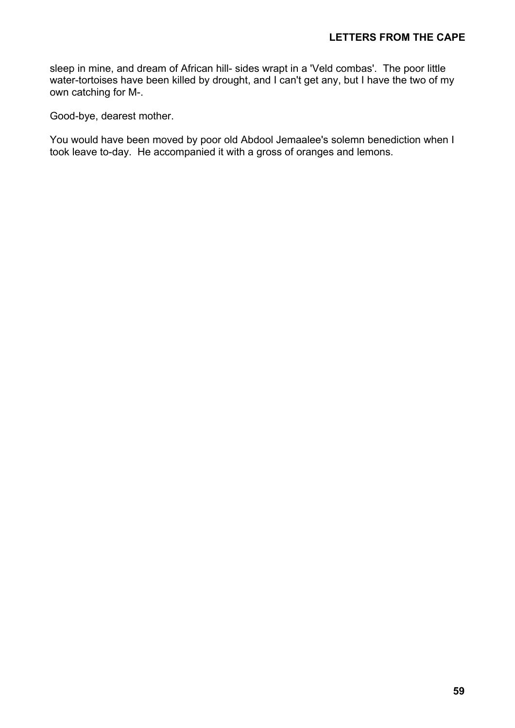sleep in mine, and dream of African hill- sides wrapt in a 'Veld combas'. The poor little water-tortoises have been killed by drought, and I can't get any, but I have the two of my own catching for M-.

Good-bye, dearest mother.

You would have been moved by poor old Abdool Jemaalee's solemn benediction when I took leave to-day. He accompanied it with a gross of oranges and lemons.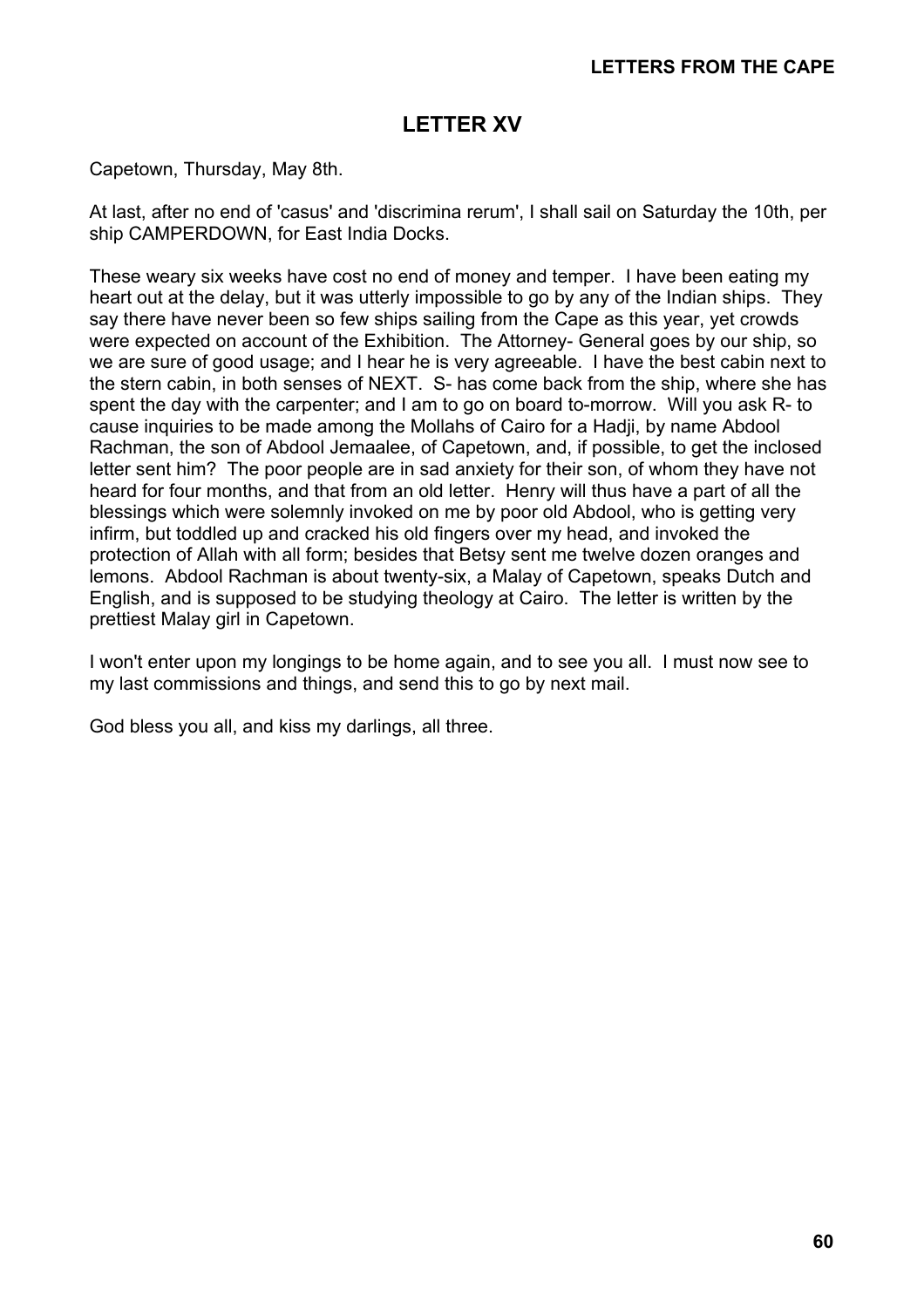## LETTER XV

Capetown, Thursday, May 8th.

At last, after no end of 'casus' and 'discrimina rerum', I shall sail on Saturday the 10th, per ship CAMPERDOWN, for East India Docks.

These weary six weeks have cost no end of money and temper. I have been eating my heart out at the delay, but it was utterly impossible to go by any of the Indian ships. They say there have never been so few ships sailing from the Cape as this year, yet crowds were expected on account of the Exhibition. The Attorney- General goes by our ship, so we are sure of good usage; and I hear he is very agreeable. I have the best cabin next to the stern cabin, in both senses of NEXT. S- has come back from the ship, where she has spent the day with the carpenter; and I am to go on board to-morrow. Will you ask R- to cause inquiries to be made among the Mollahs of Cairo for a Hadji, by name Abdool Rachman, the son of Abdool Jemaalee, of Capetown, and, if possible, to get the inclosed letter sent him? The poor people are in sad anxiety for their son, of whom they have not heard for four months, and that from an old letter. Henry will thus have a part of all the blessings which were solemnly invoked on me by poor old Abdool, who is getting very infirm, but toddled up and cracked his old fingers over my head, and invoked the protection of Allah with all form; besides that Betsy sent me twelve dozen oranges and lemons. Abdool Rachman is about twenty-six, a Malay of Capetown, speaks Dutch and English, and is supposed to be studying theology at Cairo. The letter is written by the prettiest Malay girl in Capetown.

I won't enter upon my longings to be home again, and to see you all. I must now see to my last commissions and things, and send this to go by next mail.

God bless you all, and kiss my darlings, all three.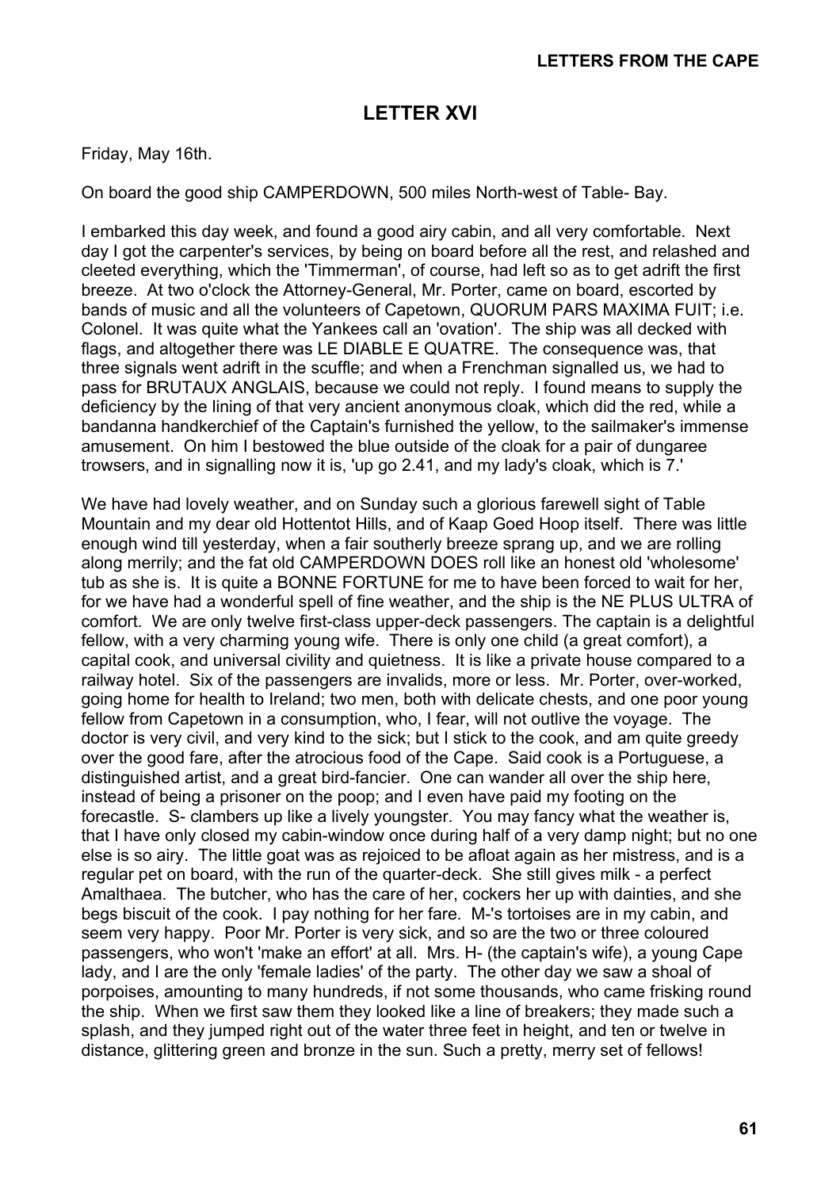## LETTER XVI

Friday, May 16th.

On board the good ship CAMPERDOWN, 500 miles North-west of Table- Bay.

I embarked this day week, and found a good airy cabin, and all very comfortable. Next day I got the carpenter's services, by being on board before all the rest, and relashed and cleeted everything, which the 'Timmerman', of course, had left so as to get adrift the first breeze. At two o'clock the Attorney-General, Mr. Porter, came on board, escorted by bands of music and all the volunteers of Capetown, QUORUM PARS MAXIMA FUIT; i.e. Colonel. It was quite what the Yankees call an 'ovation'. The ship was all decked with flags, and altogether there was LE DIABLE E QUATRE. The consequence was, that three signals went adrift in the scuffle; and when a Frenchman signalled us, we had to pass for BRUTAUX ANGLAIS, because we could not reply. I found means to supply the deficiency by the lining of that very ancient anonymous cloak, which did the red, while a bandanna handkerchief of the Captain's furnished the yellow, to the sailmaker's immense amusement. On him I bestowed the blue outside of the cloak for a pair of dungaree trowsers, and in signalling now it is, 'up go 2.41, and my lady's cloak, which is 7.'

We have had lovely weather, and on Sunday such a glorious farewell sight of Table Mountain and my dear old Hottentot Hills, and of Kaap Goed Hoop itself. There was little enough wind till yesterday, when a fair southerly breeze sprang up, and we are rolling along merrily; and the fat old CAMPERDOWN DOES roll like an honest old 'wholesome' tub as she is. It is quite a BONNE FORTUNE for me to have been forced to wait for her, for we have had a wonderful spell of fine weather, and the ship is the NE PLUS ULTRA of comfort. We are only twelve first-class upper-deck passengers. The captain is a delightful fellow, with a very charming young wife. There is only one child (a great comfort), a capital cook, and universal civility and quietness. It is like a private house compared to a railway hotel. Six of the passengers are invalids, more or less. Mr. Porter, over-worked, going home for health to Ireland; two men, both with delicate chests, and one poor young fellow from Capetown in a consumption, who, I fear, will not outlive the voyage. The doctor is very civil, and very kind to the sick; but I stick to the cook, and am quite greedy over the good fare, after the atrocious food of the Cape. Said cook is a Portuguese, a distinguished artist, and a great bird-fancier. One can wander all over the ship here, instead of being a prisoner on the poop; and I even have paid my footing on the forecastle. S- clambers up like a lively youngster. You may fancy what the weather is, that I have only closed my cabin-window once during half of a very damp night; but no one else is so airy. The little goat was as rejoiced to be afloat again as her mistress, and is a regular pet on board, with the run of the quarter-deck. She still gives milk - a perfect Amalthaea. The butcher, who has the care of her, cockers her up with dainties, and she begs biscuit of the cook. I pay nothing for her fare. M-'s tortoises are in my cabin, and seem very happy. Poor Mr. Porter is very sick, and so are the two or three coloured passengers, who won't 'make an effort' at all. Mrs. H- (the captain's wife), a young Cape lady, and I are the only 'female ladies' of the party. The other day we saw a shoal of porpoises, amounting to many hundreds, if not some thousands, who came frisking round the ship. When we first saw them they looked like a line of breakers; they made such a splash, and they jumped right out of the water three feet in height, and ten or twelve in distance, glittering green and bronze in the sun. Such a pretty, merry set of fellows!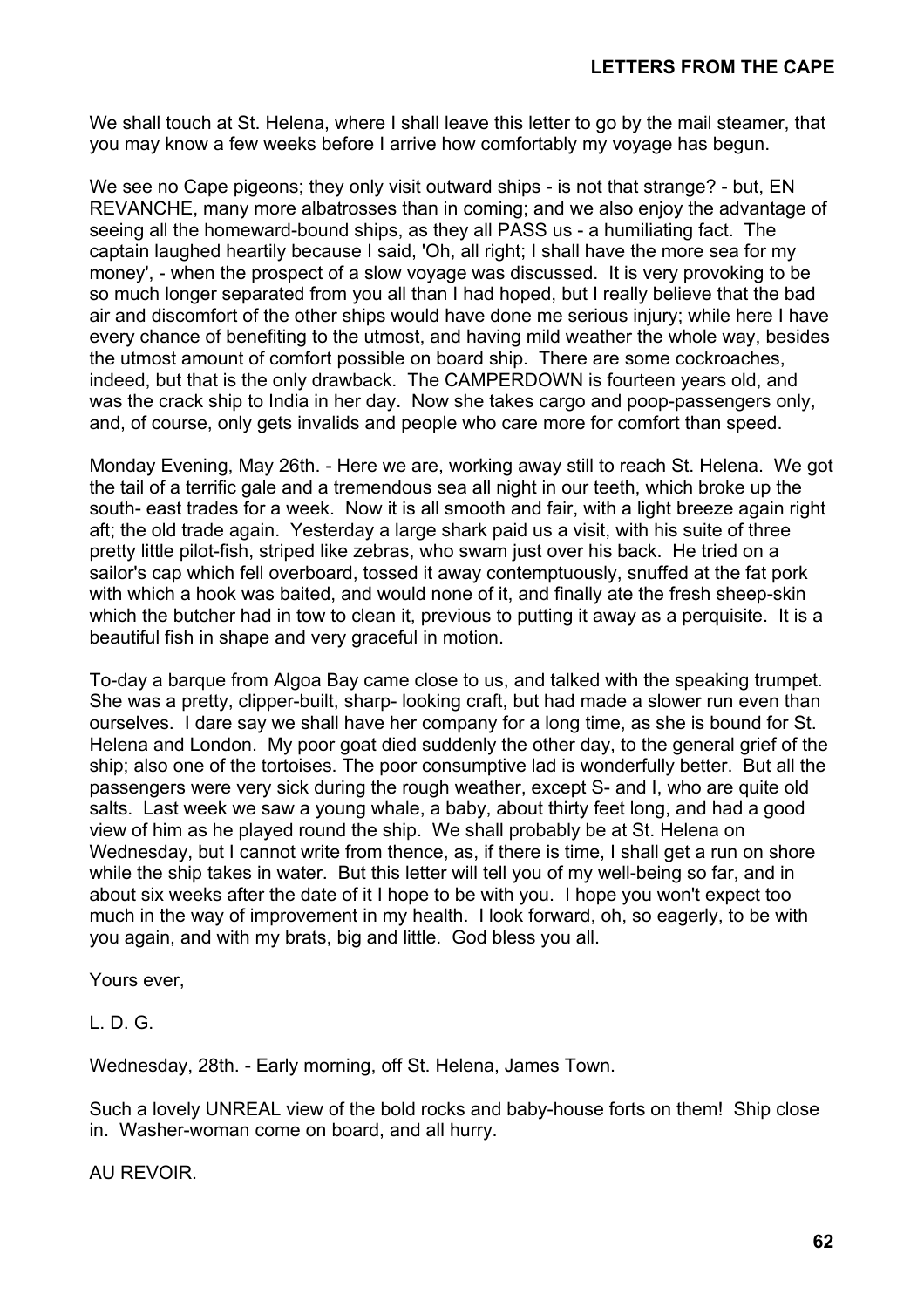We shall touch at St. Helena, where I shall leave this letter to go by the mail steamer, that you may know a few weeks before I arrive how comfortably my voyage has begun.

We see no Cape pigeons; they only visit outward ships - is not that strange? - but, EN REVANCHE, many more albatrosses than in coming; and we also enjoy the advantage of seeing all the homeward-bound ships, as they all PASS us - a humiliating fact. The captain laughed heartily because I said, 'Oh, all right; I shall have the more sea for my money', - when the prospect of a slow voyage was discussed. It is very provoking to be so much longer separated from you all than I had hoped, but I really believe that the bad air and discomfort of the other ships would have done me serious injury; while here I have every chance of benefiting to the utmost, and having mild weather the whole way, besides the utmost amount of comfort possible on board ship. There are some cockroaches, indeed, but that is the only drawback. The CAMPERDOWN is fourteen years old, and was the crack ship to India in her day. Now she takes cargo and poop-passengers only, and, of course, only gets invalids and people who care more for comfort than speed.

Monday Evening, May 26th. - Here we are, working away still to reach St. Helena. We got the tail of a terrific gale and a tremendous sea all night in our teeth, which broke up the south- east trades for a week. Now it is all smooth and fair, with a light breeze again right aft; the old trade again. Yesterday a large shark paid us a visit, with his suite of three pretty little pilot-fish, striped like zebras, who swam just over his back. He tried on a sailor's cap which fell overboard, tossed it away contemptuously, snuffed at the fat pork with which a hook was baited, and would none of it, and finally ate the fresh sheep-skin which the butcher had in tow to clean it, previous to putting it away as a perquisite. It is a beautiful fish in shape and very graceful in motion.

To-day a barque from Algoa Bay came close to us, and talked with the speaking trumpet. She was a pretty, clipper-built, sharp- looking craft, but had made a slower run even than ourselves. I dare say we shall have her company for a long time, as she is bound for St. Helena and London. My poor goat died suddenly the other day, to the general grief of the ship; also one of the tortoises. The poor consumptive lad is wonderfully better. But all the passengers were very sick during the rough weather, except S- and I, who are quite old salts. Last week we saw a young whale, a baby, about thirty feet long, and had a good view of him as he played round the ship. We shall probably be at St. Helena on Wednesday, but I cannot write from thence, as, if there is time, I shall get a run on shore while the ship takes in water. But this letter will tell you of my well-being so far, and in about six weeks after the date of it I hope to be with you. I hope you won't expect too much in the way of improvement in my health. I look forward, oh, so eagerly, to be with you again, and with my brats, big and little. God bless you all.

Yours ever,

L. D. G.

Wednesday, 28th. - Early morning, off St. Helena, James Town.

Such a lovely UNREAL view of the bold rocks and baby-house forts on them! Ship close in. Washer-woman come on board, and all hurry.

AU REVOIR.